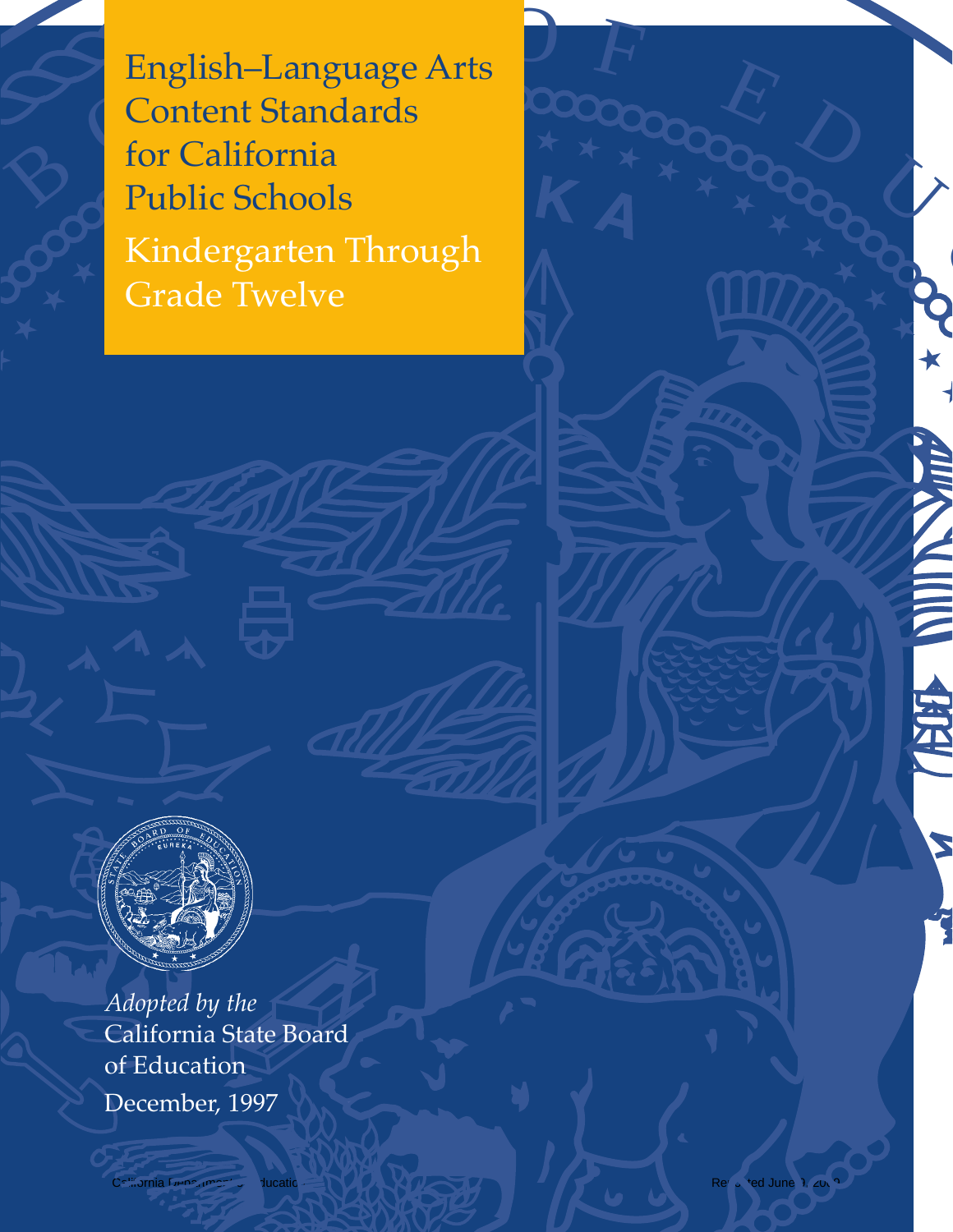# English–Language Arts Content Standards for California Public Schools

## Kindergarten Through Grade Twelve

*Adopted by the*
California State Board of Education
December, 1997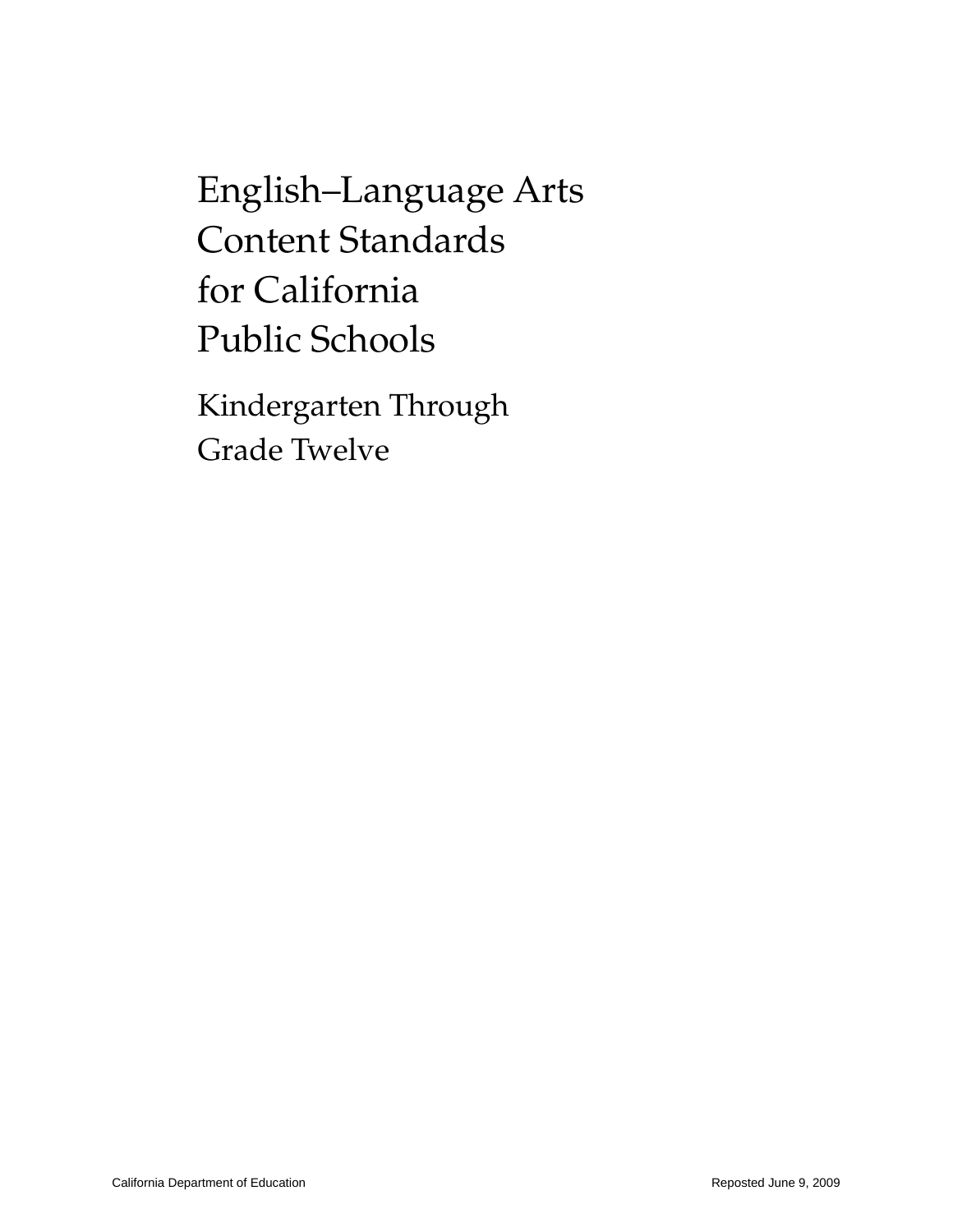# English–Language Arts Content Standards for California Public Schools

## Kindergarten Through Grade Twelve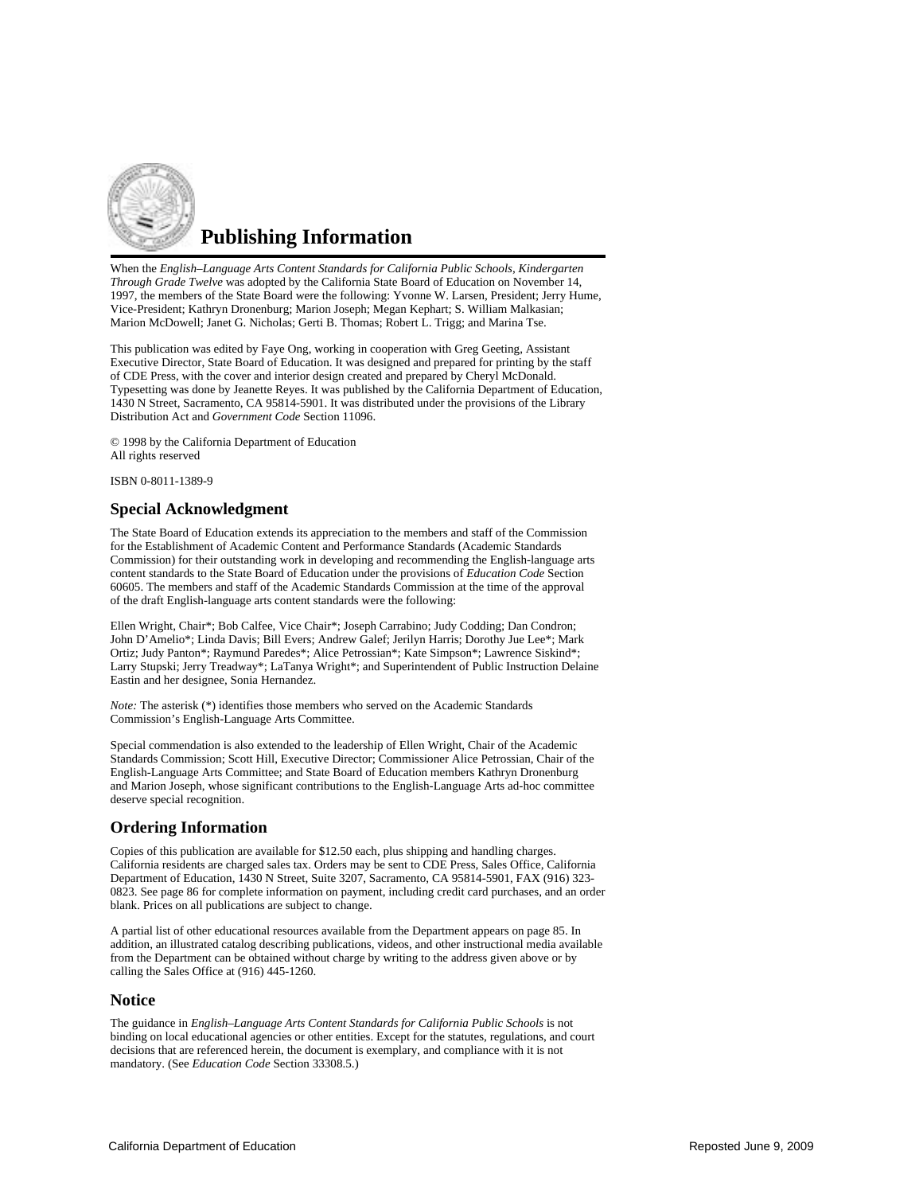# Publishing Information

When the *English–Language Arts Content Standards for California Public Schools, Kindergarten Through Grade Twelve* was adopted by the California State Board of Education on November 14, 1997, the members of the State Board were the following: Yvonne W. Larsen, President; Jerry Hume, Vice-President; Kathryn Dronenburg; Marion Joseph; Megan Kephart; S. William Malkasian; Marion McDowell; Janet G. Nicholas; Gerti B. Thomas; Robert L. Trigg; and Marina Tse.

This publication was edited by Faye Ong, working in cooperation with Greg Geeting, Assistant Executive Director, State Board of Education. It was designed and prepared for printing by the staff of CDE Press, with the cover and interior design created and prepared by Cheryl McDonald. Typesetting was done by Jeanette Reyes. It was published by the California Department of Education, 1430 N Street, Sacramento, CA 95814-5901. It was distributed under the provisions of the Library Distribution Act and *Government Code* Section 11096.

© 1998 by the California Department of Education
All rights reserved

ISBN 0-8011-1389-9

## Special Acknowledgment

The State Board of Education extends its appreciation to the members and staff of the Commission for the Establishment of Academic Content and Performance Standards (Academic Standards Commission) for their outstanding work in developing and recommending the English-language arts content standards to the State Board of Education under the provisions of *Education Code* Section 60605. The members and staff of the Academic Standards Commission at the time of the approval of the draft English-language arts content standards were the following:

Ellen Wright, Chair*; Bob Calfee, Vice Chair*; Joseph Carrabino; Judy Codding; Dan Condron; John D'Amelio*; Linda Davis; Bill Evers; Andrew Galef; Jerilyn Harris; Dorothy Jue Lee*; Mark Ortiz; Judy Panton*; Raymund Paredes*; Alice Petrossian*; Kate Simpson*; Lawrence Siskind*; Larry Stupski; Jerry Treadway*; LaTanya Wright*; and Superintendent of Public Instruction Delaine Eastin and her designee, Sonia Hernandez.

*Note:* The asterisk (*) identifies those members who served on the Academic Standards Commission's English-Language Arts Committee.

Special commendation is also extended to the leadership of Ellen Wright, Chair of the Academic Standards Commission; Scott Hill, Executive Director; Commissioner Alice Petrossian, Chair of the English-Language Arts Committee; and State Board of Education members Kathryn Dronenburg and Marion Joseph, whose significant contributions to the English-Language Arts ad-hoc committee deserve special recognition.

## Ordering Information

Copies of this publication are available for $12.50 each, plus shipping and handling charges. California residents are charged sales tax. Orders may be sent to CDE Press, Sales Office, California Department of Education, 1430 N Street, Suite 3207, Sacramento, CA 95814-5901, FAX (916) 323-0823. See page 86 for complete information on payment, including credit card purchases, and an order blank. Prices on all publications are subject to change.

A partial list of other educational resources available from the Department appears on page 85. In addition, an illustrated catalog describing publications, videos, and other instructional media available from the Department can be obtained without charge by writing to the address given above or by calling the Sales Office at (916) 445-1260.

## Notice

The guidance in *English–Language Arts Content Standards for California Public Schools* is not binding on local educational agencies or other entities. Except for the statutes, regulations, and court decisions that are referenced herein, the document is exemplary, and compliance with it is not mandatory. (See *Education Code* Section 33308.5.)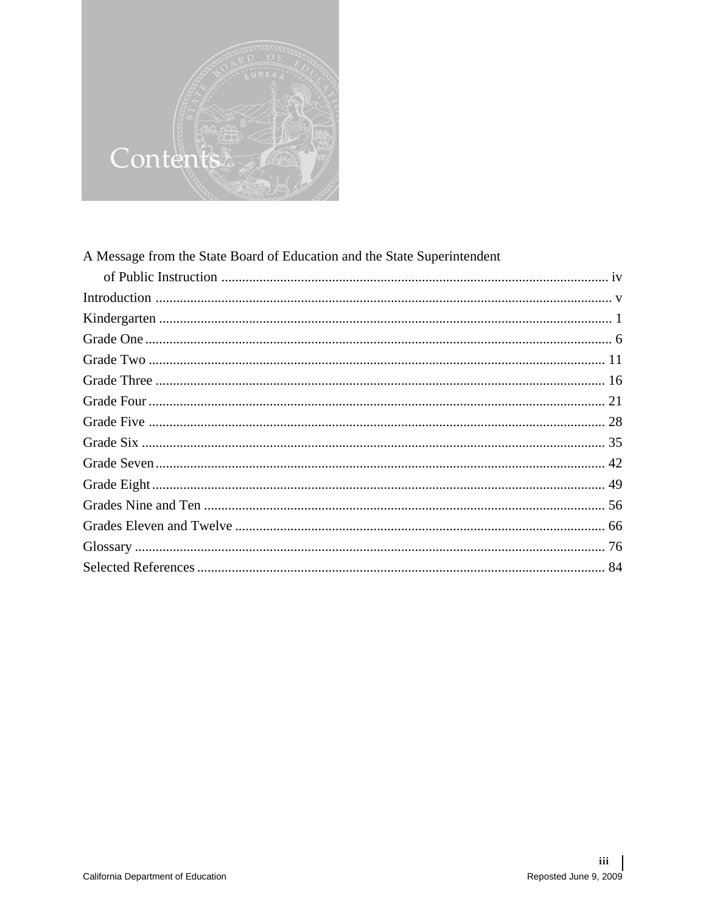# Contents

| | |
|---|---|
| A Message from the State Board of Education and the State Superintendent of Public Instruction | iv |
| Introduction | v |
| Kindergarten | 1 |
| Grade One | 6 |
| Grade Two | 11 |
| Grade Three | 16 |
| Grade Four | 21 |
| Grade Five | 28 |
| Grade Six | 35 |
| Grade Seven | 42 |
| Grade Eight | 49 |
| Grades Nine and Ten | 56 |
| Grades Eleven and Twelve | 66 |
| Glossary | 76 |
| Selected References | 84 |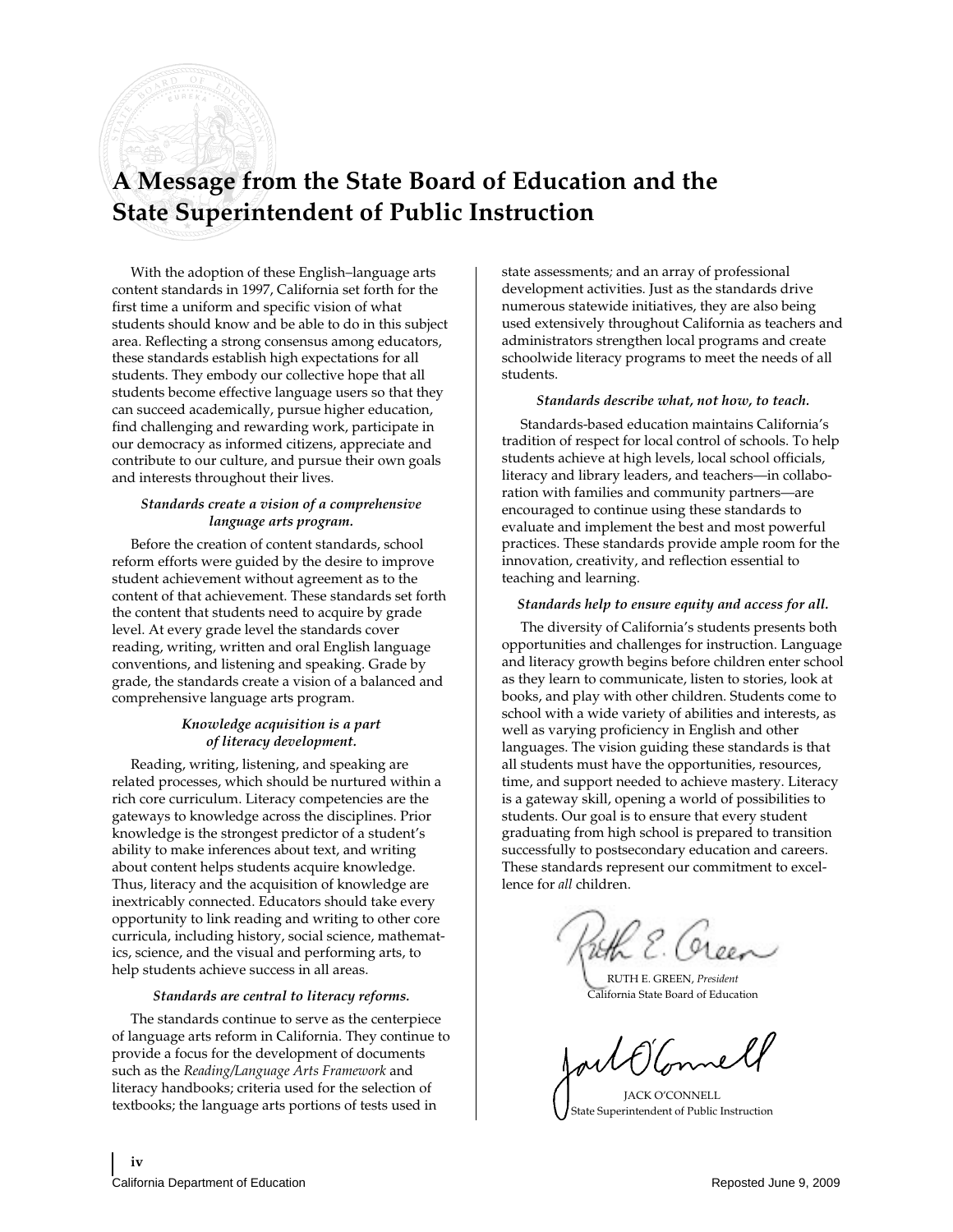# A Message from the State Board of Education and the State Superintendent of Public Instruction

With the adoption of these English–language arts content standards in 1997, California set forth for the first time a uniform and specific vision of what students should know and be able to do in this subject area. Reflecting a strong consensus among educators, these standards establish high expectations for all students. They embody our collective hope that all students become effective language users so that they can succeed academically, pursue higher education, find challenging and rewarding work, participate in our democracy as informed citizens, appreciate and contribute to our culture, and pursue their own goals and interests throughout their lives.

***Standards create a vision of a comprehensive language arts program.***

Before the creation of content standards, school reform efforts were guided by the desire to improve student achievement without agreement as to the content of that achievement. These standards set forth the content that students need to acquire by grade level. At every grade level the standards cover reading, writing, written and oral English language conventions, and listening and speaking. Grade by grade, the standards create a vision of a balanced and comprehensive language arts program.

***Knowledge acquisition is a part of literacy development.***

Reading, writing, listening, and speaking are related processes, which should be nurtured within a rich core curriculum. Literacy competencies are the gateways to knowledge across the disciplines. Prior knowledge is the strongest predictor of a student's ability to make inferences about text, and writing about content helps students acquire knowledge. Thus, literacy and the acquisition of knowledge are inextricably connected. Educators should take every opportunity to link reading and writing to other core curricula, including history, social science, mathematics, science, and the visual and performing arts, to help students achieve success in all areas.

***Standards are central to literacy reforms.***

The standards continue to serve as the centerpiece of language arts reform in California. They continue to provide a focus for the development of documents such as the *Reading/Language Arts Framework* and literacy handbooks; criteria used for the selection of textbooks; the language arts portions of tests used in state assessments; and an array of professional development activities. Just as the standards drive numerous statewide initiatives, they are also being used extensively throughout California as teachers and administrators strengthen local programs and create schoolwide literacy programs to meet the needs of all students.

***Standards describe what, not how, to teach.***

Standards-based education maintains California's tradition of respect for local control of schools. To help students achieve at high levels, local school officials, literacy and library leaders, and teachers—in collaboration with families and community partners—are encouraged to continue using these standards to evaluate and implement the best and most powerful practices. These standards provide ample room for the innovation, creativity, and reflection essential to teaching and learning.

***Standards help to ensure equity and access for all.***

The diversity of California's students presents both opportunities and challenges for instruction. Language and literacy growth begins before children enter school as they learn to communicate, listen to stories, look at books, and play with other children. Students come to school with a wide variety of abilities and interests, as well as varying proficiency in English and other languages. The vision guiding these standards is that all students must have the opportunities, resources, time, and support needed to achieve mastery. Literacy is a gateway skill, opening a world of possibilities to students. Our goal is to ensure that every student graduating from high school is prepared to transition successfully to postsecondary education and careers. These standards represent our commitment to excellence for *all* children.

RUTH E. GREEN, *President*
California State Board of Education

JACK O'CONNELL
State Superintendent of Public Instruction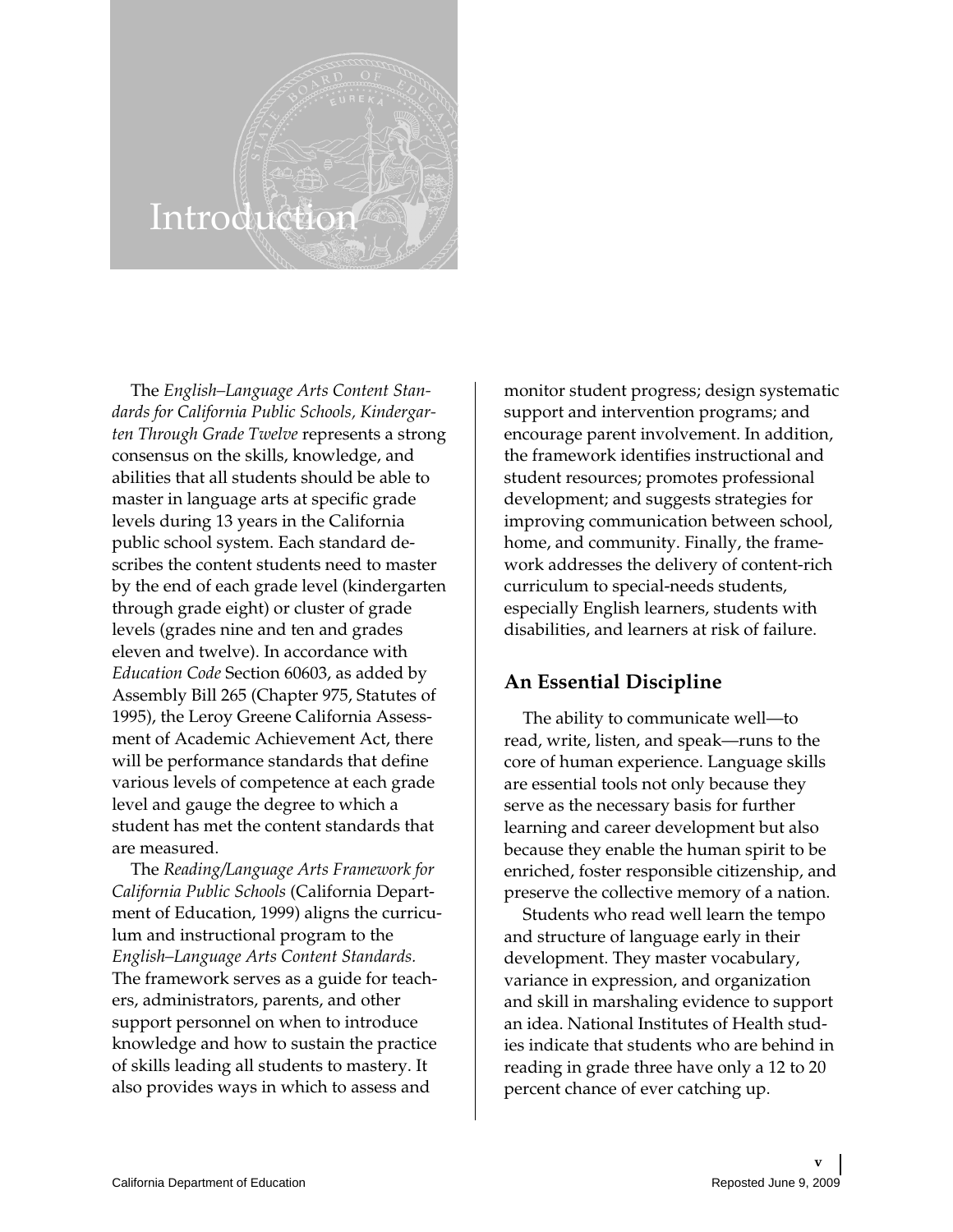# Introduction

The *English–Language Arts Content Standards for California Public Schools, Kindergarten Through Grade Twelve* represents a strong consensus on the skills, knowledge, and abilities that all students should be able to master in language arts at specific grade levels during 13 years in the California public school system. Each standard describes the content students need to master by the end of each grade level (kindergarten through grade eight) or cluster of grade levels (grades nine and ten and grades eleven and twelve). In accordance with *Education Code* Section 60603, as added by Assembly Bill 265 (Chapter 975, Statutes of 1995), the Leroy Greene California Assessment of Academic Achievement Act, there will be performance standards that define various levels of competence at each grade level and gauge the degree to which a student has met the content standards that are measured.

The *Reading/Language Arts Framework for California Public Schools* (California Department of Education, 1999) aligns the curriculum and instructional program to the *English–Language Arts Content Standards.* The framework serves as a guide for teachers, administrators, parents, and other support personnel on when to introduce knowledge and how to sustain the practice of skills leading all students to mastery. It also provides ways in which to assess and monitor student progress; design systematic support and intervention programs; and encourage parent involvement. In addition, the framework identifies instructional and student resources; promotes professional development; and suggests strategies for improving communication between school, home, and community. Finally, the framework addresses the delivery of content-rich curriculum to special-needs students, especially English learners, students with disabilities, and learners at risk of failure.

## An Essential Discipline

The ability to communicate well—to read, write, listen, and speak—runs to the core of human experience. Language skills are essential tools not only because they serve as the necessary basis for further learning and career development but also because they enable the human spirit to be enriched, foster responsible citizenship, and preserve the collective memory of a nation.

Students who read well learn the tempo and structure of language early in their development. They master vocabulary, variance in expression, and organization and skill in marshaling evidence to support an idea. National Institutes of Health studies indicate that students who are behind in reading in grade three have only a 12 to 20 percent chance of ever catching up.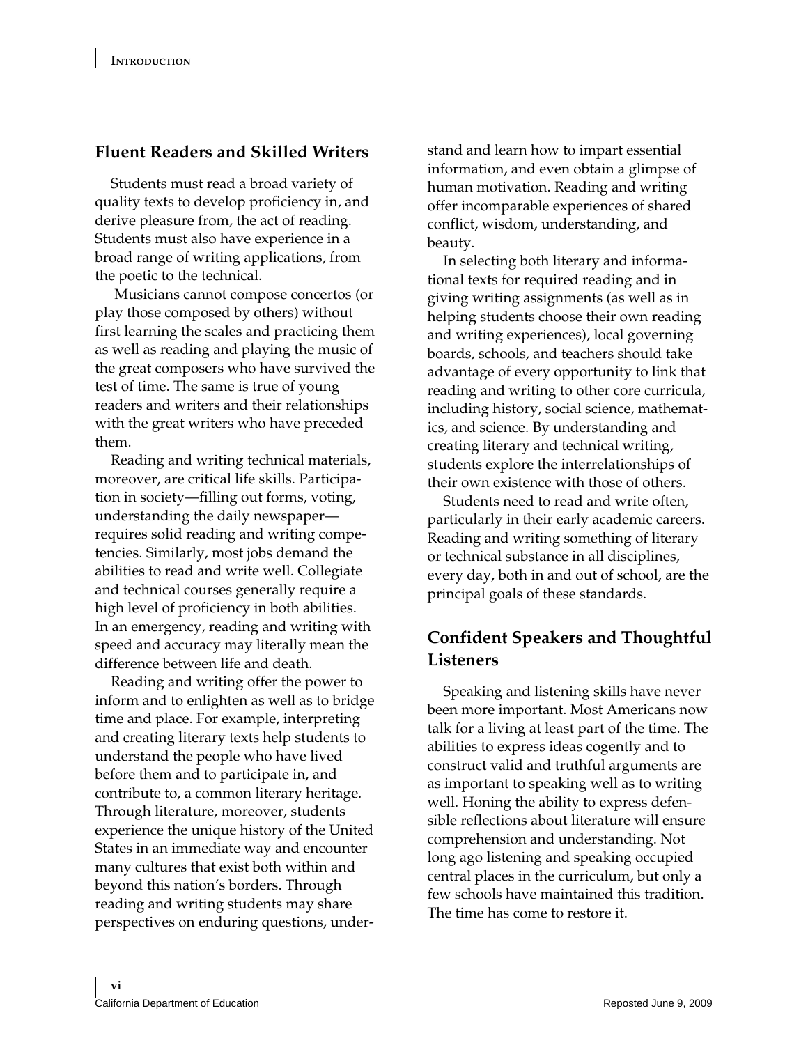## Fluent Readers and Skilled Writers

Students must read a broad variety of quality texts to develop proficiency in, and derive pleasure from, the act of reading. Students must also have experience in a broad range of writing applications, from the poetic to the technical.

Musicians cannot compose concertos (or play those composed by others) without first learning the scales and practicing them as well as reading and playing the music of the great composers who have survived the test of time. The same is true of young readers and writers and their relationships with the great writers who have preceded them.

Reading and writing technical materials, moreover, are critical life skills. Participation in society—filling out forms, voting, understanding the daily newspaper—requires solid reading and writing competencies. Similarly, most jobs demand the abilities to read and write well. Collegiate and technical courses generally require a high level of proficiency in both abilities. In an emergency, reading and writing with speed and accuracy may literally mean the difference between life and death.

Reading and writing offer the power to inform and to enlighten as well as to bridge time and place. For example, interpreting and creating literary texts help students to understand the people who have lived before them and to participate in, and contribute to, a common literary heritage. Through literature, moreover, students experience the unique history of the United States in an immediate way and encounter many cultures that exist both within and beyond this nation's borders. Through reading and writing students may share perspectives on enduring questions, understand and learn how to impart essential information, and even obtain a glimpse of human motivation. Reading and writing offer incomparable experiences of shared conflict, wisdom, understanding, and beauty.

In selecting both literary and informational texts for required reading and in giving writing assignments (as well as in helping students choose their own reading and writing experiences), local governing boards, schools, and teachers should take advantage of every opportunity to link that reading and writing to other core curricula, including history, social science, mathematics, and science. By understanding and creating literary and technical writing, students explore the interrelationships of their own existence with those of others.

Students need to read and write often, particularly in their early academic careers. Reading and writing something of literary or technical substance in all disciplines, every day, both in and out of school, are the principal goals of these standards.

## Confident Speakers and Thoughtful Listeners

Speaking and listening skills have never been more important. Most Americans now talk for a living at least part of the time. The abilities to express ideas cogently and to construct valid and truthful arguments are as important to speaking well as to writing well. Honing the ability to express defensible reflections about literature will ensure comprehension and understanding. Not long ago listening and speaking occupied central places in the curriculum, but only a few schools have maintained this tradition. The time has come to restore it.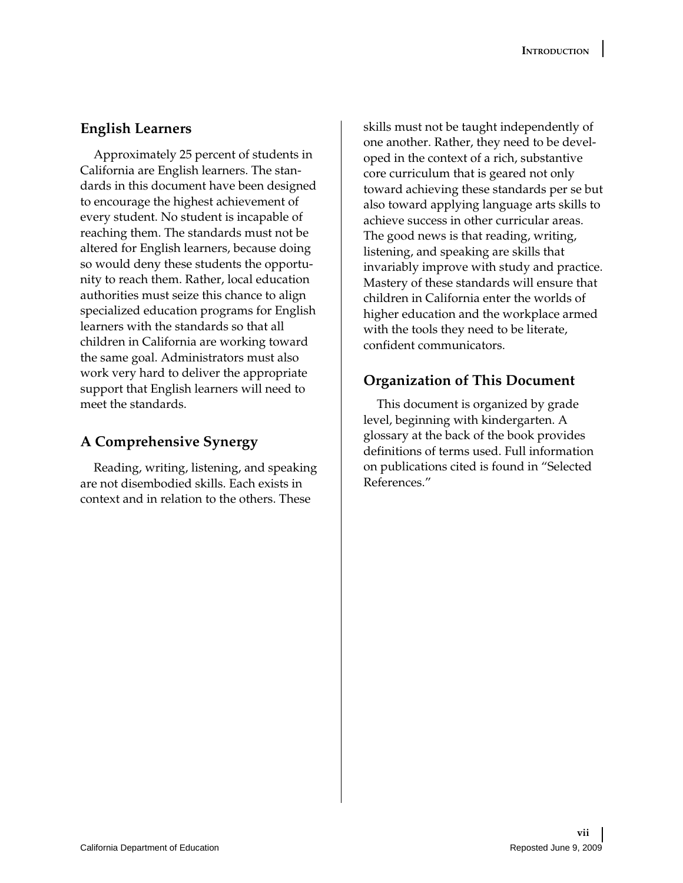## English Learners

Approximately 25 percent of students in California are English learners. The standards in this document have been designed to encourage the highest achievement of every student. No student is incapable of reaching them. The standards must not be altered for English learners, because doing so would deny these students the opportunity to reach them. Rather, local education authorities must seize this chance to align specialized education programs for English learners with the standards so that all children in California are working toward the same goal. Administrators must also work very hard to deliver the appropriate support that English learners will need to meet the standards.

## A Comprehensive Synergy

Reading, writing, listening, and speaking are not disembodied skills. Each exists in context and in relation to the others. These skills must not be taught independently of one another. Rather, they need to be developed in the context of a rich, substantive core curriculum that is geared not only toward achieving these standards per se but also toward applying language arts skills to achieve success in other curricular areas. The good news is that reading, writing, listening, and speaking are skills that invariably improve with study and practice. Mastery of these standards will ensure that children in California enter the worlds of higher education and the workplace armed with the tools they need to be literate, confident communicators.

## Organization of This Document

This document is organized by grade level, beginning with kindergarten. A glossary at the back of the book provides definitions of terms used. Full information on publications cited is found in "Selected References."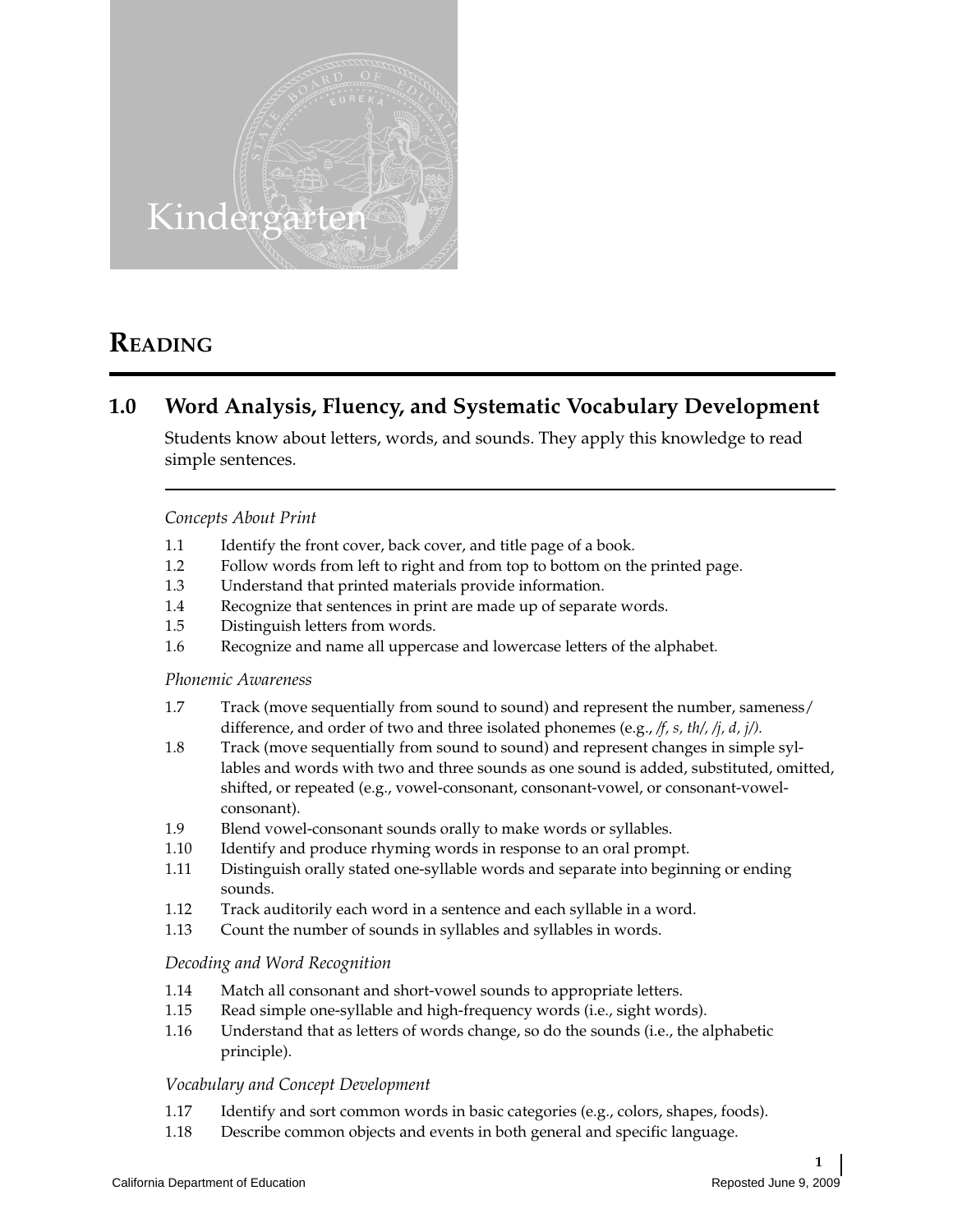# Kindergarten

## Reading

### 1.0 Word Analysis, Fluency, and Systematic Vocabulary Development

Students know about letters, words, and sounds. They apply this knowledge to read simple sentences.

*Concepts About Print*

1.1 Identify the front cover, back cover, and title page of a book.
1.2 Follow words from left to right and from top to bottom on the printed page.
1.3 Understand that printed materials provide information.
1.4 Recognize that sentences in print are made up of separate words.
1.5 Distinguish letters from words.
1.6 Recognize and name all uppercase and lowercase letters of the alphabet.

*Phonemic Awareness*

1.7 Track (move sequentially from sound to sound) and represent the number, sameness/difference, and order of two and three isolated phonemes (e.g., */f, s, th/, /j, d, j/).*
1.8 Track (move sequentially from sound to sound) and represent changes in simple syllables and words with two and three sounds as one sound is added, substituted, omitted, shifted, or repeated (e.g., vowel-consonant, consonant-vowel, or consonant-vowel-consonant).
1.9 Blend vowel-consonant sounds orally to make words or syllables.
1.10 Identify and produce rhyming words in response to an oral prompt.
1.11 Distinguish orally stated one-syllable words and separate into beginning or ending sounds.
1.12 Track auditorily each word in a sentence and each syllable in a word.
1.13 Count the number of sounds in syllables and syllables in words.

*Decoding and Word Recognition*

1.14 Match all consonant and short-vowel sounds to appropriate letters.
1.15 Read simple one-syllable and high-frequency words (i.e., sight words).
1.16 Understand that as letters of words change, so do the sounds (i.e., the alphabetic principle).

*Vocabulary and Concept Development*

1.17 Identify and sort common words in basic categories (e.g., colors, shapes, foods).
1.18 Describe common objects and events in both general and specific language.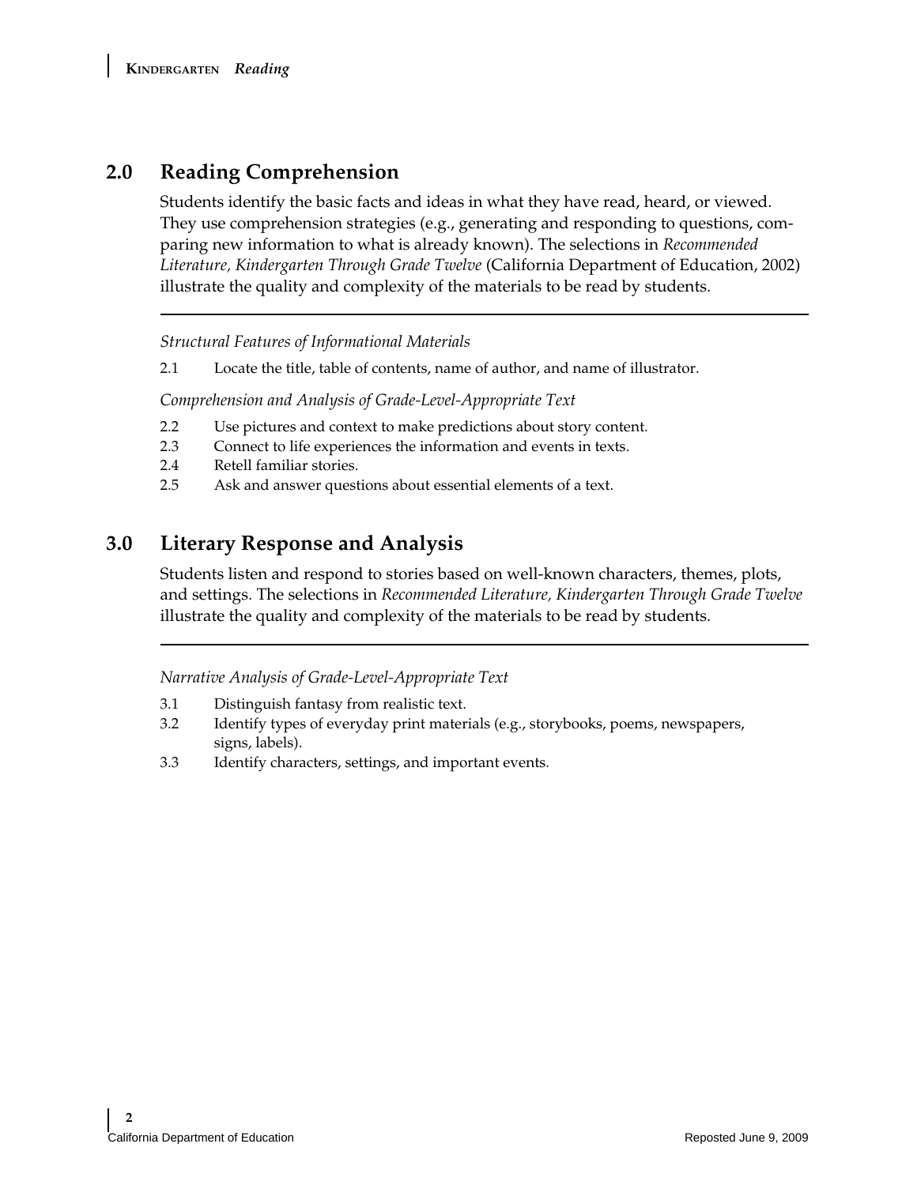## 2.0 Reading Comprehension

Students identify the basic facts and ideas in what they have read, heard, or viewed. They use comprehension strategies (e.g., generating and responding to questions, comparing new information to what is already known). The selections in *Recommended Literature, Kindergarten Through Grade Twelve* (California Department of Education, 2002) illustrate the quality and complexity of the materials to be read by students.

*Structural Features of Informational Materials*

2.1 Locate the title, table of contents, name of author, and name of illustrator.

*Comprehension and Analysis of Grade-Level-Appropriate Text*

2.2 Use pictures and context to make predictions about story content.
2.3 Connect to life experiences the information and events in texts.
2.4 Retell familiar stories.
2.5 Ask and answer questions about essential elements of a text.

## 3.0 Literary Response and Analysis

Students listen and respond to stories based on well-known characters, themes, plots, and settings. The selections in *Recommended Literature, Kindergarten Through Grade Twelve* illustrate the quality and complexity of the materials to be read by students.

*Narrative Analysis of Grade-Level-Appropriate Text*

3.1 Distinguish fantasy from realistic text.
3.2 Identify types of everyday print materials (e.g., storybooks, poems, newspapers, signs, labels).
3.3 Identify characters, settings, and important events.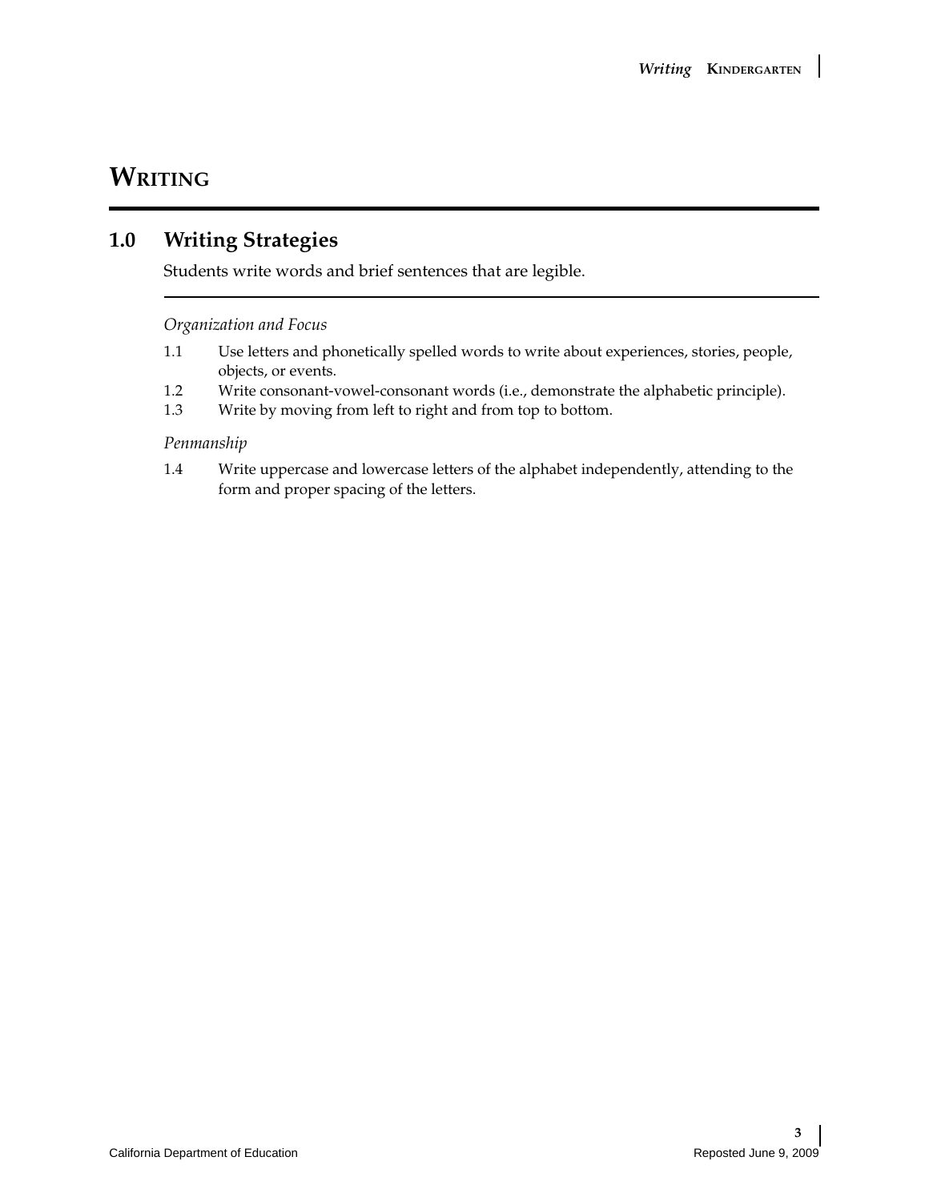# Writing

## 1.0 Writing Strategies

Students write words and brief sentences that are legible.

*Organization and Focus*

1.1 Use letters and phonetically spelled words to write about experiences, stories, people, objects, or events.

1.2 Write consonant-vowel-consonant words (i.e., demonstrate the alphabetic principle).

1.3 Write by moving from left to right and from top to bottom.

*Penmanship*

1.4 Write uppercase and lowercase letters of the alphabet independently, attending to the form and proper spacing of the letters.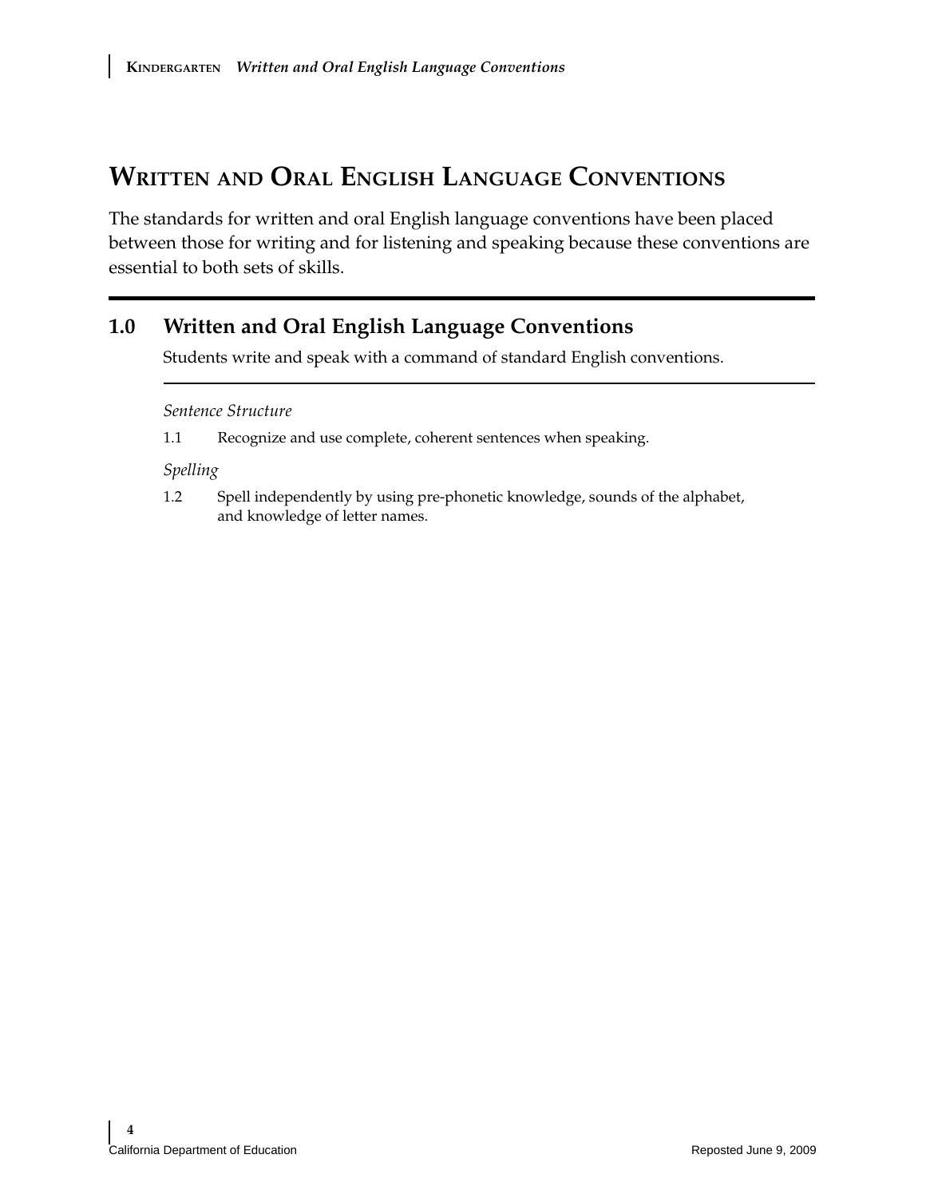# Written and Oral English Language Conventions

The standards for written and oral English language conventions have been placed between those for writing and for listening and speaking because these conventions are essential to both sets of skills.

## 1.0 Written and Oral English Language Conventions

Students write and speak with a command of standard English conventions.

*Sentence Structure*

1.1 Recognize and use complete, coherent sentences when speaking.

*Spelling*

1.2 Spell independently by using pre-phonetic knowledge, sounds of the alphabet, and knowledge of letter names.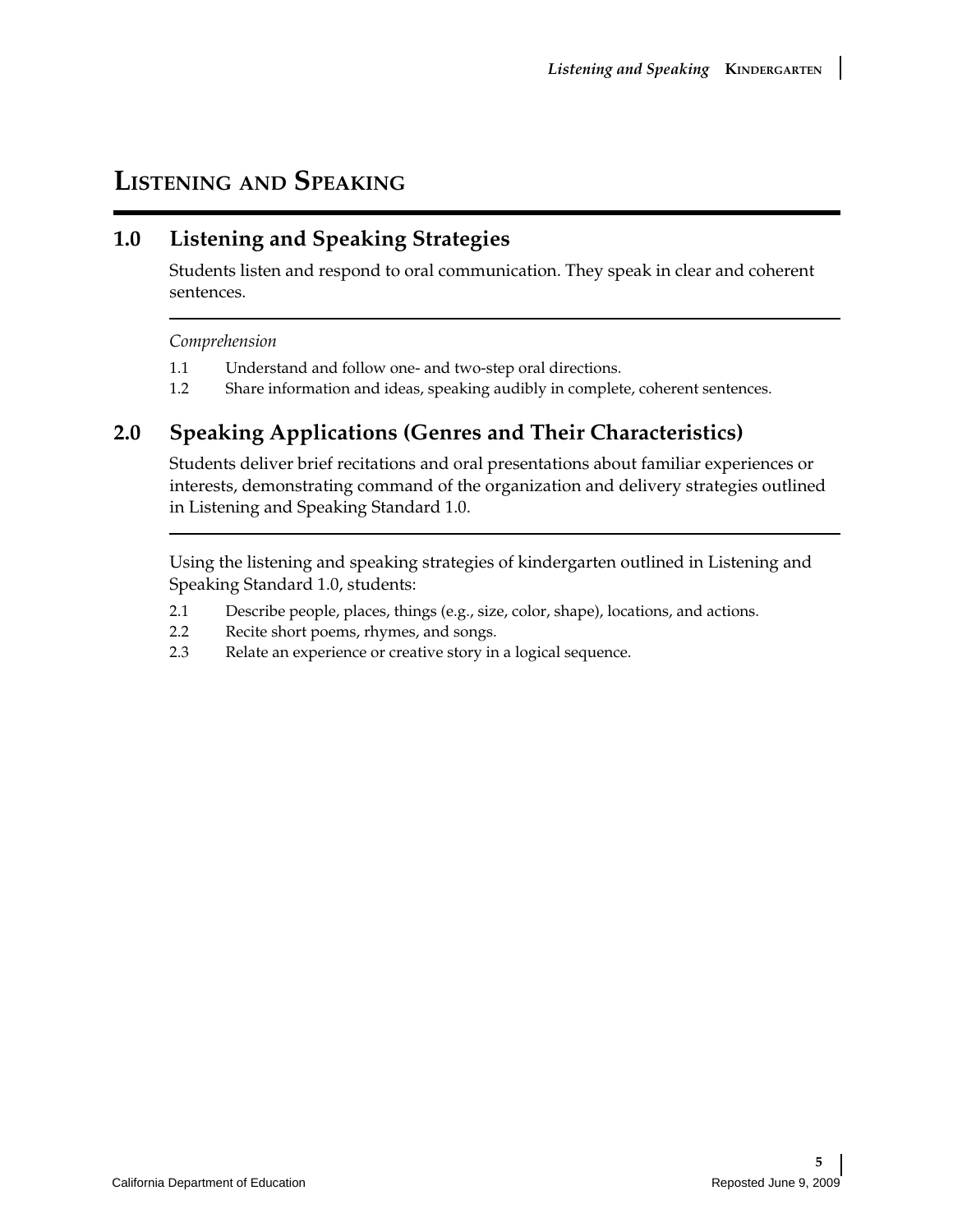# Listening and Speaking

## 1.0 Listening and Speaking Strategies

Students listen and respond to oral communication. They speak in clear and coherent sentences.

*Comprehension*

1.1 Understand and follow one- and two-step oral directions.

1.2 Share information and ideas, speaking audibly in complete, coherent sentences.

## 2.0 Speaking Applications (Genres and Their Characteristics)

Students deliver brief recitations and oral presentations about familiar experiences or interests, demonstrating command of the organization and delivery strategies outlined in Listening and Speaking Standard 1.0.

Using the listening and speaking strategies of kindergarten outlined in Listening and Speaking Standard 1.0, students:

2.1 Describe people, places, things (e.g., size, color, shape), locations, and actions.

2.2 Recite short poems, rhymes, and songs.

2.3 Relate an experience or creative story in a logical sequence.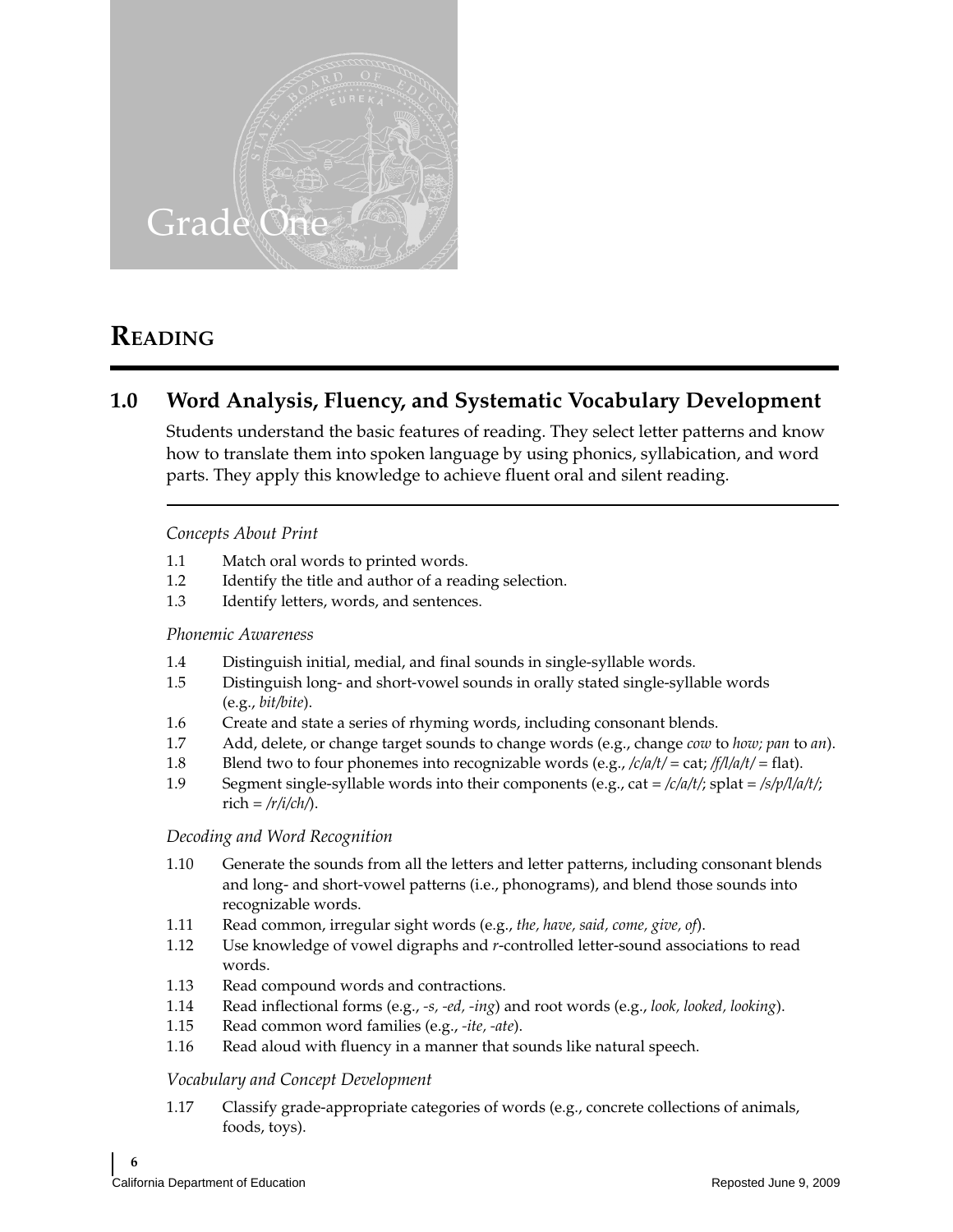# Grade One

## READING

### 1.0 Word Analysis, Fluency, and Systematic Vocabulary Development

Students understand the basic features of reading. They select letter patterns and know how to translate them into spoken language by using phonics, syllabication, and word parts. They apply this knowledge to achieve fluent oral and silent reading.

*Concepts About Print*

1.1 Match oral words to printed words.
1.2 Identify the title and author of a reading selection.
1.3 Identify letters, words, and sentences.

*Phonemic Awareness*

1.4 Distinguish initial, medial, and final sounds in single-syllable words.
1.5 Distinguish long- and short-vowel sounds in orally stated single-syllable words (e.g., *bit/bite*).
1.6 Create and state a series of rhyming words, including consonant blends.
1.7 Add, delete, or change target sounds to change words (e.g., change *cow* to *how; pan* to *an*).
1.8 Blend two to four phonemes into recognizable words (e.g., */c/a/t/* = cat; */f/l/a/t/* = flat).
1.9 Segment single-syllable words into their components (e.g., cat = */c/a/t/*; splat = */s/p/l/a/t/*; rich = */r/i/ch/*).

*Decoding and Word Recognition*

1.10 Generate the sounds from all the letters and letter patterns, including consonant blends and long- and short-vowel patterns (i.e., phonograms), and blend those sounds into recognizable words.
1.11 Read common, irregular sight words (e.g., *the, have, said, come, give, of*).
1.12 Use knowledge of vowel digraphs and *r*-controlled letter-sound associations to read words.
1.13 Read compound words and contractions.
1.14 Read inflectional forms (e.g., *-s, -ed, -ing*) and root words (e.g., *look, looked, looking*).
1.15 Read common word families (e.g., *-ite, -ate*).
1.16 Read aloud with fluency in a manner that sounds like natural speech.

*Vocabulary and Concept Development*

1.17 Classify grade-appropriate categories of words (e.g., concrete collections of animals, foods, toys).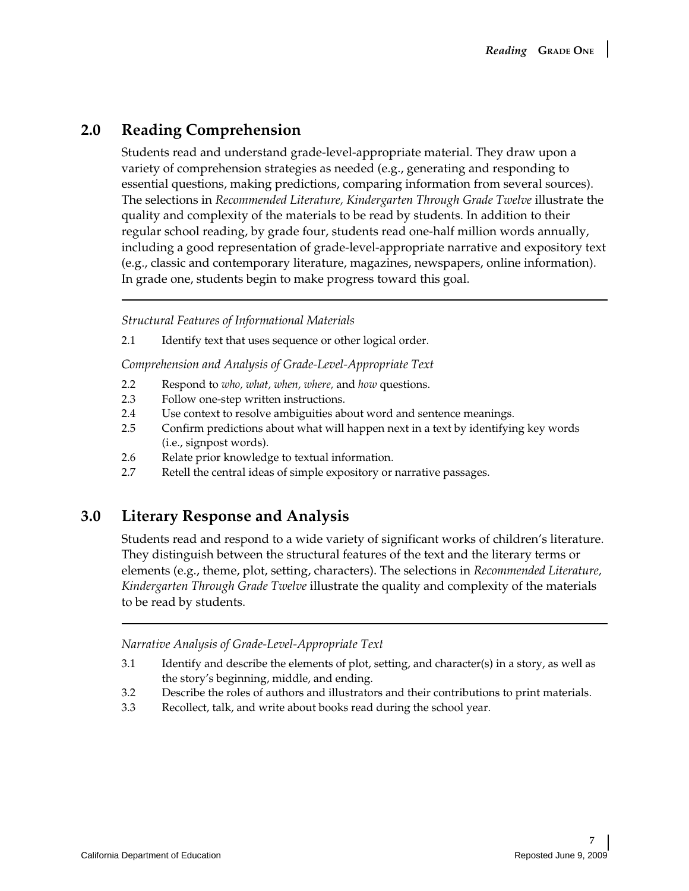## 2.0 Reading Comprehension

Students read and understand grade-level-appropriate material. They draw upon a variety of comprehension strategies as needed (e.g., generating and responding to essential questions, making predictions, comparing information from several sources). The selections in *Recommended Literature, Kindergarten Through Grade Twelve* illustrate the quality and complexity of the materials to be read by students. In addition to their regular school reading, by grade four, students read one-half million words annually, including a good representation of grade-level-appropriate narrative and expository text (e.g., classic and contemporary literature, magazines, newspapers, online information). In grade one, students begin to make progress toward this goal.

---

*Structural Features of Informational Materials*

2.1 Identify text that uses sequence or other logical order.

*Comprehension and Analysis of Grade-Level-Appropriate Text*

2.2 Respond to *who, what, when, where,* and *how* questions.

2.3 Follow one-step written instructions.

2.4 Use context to resolve ambiguities about word and sentence meanings.

2.5 Confirm predictions about what will happen next in a text by identifying key words (i.e., signpost words).

2.6 Relate prior knowledge to textual information.

2.7 Retell the central ideas of simple expository or narrative passages.

## 3.0 Literary Response and Analysis

Students read and respond to a wide variety of significant works of children's literature. They distinguish between the structural features of the text and the literary terms or elements (e.g., theme, plot, setting, characters). The selections in *Recommended Literature, Kindergarten Through Grade Twelve* illustrate the quality and complexity of the materials to be read by students.

---

*Narrative Analysis of Grade-Level-Appropriate Text*

3.1 Identify and describe the elements of plot, setting, and character(s) in a story, as well as the story's beginning, middle, and ending.

3.2 Describe the roles of authors and illustrators and their contributions to print materials.

3.3 Recollect, talk, and write about books read during the school year.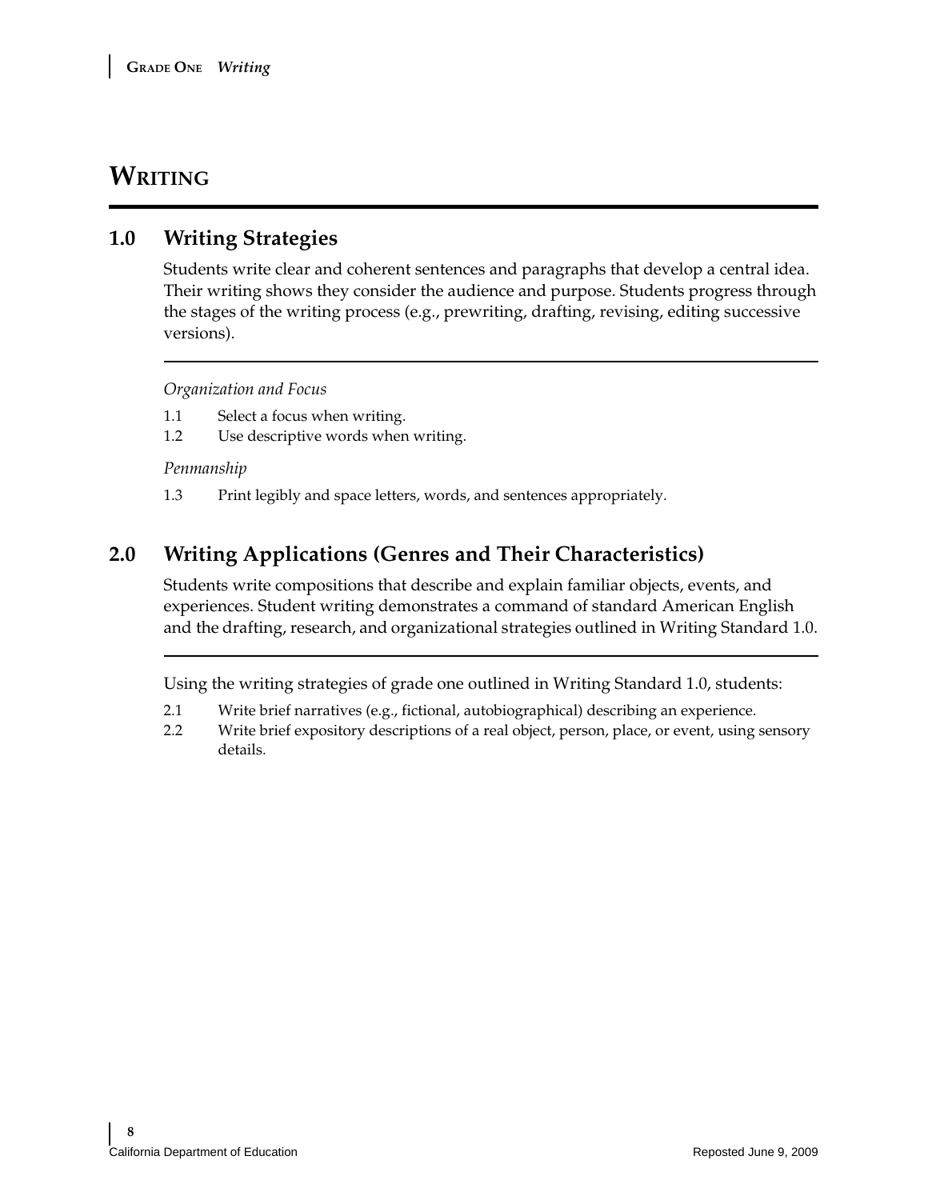# WRITING

## 1.0 Writing Strategies

Students write clear and coherent sentences and paragraphs that develop a central idea. Their writing shows they consider the audience and purpose. Students progress through the stages of the writing process (e.g., prewriting, drafting, revising, editing successive versions).

*Organization and Focus*

1.1 Select a focus when writing.

1.2 Use descriptive words when writing.

*Penmanship*

1.3 Print legibly and space letters, words, and sentences appropriately.

## 2.0 Writing Applications (Genres and Their Characteristics)

Students write compositions that describe and explain familiar objects, events, and experiences. Student writing demonstrates a command of standard American English and the drafting, research, and organizational strategies outlined in Writing Standard 1.0.

Using the writing strategies of grade one outlined in Writing Standard 1.0, students:

2.1 Write brief narratives (e.g., fictional, autobiographical) describing an experience.

2.2 Write brief expository descriptions of a real object, person, place, or event, using sensory details.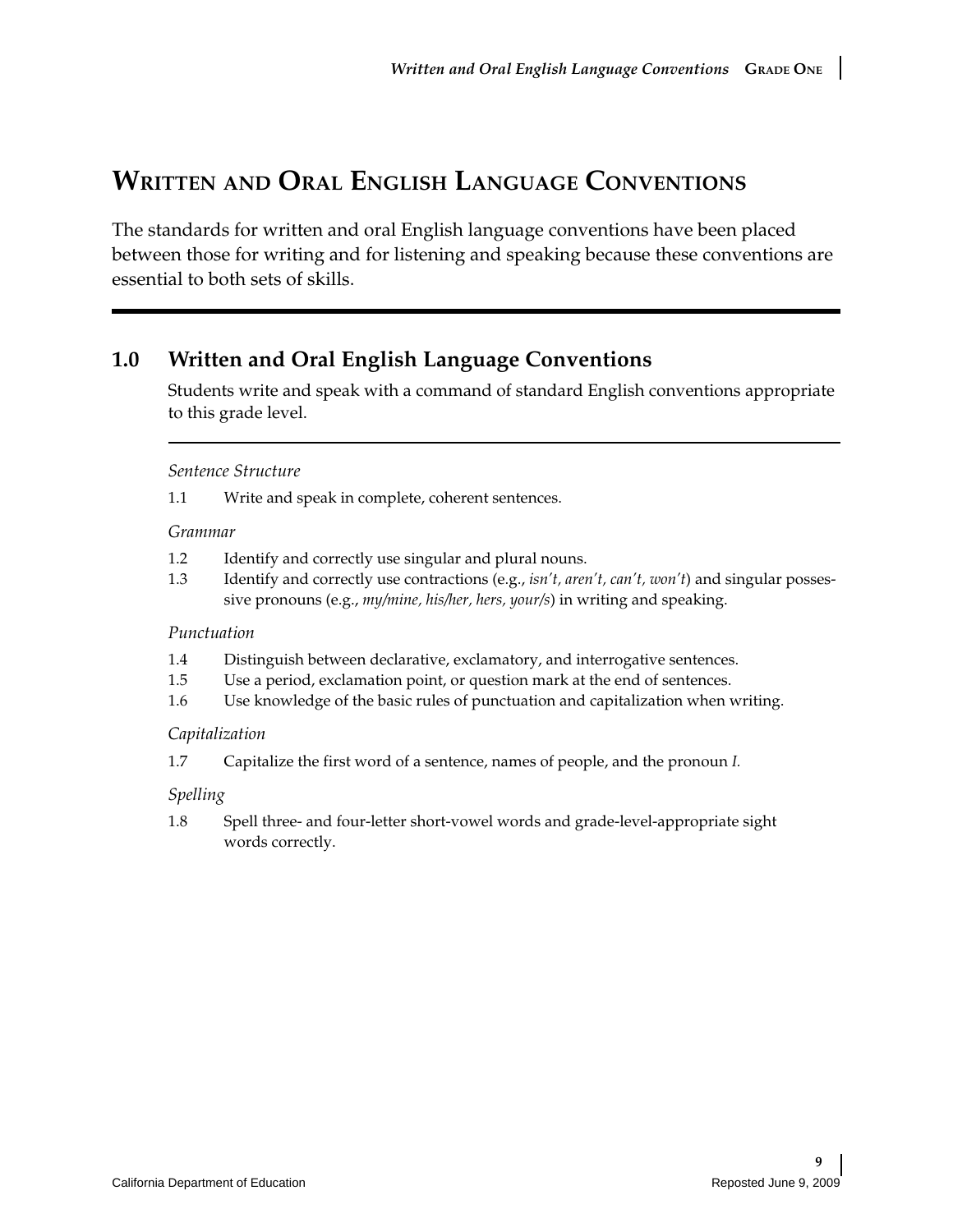# WRITTEN AND ORAL ENGLISH LANGUAGE CONVENTIONS

The standards for written and oral English language conventions have been placed between those for writing and for listening and speaking because these conventions are essential to both sets of skills.

## 1.0 Written and Oral English Language Conventions

Students write and speak with a command of standard English conventions appropriate to this grade level.

*Sentence Structure*

1.1 Write and speak in complete, coherent sentences.

*Grammar*

1.2 Identify and correctly use singular and plural nouns.

1.3 Identify and correctly use contractions (e.g., *isn't, aren't, can't, won't*) and singular possessive pronouns (e.g., *my/mine, his/her, hers, your/s*) in writing and speaking.

*Punctuation*

1.4 Distinguish between declarative, exclamatory, and interrogative sentences.

1.5 Use a period, exclamation point, or question mark at the end of sentences.

1.6 Use knowledge of the basic rules of punctuation and capitalization when writing.

*Capitalization*

1.7 Capitalize the first word of a sentence, names of people, and the pronoun *I*.

*Spelling*

1.8 Spell three- and four-letter short-vowel words and grade-level-appropriate sight words correctly.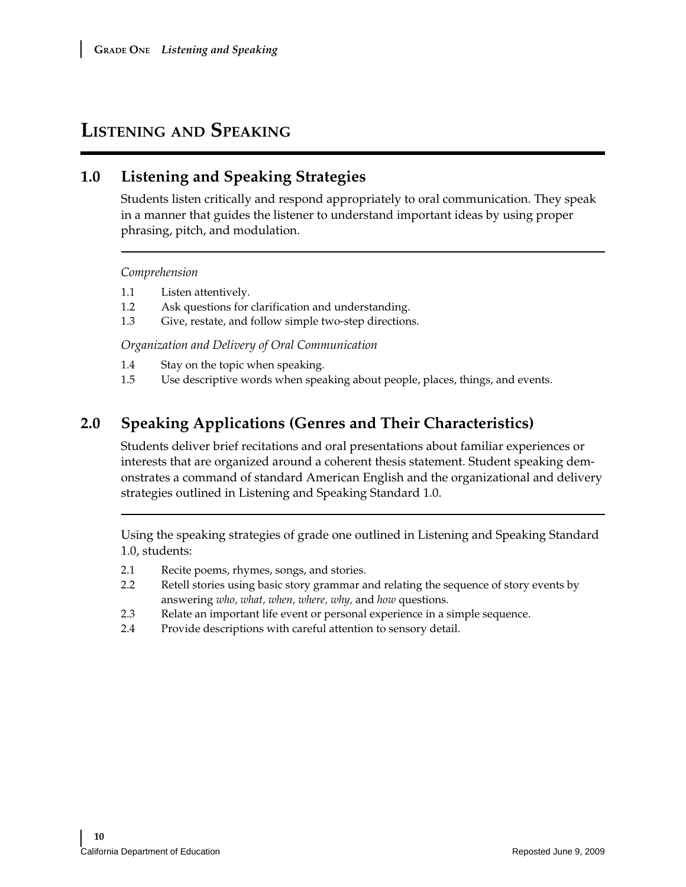# Listening and Speaking

## 1.0 Listening and Speaking Strategies

Students listen critically and respond appropriately to oral communication. They speak in a manner that guides the listener to understand important ideas by using proper phrasing, pitch, and modulation.

*Comprehension*

1.1 Listen attentively.

1.2 Ask questions for clarification and understanding.

1.3 Give, restate, and follow simple two-step directions.

*Organization and Delivery of Oral Communication*

1.4 Stay on the topic when speaking.

1.5 Use descriptive words when speaking about people, places, things, and events.

## 2.0 Speaking Applications (Genres and Their Characteristics)

Students deliver brief recitations and oral presentations about familiar experiences or interests that are organized around a coherent thesis statement. Student speaking demonstrates a command of standard American English and the organizational and delivery strategies outlined in Listening and Speaking Standard 1.0.

Using the speaking strategies of grade one outlined in Listening and Speaking Standard 1.0, students:

2.1 Recite poems, rhymes, songs, and stories.

2.2 Retell stories using basic story grammar and relating the sequence of story events by answering *who, what, when, where, why,* and *how* questions.

2.3 Relate an important life event or personal experience in a simple sequence.

2.4 Provide descriptions with careful attention to sensory detail.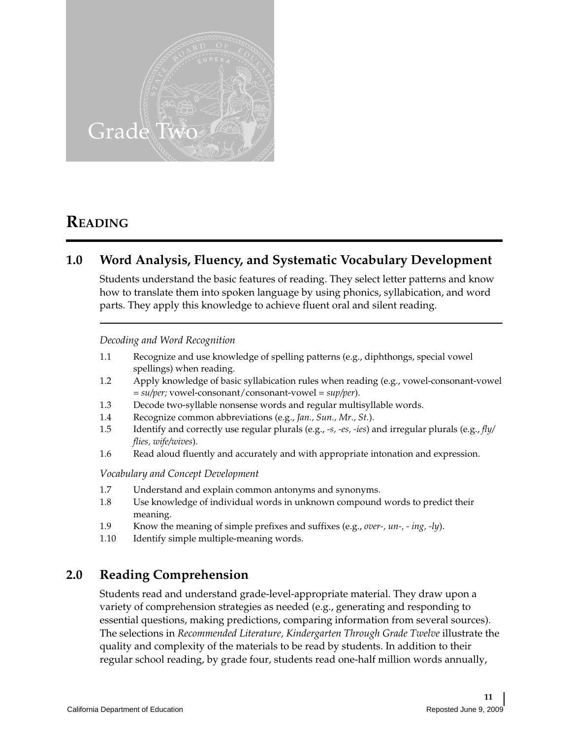# Grade Two

## Reading

### 1.0 Word Analysis, Fluency, and Systematic Vocabulary Development

Students understand the basic features of reading. They select letter patterns and know how to translate them into spoken language by using phonics, syllabication, and word parts. They apply this knowledge to achieve fluent oral and silent reading.

*Decoding and Word Recognition*

1.1 Recognize and use knowledge of spelling patterns (e.g., diphthongs, special vowel spellings) when reading.

1.2 Apply knowledge of basic syllabication rules when reading (e.g., vowel-consonant-vowel = *su/per;* vowel-consonant/consonant-vowel = *sup/per*).

1.3 Decode two-syllable nonsense words and regular multisyllable words.

1.4 Recognize common abbreviations (e.g., *Jan., Sun., Mr., St.*).

1.5 Identify and correctly use regular plurals (e.g., *-s, -es, -ies*) and irregular plurals (e.g., *fly/flies, wife/wives*).

1.6 Read aloud fluently and accurately and with appropriate intonation and expression.

*Vocabulary and Concept Development*

1.7 Understand and explain common antonyms and synonyms.

1.8 Use knowledge of individual words in unknown compound words to predict their meaning.

1.9 Know the meaning of simple prefixes and suffixes (e.g., *over-, un-, - ing, -ly*).

1.10 Identify simple multiple-meaning words.

### 2.0 Reading Comprehension

Students read and understand grade-level-appropriate material. They draw upon a variety of comprehension strategies as needed (e.g., generating and responding to essential questions, making predictions, comparing information from several sources). The selections in *Recommended Literature, Kindergarten Through Grade Twelve* illustrate the quality and complexity of the materials to be read by students. In addition to their regular school reading, by grade four, students read one-half million words annually,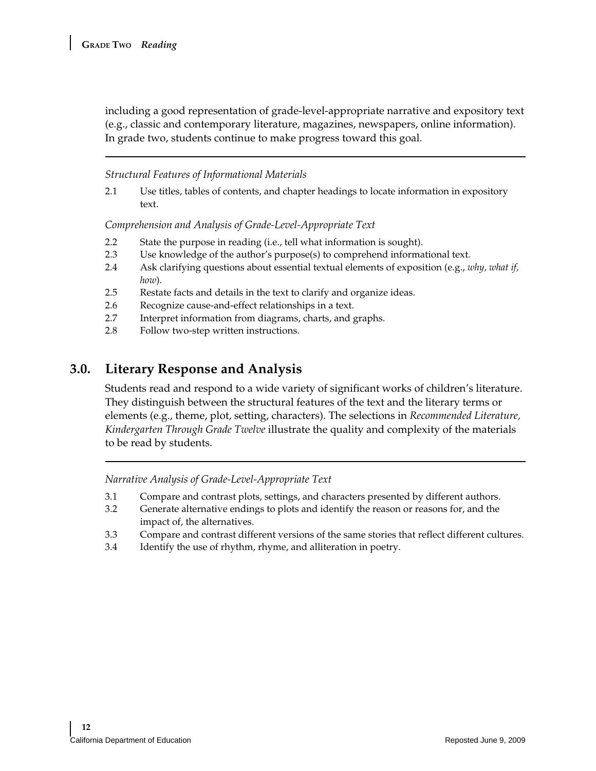including a good representation of grade-level-appropriate narrative and expository text (e.g., classic and contemporary literature, magazines, newspapers, online information). In grade two, students continue to make progress toward this goal.

---

*Structural Features of Informational Materials*

2.1 Use titles, tables of contents, and chapter headings to locate information in expository text.

*Comprehension and Analysis of Grade-Level-Appropriate Text*

2.2 State the purpose in reading (i.e., tell what information is sought).
2.3 Use knowledge of the author's purpose(s) to comprehend informational text.
2.4 Ask clarifying questions about essential textual elements of exposition (e.g., *why, what if, how*).
2.5 Restate facts and details in the text to clarify and organize ideas.
2.6 Recognize cause-and-effect relationships in a text.
2.7 Interpret information from diagrams, charts, and graphs.
2.8 Follow two-step written instructions.

## 3.0. Literary Response and Analysis

Students read and respond to a wide variety of significant works of children's literature. They distinguish between the structural features of the text and the literary terms or elements (e.g., theme, plot, setting, characters). The selections in *Recommended Literature, Kindergarten Through Grade Twelve* illustrate the quality and complexity of the materials to be read by students.

---

*Narrative Analysis of Grade-Level-Appropriate Text*

3.1 Compare and contrast plots, settings, and characters presented by different authors.
3.2 Generate alternative endings to plots and identify the reason or reasons for, and the impact of, the alternatives.
3.3 Compare and contrast different versions of the same stories that reflect different cultures.
3.4 Identify the use of rhythm, rhyme, and alliteration in poetry.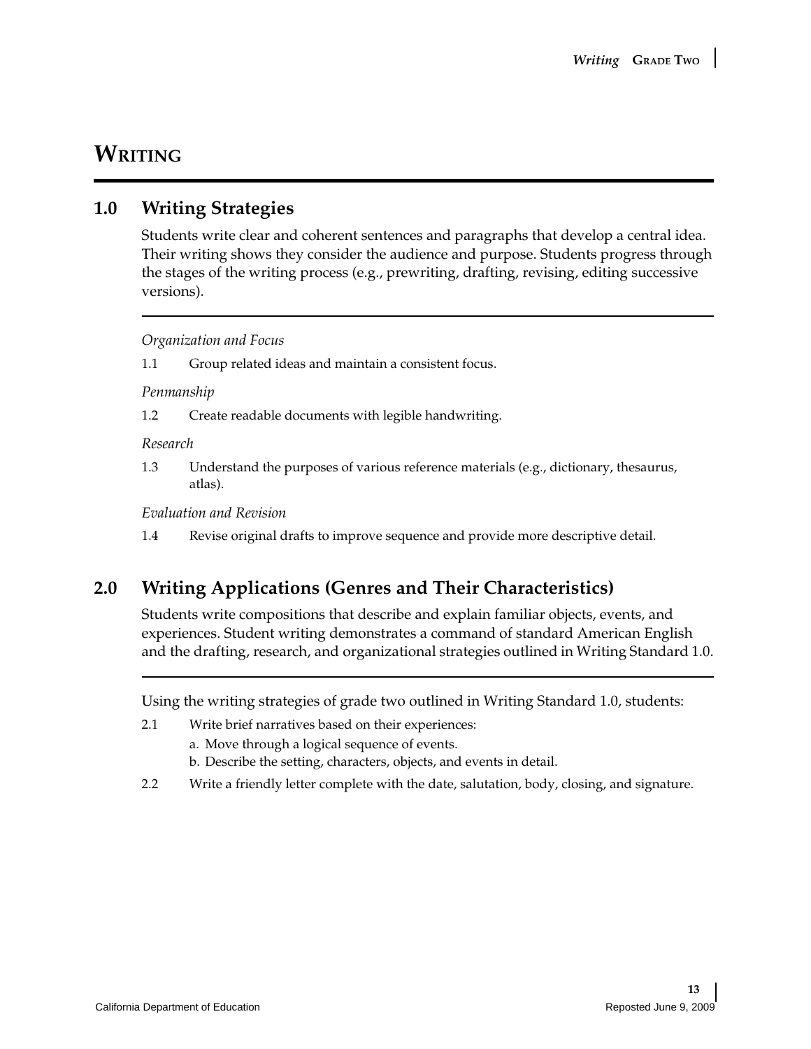# WRITING

## 1.0 Writing Strategies

Students write clear and coherent sentences and paragraphs that develop a central idea. Their writing shows they consider the audience and purpose. Students progress through the stages of the writing process (e.g., prewriting, drafting, revising, editing successive versions).

*Organization and Focus*

1.1 Group related ideas and maintain a consistent focus.

*Penmanship*

1.2 Create readable documents with legible handwriting.

*Research*

1.3 Understand the purposes of various reference materials (e.g., dictionary, thesaurus, atlas).

*Evaluation and Revision*

1.4 Revise original drafts to improve sequence and provide more descriptive detail.

## 2.0 Writing Applications (Genres and Their Characteristics)

Students write compositions that describe and explain familiar objects, events, and experiences. Student writing demonstrates a command of standard American English and the drafting, research, and organizational strategies outlined in Writing Standard 1.0.

Using the writing strategies of grade two outlined in Writing Standard 1.0, students:

2.1 Write brief narratives based on their experiences:
   a. Move through a logical sequence of events.
   b. Describe the setting, characters, objects, and events in detail.

2.2 Write a friendly letter complete with the date, salutation, body, closing, and signature.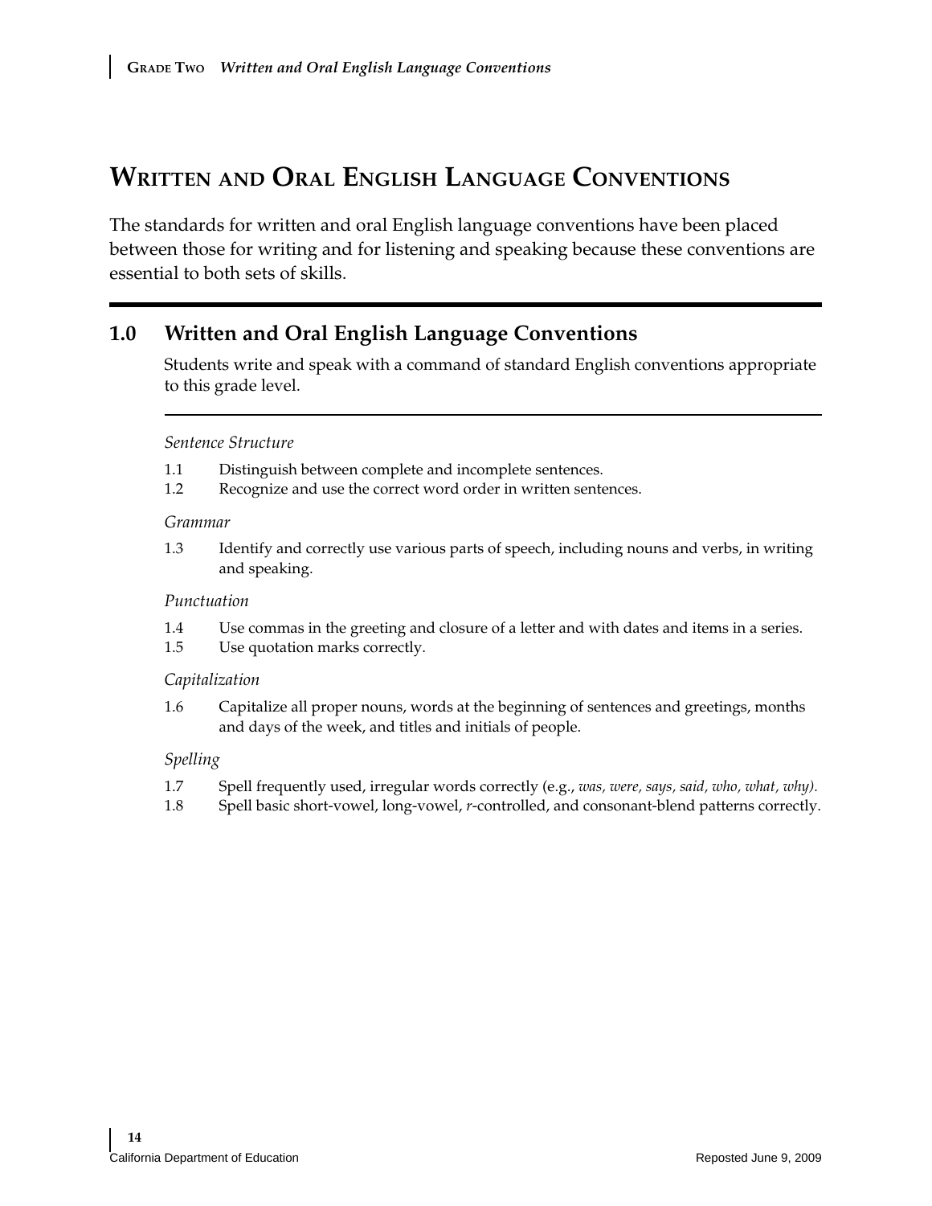# Written and Oral English Language Conventions

The standards for written and oral English language conventions have been placed between those for writing and for listening and speaking because these conventions are essential to both sets of skills.

## 1.0 Written and Oral English Language Conventions

Students write and speak with a command of standard English conventions appropriate to this grade level.

*Sentence Structure*

1.1 Distinguish between complete and incomplete sentences.

1.2 Recognize and use the correct word order in written sentences.

*Grammar*

1.3 Identify and correctly use various parts of speech, including nouns and verbs, in writing and speaking.

*Punctuation*

1.4 Use commas in the greeting and closure of a letter and with dates and items in a series.

1.5 Use quotation marks correctly.

*Capitalization*

1.6 Capitalize all proper nouns, words at the beginning of sentences and greetings, months and days of the week, and titles and initials of people.

*Spelling*

1.7 Spell frequently used, irregular words correctly (e.g., *was, were, says, said, who, what, why).*

1.8 Spell basic short-vowel, long-vowel, *r*-controlled, and consonant-blend patterns correctly.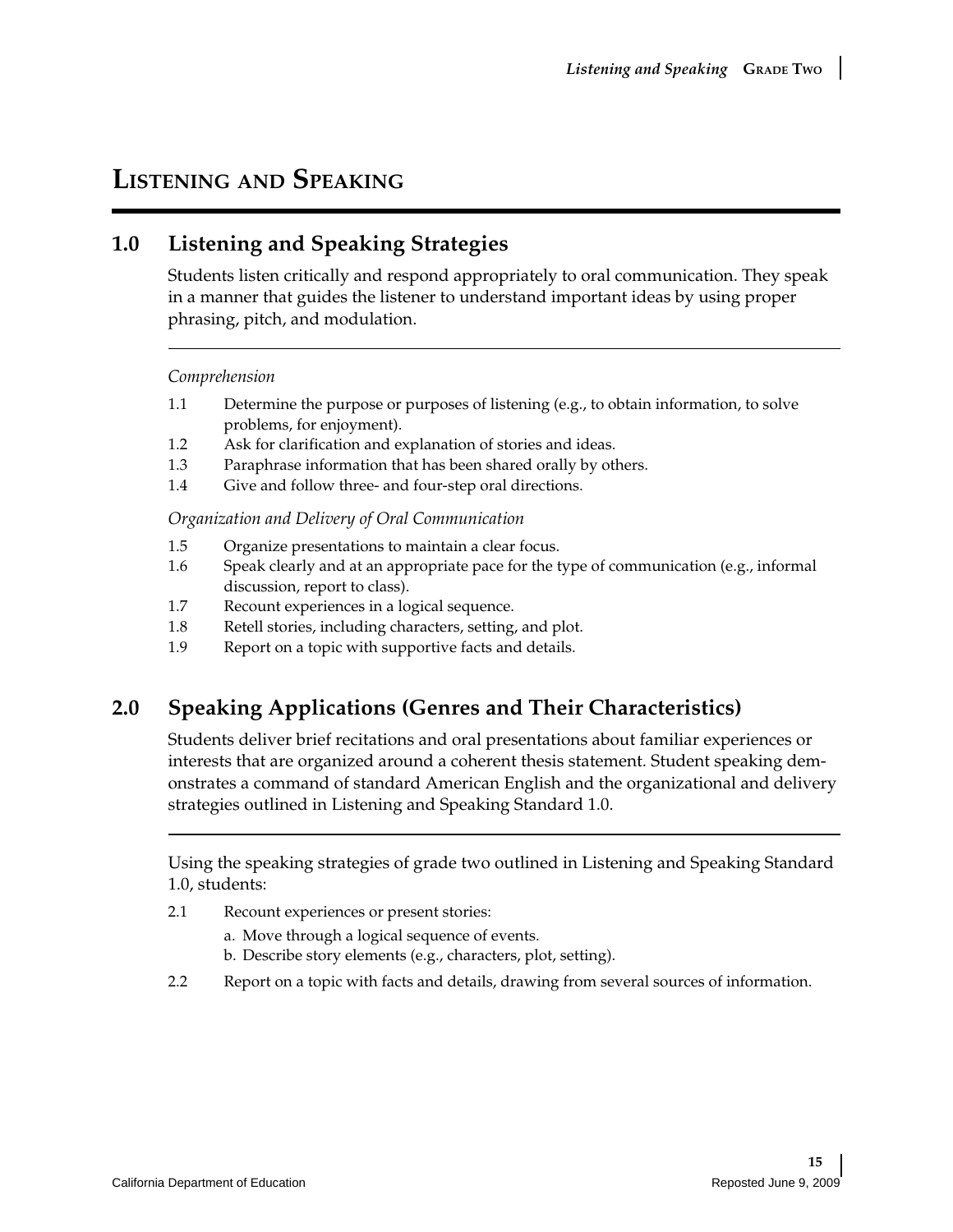## LISTENING AND SPEAKING

### 1.0 Listening and Speaking Strategies

Students listen critically and respond appropriately to oral communication. They speak in a manner that guides the listener to understand important ideas by using proper phrasing, pitch, and modulation.

*Comprehension*

1.1 Determine the purpose or purposes of listening (e.g., to obtain information, to solve problems, for enjoyment).

1.2 Ask for clarification and explanation of stories and ideas.

1.3 Paraphrase information that has been shared orally by others.

1.4 Give and follow three- and four-step oral directions.

*Organization and Delivery of Oral Communication*

1.5 Organize presentations to maintain a clear focus.

1.6 Speak clearly and at an appropriate pace for the type of communication (e.g., informal discussion, report to class).

1.7 Recount experiences in a logical sequence.

1.8 Retell stories, including characters, setting, and plot.

1.9 Report on a topic with supportive facts and details.

### 2.0 Speaking Applications (Genres and Their Characteristics)

Students deliver brief recitations and oral presentations about familiar experiences or interests that are organized around a coherent thesis statement. Student speaking demonstrates a command of standard American English and the organizational and delivery strategies outlined in Listening and Speaking Standard 1.0.

Using the speaking strategies of grade two outlined in Listening and Speaking Standard 1.0, students:

2.1 Recount experiences or present stories:

a. Move through a logical sequence of events.

b. Describe story elements (e.g., characters, plot, setting).

2.2 Report on a topic with facts and details, drawing from several sources of information.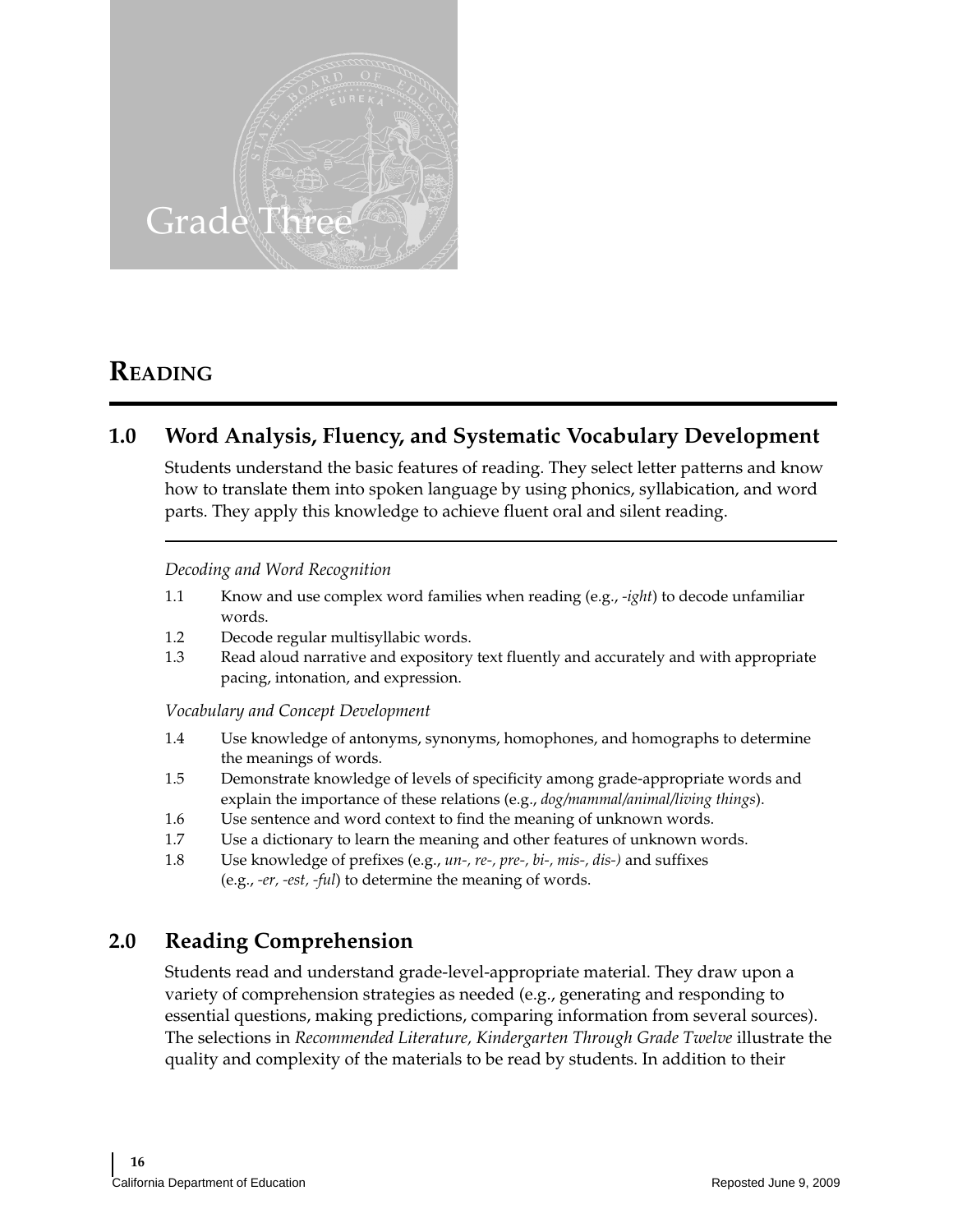# Grade Three

## READING

### 1.0 Word Analysis, Fluency, and Systematic Vocabulary Development

Students understand the basic features of reading. They select letter patterns and know how to translate them into spoken language by using phonics, syllabication, and word parts. They apply this knowledge to achieve fluent oral and silent reading.

*Decoding and Word Recognition*

1.1 Know and use complex word families when reading (e.g., *-ight*) to decode unfamiliar words.
1.2 Decode regular multisyllabic words.
1.3 Read aloud narrative and expository text fluently and accurately and with appropriate pacing, intonation, and expression.

*Vocabulary and Concept Development*

1.4 Use knowledge of antonyms, synonyms, homophones, and homographs to determine the meanings of words.
1.5 Demonstrate knowledge of levels of specificity among grade-appropriate words and explain the importance of these relations (e.g., *dog/mammal/animal/living things*).
1.6 Use sentence and word context to find the meaning of unknown words.
1.7 Use a dictionary to learn the meaning and other features of unknown words.
1.8 Use knowledge of prefixes (e.g., *un-, re-, pre-, bi-, mis-, dis-)* and suffixes (e.g., *-er, -est, -ful*) to determine the meaning of words.

### 2.0 Reading Comprehension

Students read and understand grade-level-appropriate material. They draw upon a variety of comprehension strategies as needed (e.g., generating and responding to essential questions, making predictions, comparing information from several sources). The selections in *Recommended Literature, Kindergarten Through Grade Twelve* illustrate the quality and complexity of the materials to be read by students. In addition to their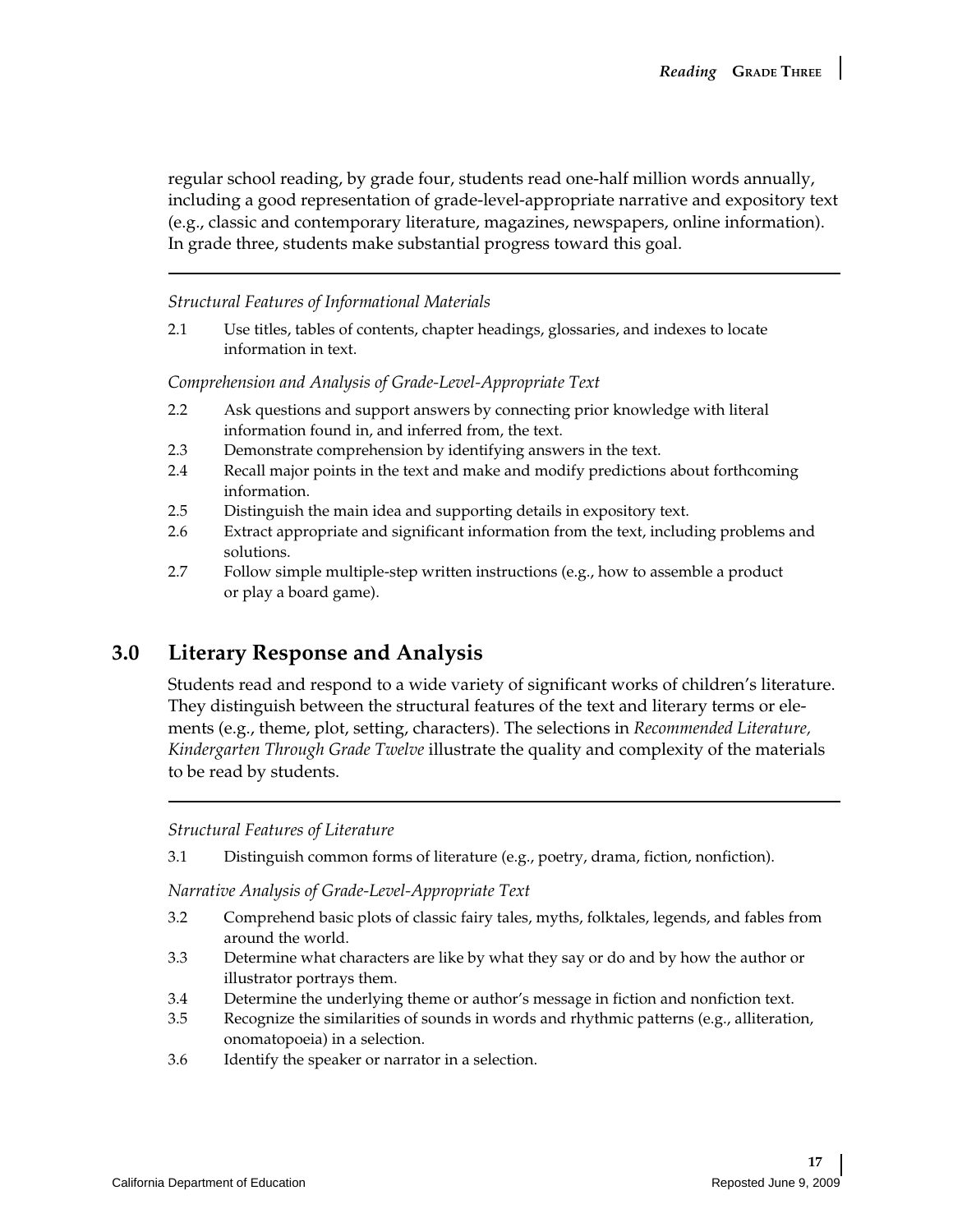regular school reading, by grade four, students read one-half million words annually, including a good representation of grade-level-appropriate narrative and expository text (e.g., classic and contemporary literature, magazines, newspapers, online information). In grade three, students make substantial progress toward this goal.

---

*Structural Features of Informational Materials*

2.1 Use titles, tables of contents, chapter headings, glossaries, and indexes to locate information in text.

*Comprehension and Analysis of Grade-Level-Appropriate Text*

2.2 Ask questions and support answers by connecting prior knowledge with literal information found in, and inferred from, the text.

2.3 Demonstrate comprehension by identifying answers in the text.

2.4 Recall major points in the text and make and modify predictions about forthcoming information.

2.5 Distinguish the main idea and supporting details in expository text.

2.6 Extract appropriate and significant information from the text, including problems and solutions.

2.7 Follow simple multiple-step written instructions (e.g., how to assemble a product or play a board game).

## 3.0 Literary Response and Analysis

Students read and respond to a wide variety of significant works of children's literature. They distinguish between the structural features of the text and literary terms or elements (e.g., theme, plot, setting, characters). The selections in *Recommended Literature, Kindergarten Through Grade Twelve* illustrate the quality and complexity of the materials to be read by students.

---

*Structural Features of Literature*

3.1 Distinguish common forms of literature (e.g., poetry, drama, fiction, nonfiction).

*Narrative Analysis of Grade-Level-Appropriate Text*

3.2 Comprehend basic plots of classic fairy tales, myths, folktales, legends, and fables from around the world.

3.3 Determine what characters are like by what they say or do and by how the author or illustrator portrays them.

3.4 Determine the underlying theme or author's message in fiction and nonfiction text.

3.5 Recognize the similarities of sounds in words and rhythmic patterns (e.g., alliteration, onomatopoeia) in a selection.

3.6 Identify the speaker or narrator in a selection.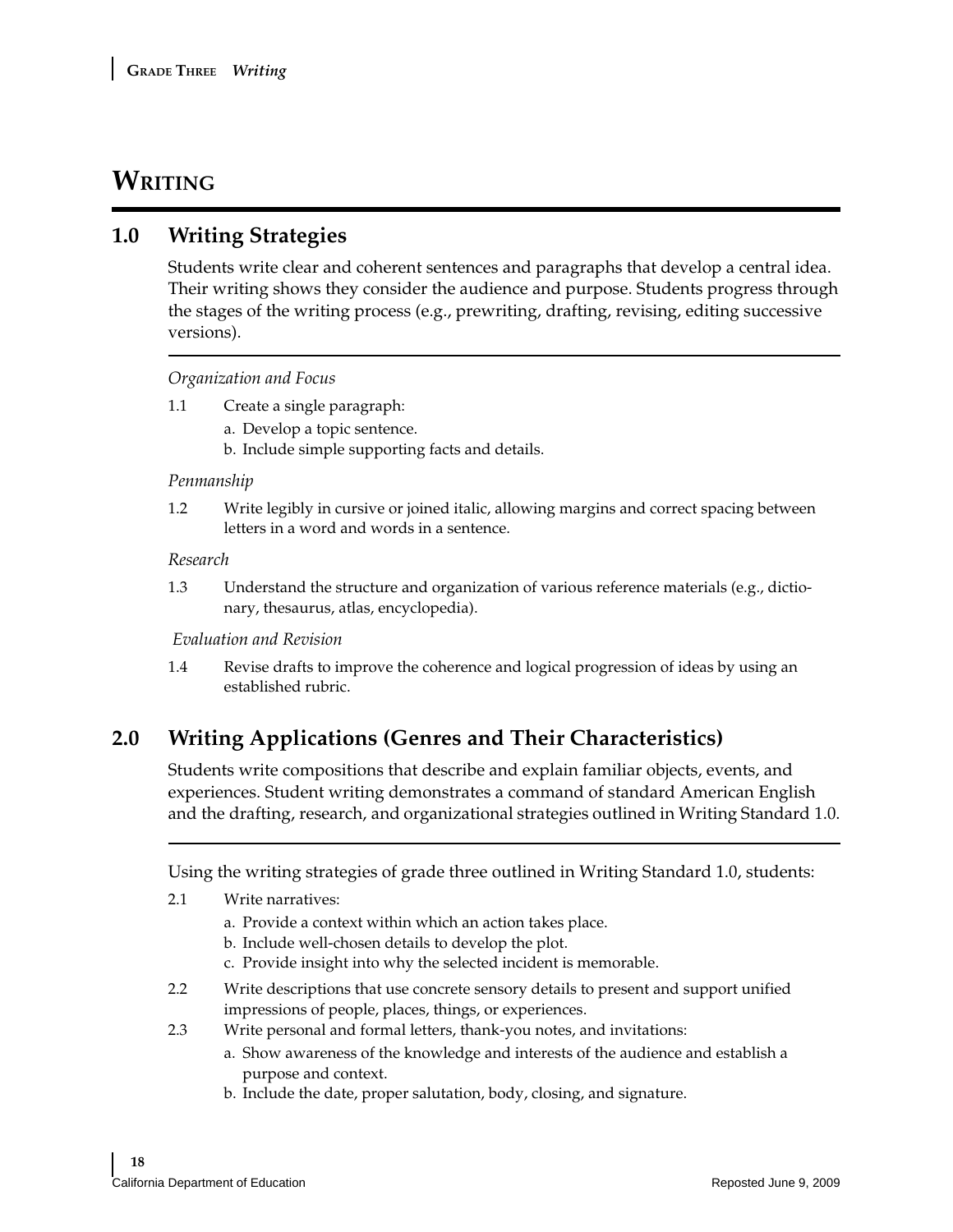## WRITING

### 1.0 Writing Strategies

Students write clear and coherent sentences and paragraphs that develop a central idea. Their writing shows they consider the audience and purpose. Students progress through the stages of the writing process (e.g., prewriting, drafting, revising, editing successive versions).

*Organization and Focus*

1.1 Create a single paragraph:

  a. Develop a topic sentence.
  b. Include simple supporting facts and details.

*Penmanship*

1.2 Write legibly in cursive or joined italic, allowing margins and correct spacing between letters in a word and words in a sentence.

*Research*

1.3 Understand the structure and organization of various reference materials (e.g., dictionary, thesaurus, atlas, encyclopedia).

*Evaluation and Revision*

1.4 Revise drafts to improve the coherence and logical progression of ideas by using an established rubric.

### 2.0 Writing Applications (Genres and Their Characteristics)

Students write compositions that describe and explain familiar objects, events, and experiences. Student writing demonstrates a command of standard American English and the drafting, research, and organizational strategies outlined in Writing Standard 1.0.

Using the writing strategies of grade three outlined in Writing Standard 1.0, students:

2.1 Write narratives:

  a. Provide a context within which an action takes place.
  b. Include well-chosen details to develop the plot.
  c. Provide insight into why the selected incident is memorable.

2.2 Write descriptions that use concrete sensory details to present and support unified impressions of people, places, things, or experiences.

2.3 Write personal and formal letters, thank-you notes, and invitations:

  a. Show awareness of the knowledge and interests of the audience and establish a purpose and context.
  b. Include the date, proper salutation, body, closing, and signature.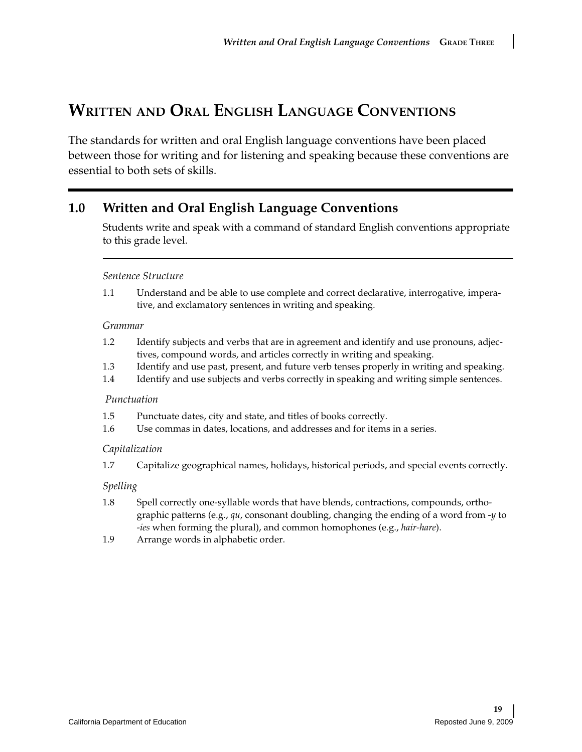# Written and Oral English Language Conventions

The standards for written and oral English language conventions have been placed between those for writing and for listening and speaking because these conventions are essential to both sets of skills.

## 1.0 Written and Oral English Language Conventions

Students write and speak with a command of standard English conventions appropriate to this grade level.

*Sentence Structure*

1.1 Understand and be able to use complete and correct declarative, interrogative, imperative, and exclamatory sentences in writing and speaking.

*Grammar*

1.2 Identify subjects and verbs that are in agreement and identify and use pronouns, adjectives, compound words, and articles correctly in writing and speaking.

1.3 Identify and use past, present, and future verb tenses properly in writing and speaking.

1.4 Identify and use subjects and verbs correctly in speaking and writing simple sentences.

*Punctuation*

1.5 Punctuate dates, city and state, and titles of books correctly.

1.6 Use commas in dates, locations, and addresses and for items in a series.

*Capitalization*

1.7 Capitalize geographical names, holidays, historical periods, and special events correctly.

*Spelling*

1.8 Spell correctly one-syllable words that have blends, contractions, compounds, orthographic patterns (e.g., *qu*, consonant doubling, changing the ending of a word from -*y* to -*ies* when forming the plural), and common homophones (e.g., *hair-hare*).

1.9 Arrange words in alphabetic order.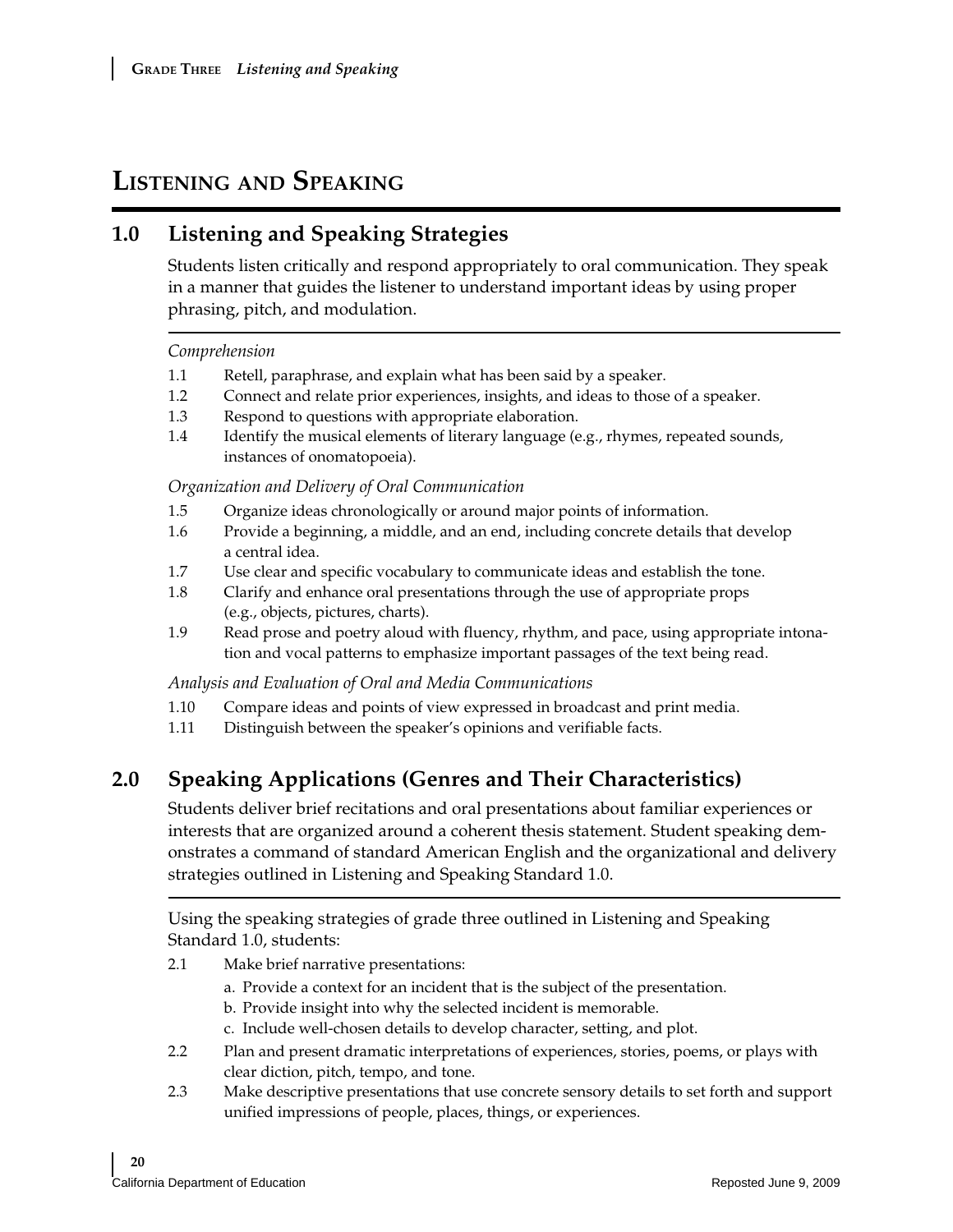# Listening and Speaking

## 1.0 Listening and Speaking Strategies

Students listen critically and respond appropriately to oral communication. They speak in a manner that guides the listener to understand important ideas by using proper phrasing, pitch, and modulation.

*Comprehension*

1.1 Retell, paraphrase, and explain what has been said by a speaker.

1.2 Connect and relate prior experiences, insights, and ideas to those of a speaker.

1.3 Respond to questions with appropriate elaboration.

1.4 Identify the musical elements of literary language (e.g., rhymes, repeated sounds, instances of onomatopoeia).

*Organization and Delivery of Oral Communication*

1.5 Organize ideas chronologically or around major points of information.

1.6 Provide a beginning, a middle, and an end, including concrete details that develop a central idea.

1.7 Use clear and specific vocabulary to communicate ideas and establish the tone.

1.8 Clarify and enhance oral presentations through the use of appropriate props (e.g., objects, pictures, charts).

1.9 Read prose and poetry aloud with fluency, rhythm, and pace, using appropriate intonation and vocal patterns to emphasize important passages of the text being read.

*Analysis and Evaluation of Oral and Media Communications*

1.10 Compare ideas and points of view expressed in broadcast and print media.

1.11 Distinguish between the speaker's opinions and verifiable facts.

## 2.0 Speaking Applications (Genres and Their Characteristics)

Students deliver brief recitations and oral presentations about familiar experiences or interests that are organized around a coherent thesis statement. Student speaking demonstrates a command of standard American English and the organizational and delivery strategies outlined in Listening and Speaking Standard 1.0.

Using the speaking strategies of grade three outlined in Listening and Speaking Standard 1.0, students:

2.1 Make brief narrative presentations:

a. Provide a context for an incident that is the subject of the presentation.

b. Provide insight into why the selected incident is memorable.

c. Include well-chosen details to develop character, setting, and plot.

2.2 Plan and present dramatic interpretations of experiences, stories, poems, or plays with clear diction, pitch, tempo, and tone.

2.3 Make descriptive presentations that use concrete sensory details to set forth and support unified impressions of people, places, things, or experiences.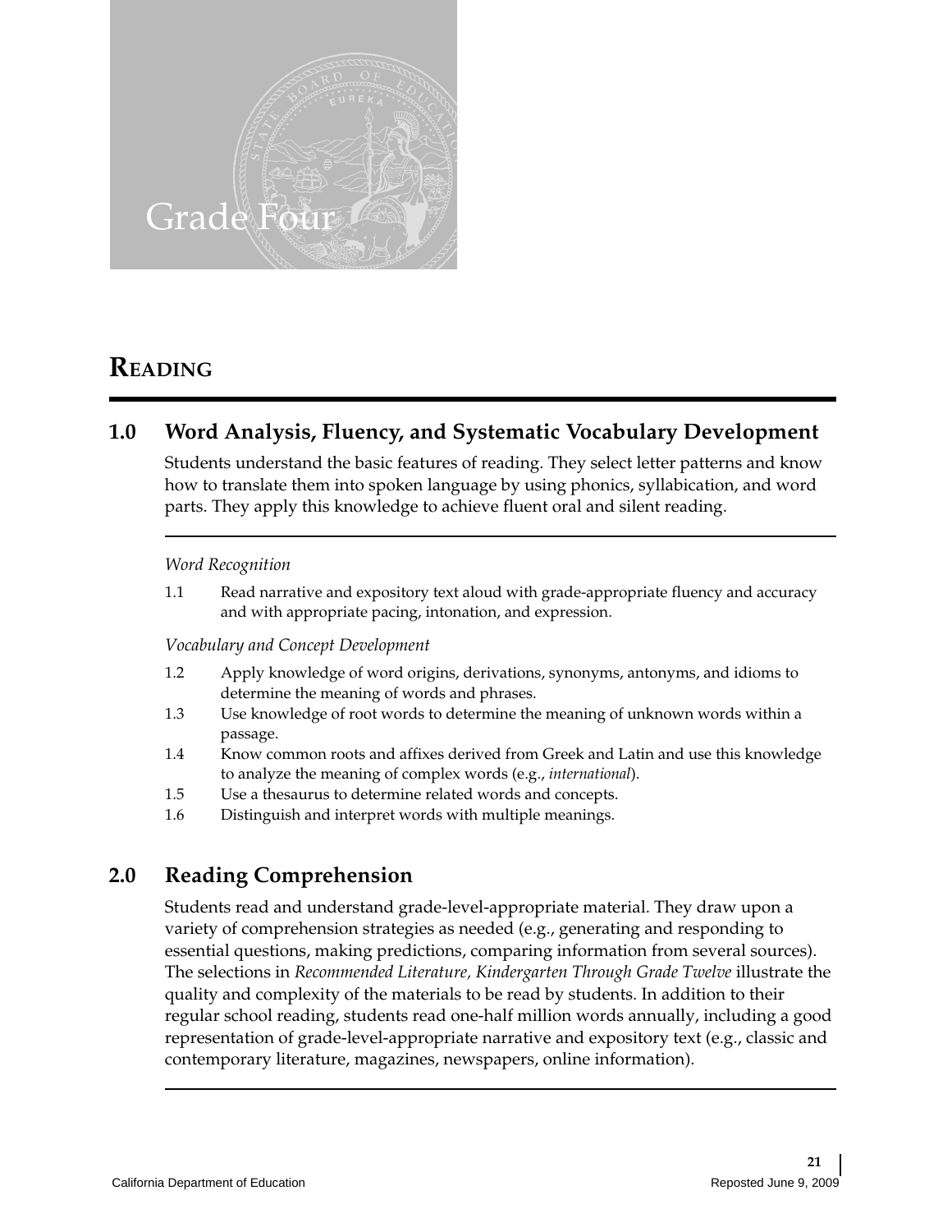# Grade Four

## READING

### 1.0 Word Analysis, Fluency, and Systematic Vocabulary Development

Students understand the basic features of reading. They select letter patterns and know how to translate them into spoken language by using phonics, syllabication, and word parts. They apply this knowledge to achieve fluent oral and silent reading.

*Word Recognition*

1.1 Read narrative and expository text aloud with grade-appropriate fluency and accuracy and with appropriate pacing, intonation, and expression.

*Vocabulary and Concept Development*

1.2 Apply knowledge of word origins, derivations, synonyms, antonyms, and idioms to determine the meaning of words and phrases.

1.3 Use knowledge of root words to determine the meaning of unknown words within a passage.

1.4 Know common roots and affixes derived from Greek and Latin and use this knowledge to analyze the meaning of complex words (e.g., *international*).

1.5 Use a thesaurus to determine related words and concepts.

1.6 Distinguish and interpret words with multiple meanings.

### 2.0 Reading Comprehension

Students read and understand grade-level-appropriate material. They draw upon a variety of comprehension strategies as needed (e.g., generating and responding to essential questions, making predictions, comparing information from several sources). The selections in *Recommended Literature, Kindergarten Through Grade Twelve* illustrate the quality and complexity of the materials to be read by students. In addition to their regular school reading, students read one-half million words annually, including a good representation of grade-level-appropriate narrative and expository text (e.g., classic and contemporary literature, magazines, newspapers, online information).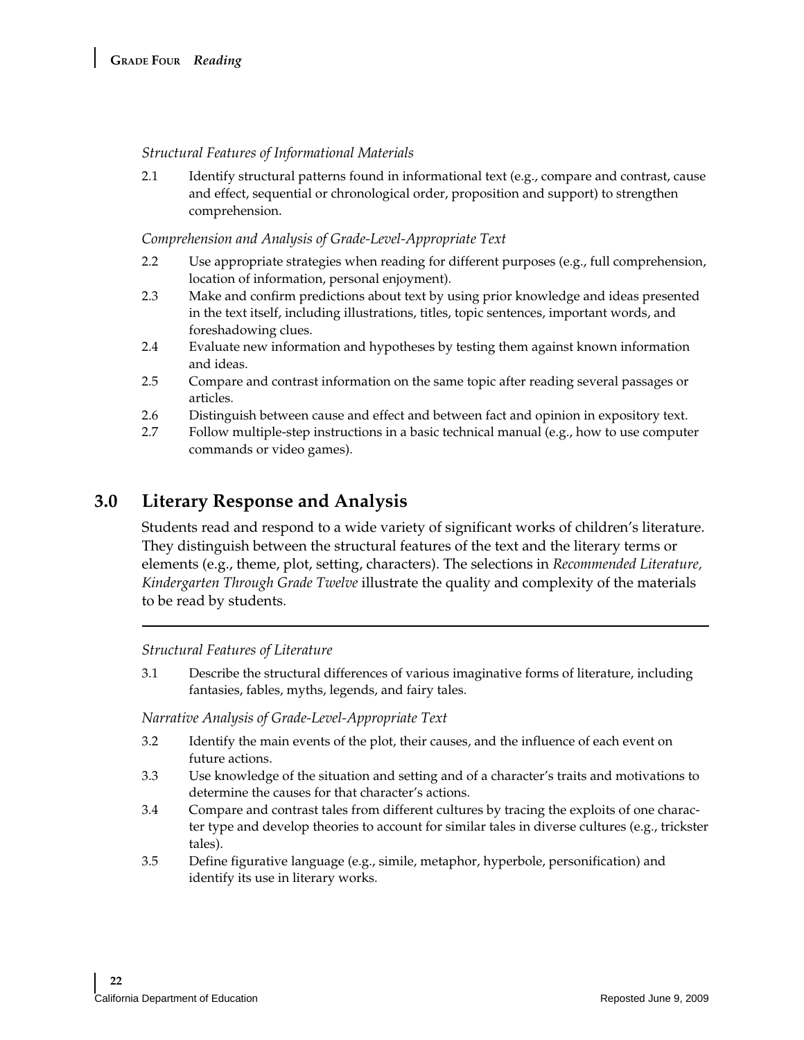*Structural Features of Informational Materials*

2.1 Identify structural patterns found in informational text (e.g., compare and contrast, cause and effect, sequential or chronological order, proposition and support) to strengthen comprehension.

*Comprehension and Analysis of Grade-Level-Appropriate Text*

2.2 Use appropriate strategies when reading for different purposes (e.g., full comprehension, location of information, personal enjoyment).

2.3 Make and confirm predictions about text by using prior knowledge and ideas presented in the text itself, including illustrations, titles, topic sentences, important words, and foreshadowing clues.

2.4 Evaluate new information and hypotheses by testing them against known information and ideas.

2.5 Compare and contrast information on the same topic after reading several passages or articles.

2.6 Distinguish between cause and effect and between fact and opinion in expository text.

2.7 Follow multiple-step instructions in a basic technical manual (e.g., how to use computer commands or video games).

## 3.0 Literary Response and Analysis

Students read and respond to a wide variety of significant works of children's literature. They distinguish between the structural features of the text and the literary terms or elements (e.g., theme, plot, setting, characters). The selections in *Recommended Literature, Kindergarten Through Grade Twelve* illustrate the quality and complexity of the materials to be read by students.

---

*Structural Features of Literature*

3.1 Describe the structural differences of various imaginative forms of literature, including fantasies, fables, myths, legends, and fairy tales.

*Narrative Analysis of Grade-Level-Appropriate Text*

3.2 Identify the main events of the plot, their causes, and the influence of each event on future actions.

3.3 Use knowledge of the situation and setting and of a character's traits and motivations to determine the causes for that character's actions.

3.4 Compare and contrast tales from different cultures by tracing the exploits of one character type and develop theories to account for similar tales in diverse cultures (e.g., trickster tales).

3.5 Define figurative language (e.g., simile, metaphor, hyperbole, personification) and identify its use in literary works.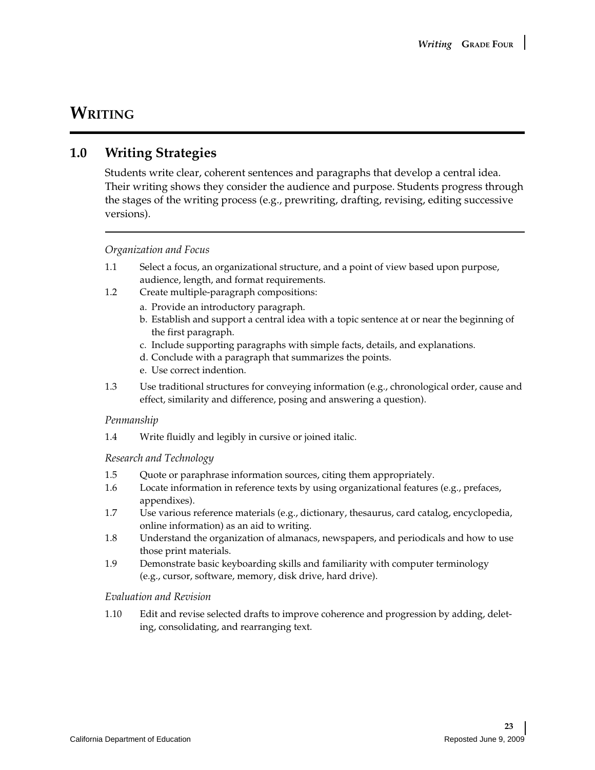# Writing

## 1.0 Writing Strategies

Students write clear, coherent sentences and paragraphs that develop a central idea. Their writing shows they consider the audience and purpose. Students progress through the stages of the writing process (e.g., prewriting, drafting, revising, editing successive versions).

*Organization and Focus*

1.1 Select a focus, an organizational structure, and a point of view based upon purpose, audience, length, and format requirements.

1.2 Create multiple-paragraph compositions:

a. Provide an introductory paragraph.

b. Establish and support a central idea with a topic sentence at or near the beginning of the first paragraph.

c. Include supporting paragraphs with simple facts, details, and explanations.

d. Conclude with a paragraph that summarizes the points.

e. Use correct indention.

1.3 Use traditional structures for conveying information (e.g., chronological order, cause and effect, similarity and difference, posing and answering a question).

*Penmanship*

1.4 Write fluidly and legibly in cursive or joined italic.

*Research and Technology*

1.5 Quote or paraphrase information sources, citing them appropriately.

1.6 Locate information in reference texts by using organizational features (e.g., prefaces, appendixes).

1.7 Use various reference materials (e.g., dictionary, thesaurus, card catalog, encyclopedia, online information) as an aid to writing.

1.8 Understand the organization of almanacs, newspapers, and periodicals and how to use those print materials.

1.9 Demonstrate basic keyboarding skills and familiarity with computer terminology (e.g., cursor, software, memory, disk drive, hard drive).

*Evaluation and Revision*

1.10 Edit and revise selected drafts to improve coherence and progression by adding, deleting, consolidating, and rearranging text.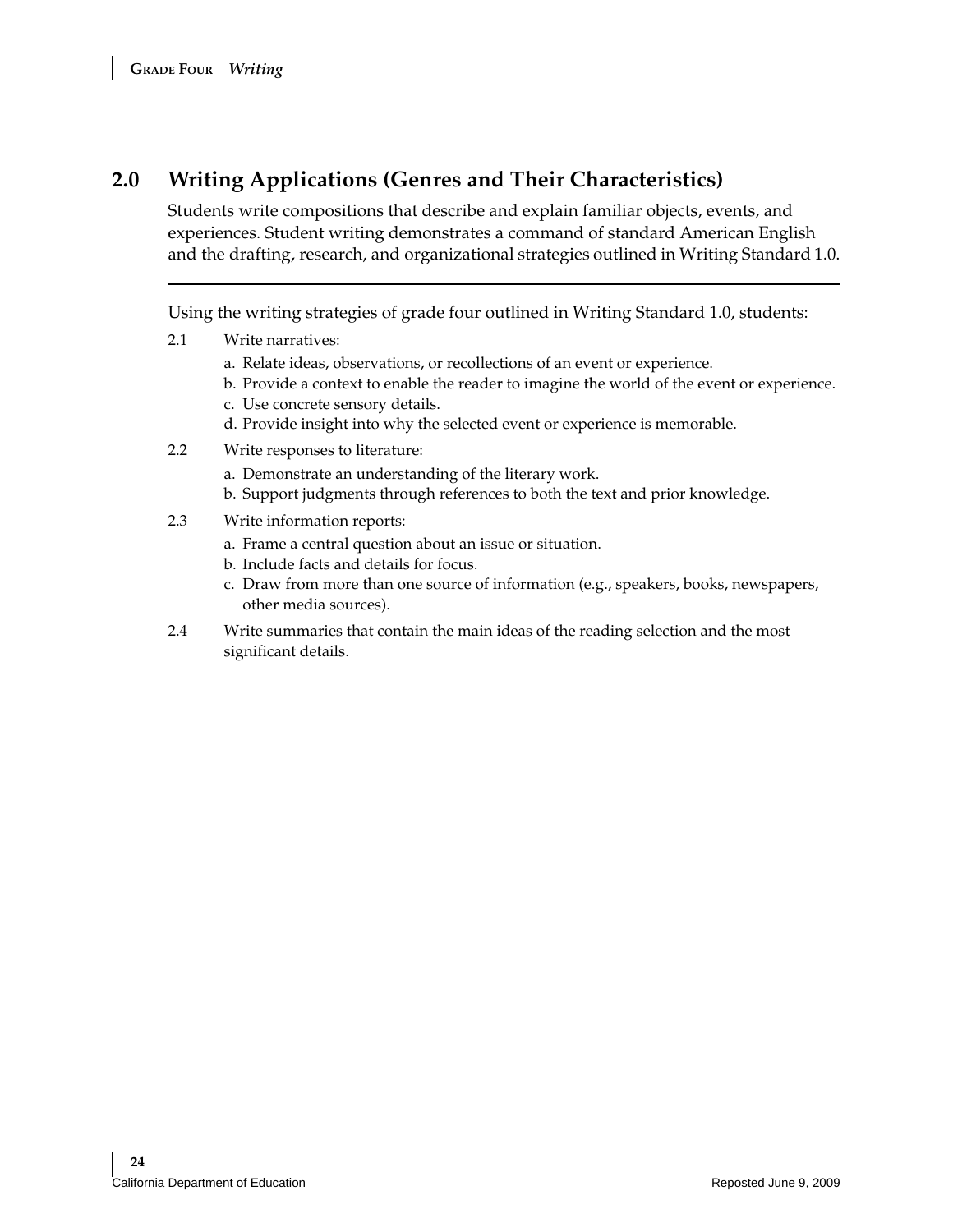## 2.0 Writing Applications (Genres and Their Characteristics)

Students write compositions that describe and explain familiar objects, events, and experiences. Student writing demonstrates a command of standard American English and the drafting, research, and organizational strategies outlined in Writing Standard 1.0.

---

Using the writing strategies of grade four outlined in Writing Standard 1.0, students:

2.1 Write narratives:

a. Relate ideas, observations, or recollections of an event or experience.
b. Provide a context to enable the reader to imagine the world of the event or experience.
c. Use concrete sensory details.
d. Provide insight into why the selected event or experience is memorable.

2.2 Write responses to literature:

a. Demonstrate an understanding of the literary work.
b. Support judgments through references to both the text and prior knowledge.

2.3 Write information reports:

a. Frame a central question about an issue or situation.
b. Include facts and details for focus.
c. Draw from more than one source of information (e.g., speakers, books, newspapers, other media sources).

2.4 Write summaries that contain the main ideas of the reading selection and the most significant details.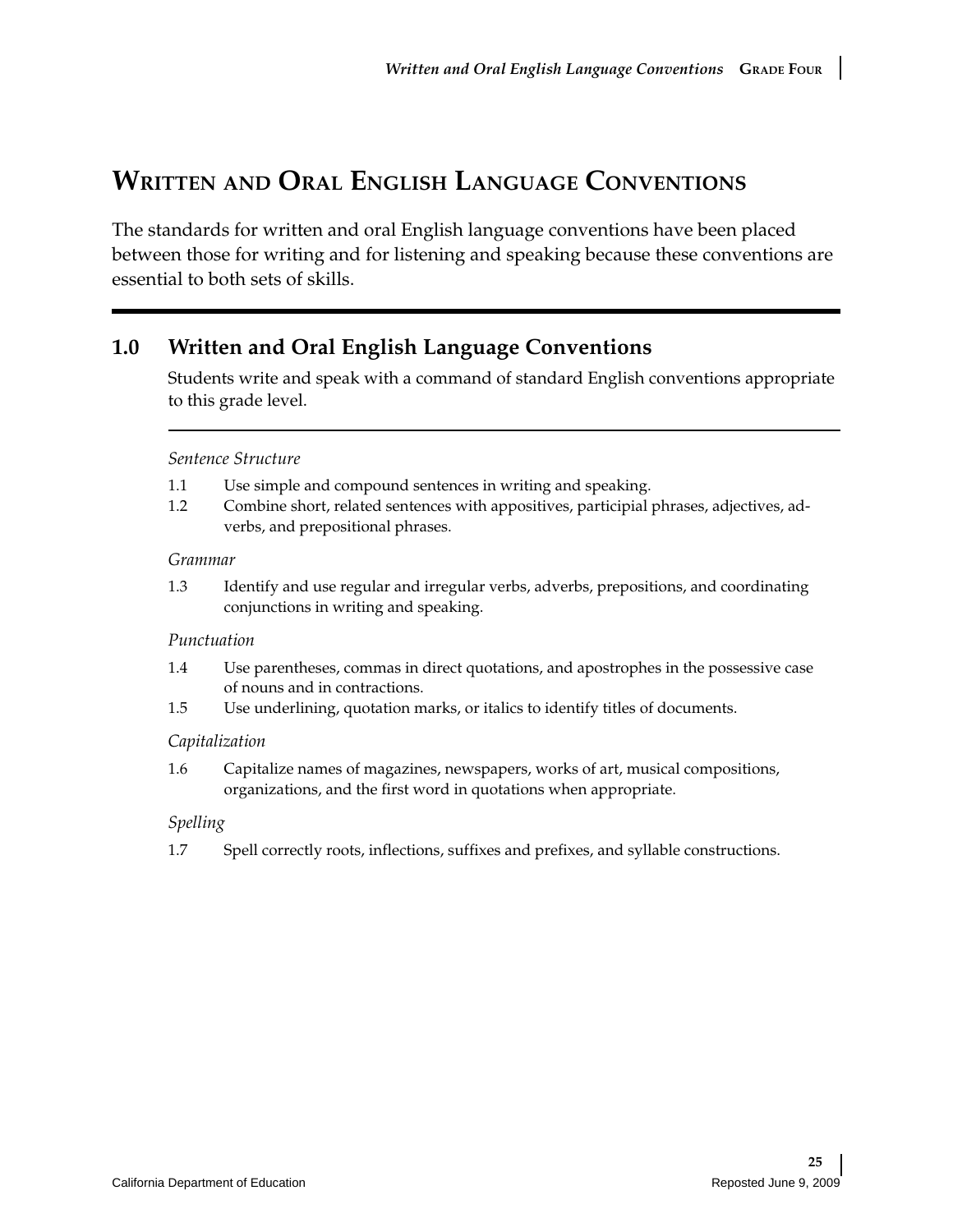# Written and Oral English Language Conventions

The standards for written and oral English language conventions have been placed between those for writing and for listening and speaking because these conventions are essential to both sets of skills.

## 1.0 Written and Oral English Language Conventions

Students write and speak with a command of standard English conventions appropriate to this grade level.

*Sentence Structure*

1.1 Use simple and compound sentences in writing and speaking.

1.2 Combine short, related sentences with appositives, participial phrases, adjectives, adverbs, and prepositional phrases.

*Grammar*

1.3 Identify and use regular and irregular verbs, adverbs, prepositions, and coordinating conjunctions in writing and speaking.

*Punctuation*

1.4 Use parentheses, commas in direct quotations, and apostrophes in the possessive case of nouns and in contractions.

1.5 Use underlining, quotation marks, or italics to identify titles of documents.

*Capitalization*

1.6 Capitalize names of magazines, newspapers, works of art, musical compositions, organizations, and the first word in quotations when appropriate.

*Spelling*

1.7 Spell correctly roots, inflections, suffixes and prefixes, and syllable constructions.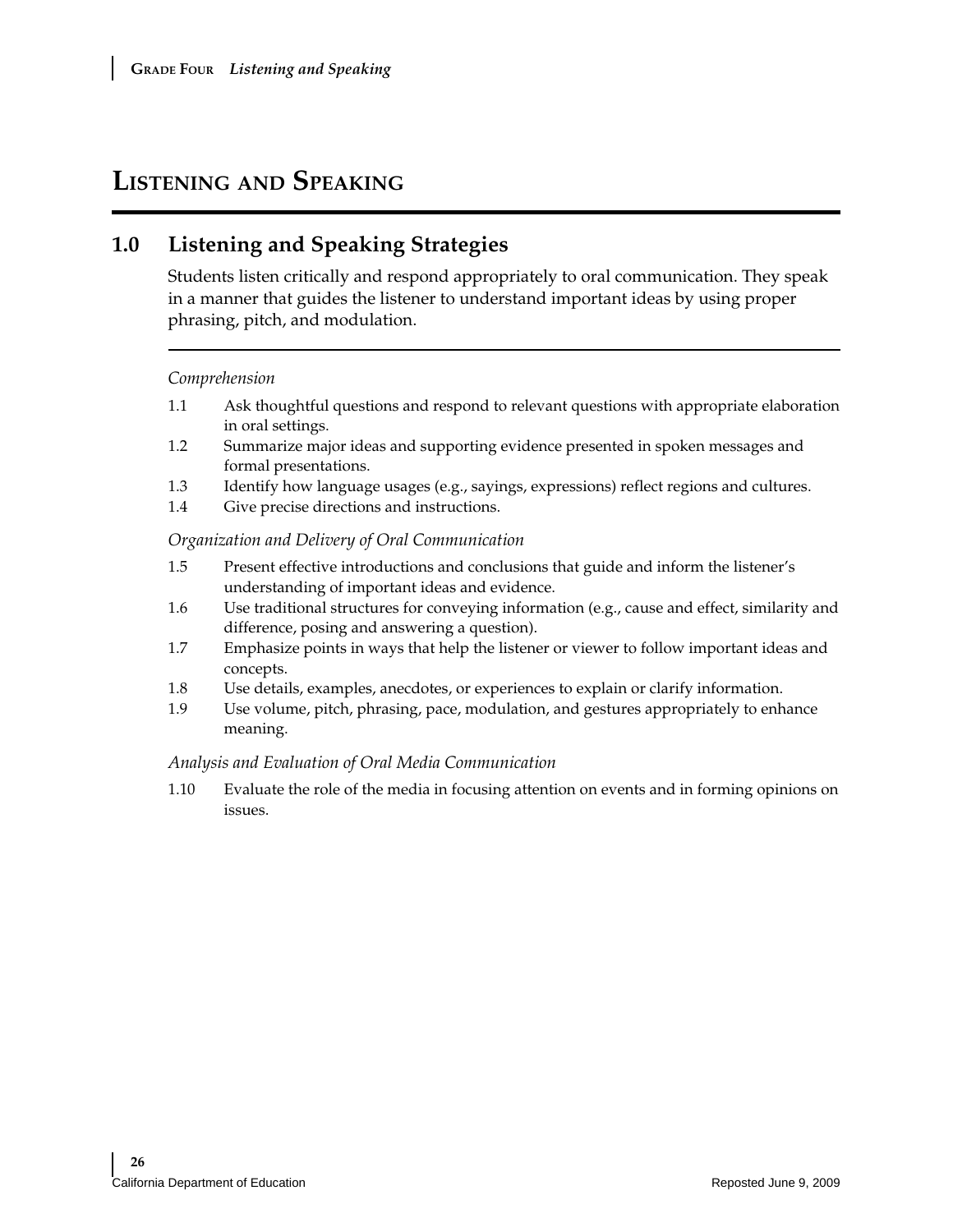# Listening and Speaking

## 1.0 Listening and Speaking Strategies

Students listen critically and respond appropriately to oral communication. They speak in a manner that guides the listener to understand important ideas by using proper phrasing, pitch, and modulation.

*Comprehension*

1.1 Ask thoughtful questions and respond to relevant questions with appropriate elaboration in oral settings.

1.2 Summarize major ideas and supporting evidence presented in spoken messages and formal presentations.

1.3 Identify how language usages (e.g., sayings, expressions) reflect regions and cultures.

1.4 Give precise directions and instructions.

*Organization and Delivery of Oral Communication*

1.5 Present effective introductions and conclusions that guide and inform the listener's understanding of important ideas and evidence.

1.6 Use traditional structures for conveying information (e.g., cause and effect, similarity and difference, posing and answering a question).

1.7 Emphasize points in ways that help the listener or viewer to follow important ideas and concepts.

1.8 Use details, examples, anecdotes, or experiences to explain or clarify information.

1.9 Use volume, pitch, phrasing, pace, modulation, and gestures appropriately to enhance meaning.

*Analysis and Evaluation of Oral Media Communication*

1.10 Evaluate the role of the media in focusing attention on events and in forming opinions on issues.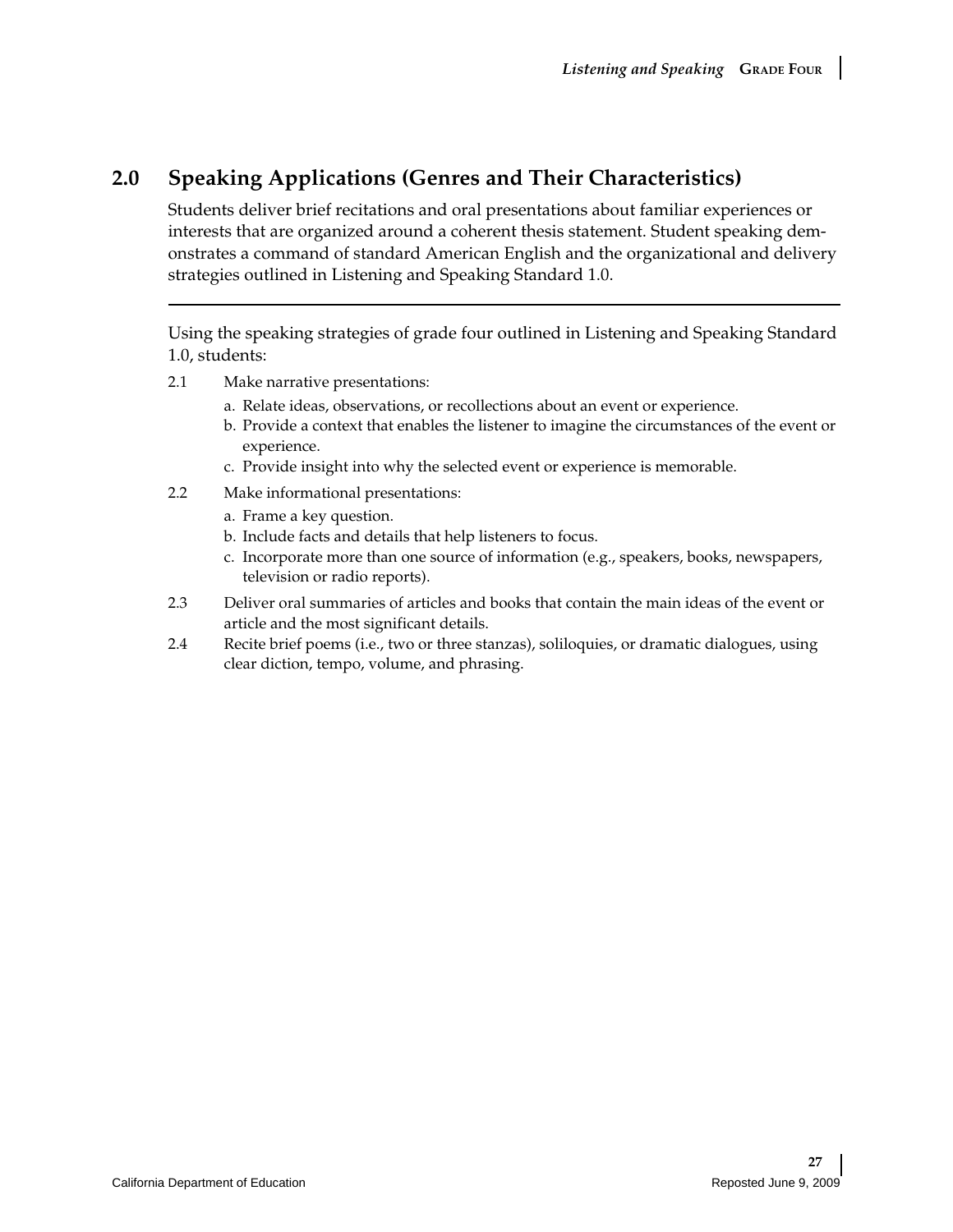## 2.0 Speaking Applications (Genres and Their Characteristics)

Students deliver brief recitations and oral presentations about familiar experiences or interests that are organized around a coherent thesis statement. Student speaking demonstrates a command of standard American English and the organizational and delivery strategies outlined in Listening and Speaking Standard 1.0.

---

Using the speaking strategies of grade four outlined in Listening and Speaking Standard 1.0, students:

2.1 Make narrative presentations:

   a. Relate ideas, observations, or recollections about an event or experience.
   b. Provide a context that enables the listener to imagine the circumstances of the event or experience.
   c. Provide insight into why the selected event or experience is memorable.

2.2 Make informational presentations:

   a. Frame a key question.
   b. Include facts and details that help listeners to focus.
   c. Incorporate more than one source of information (e.g., speakers, books, newspapers, television or radio reports).

2.3 Deliver oral summaries of articles and books that contain the main ideas of the event or article and the most significant details.

2.4 Recite brief poems (i.e., two or three stanzas), soliloquies, or dramatic dialogues, using clear diction, tempo, volume, and phrasing.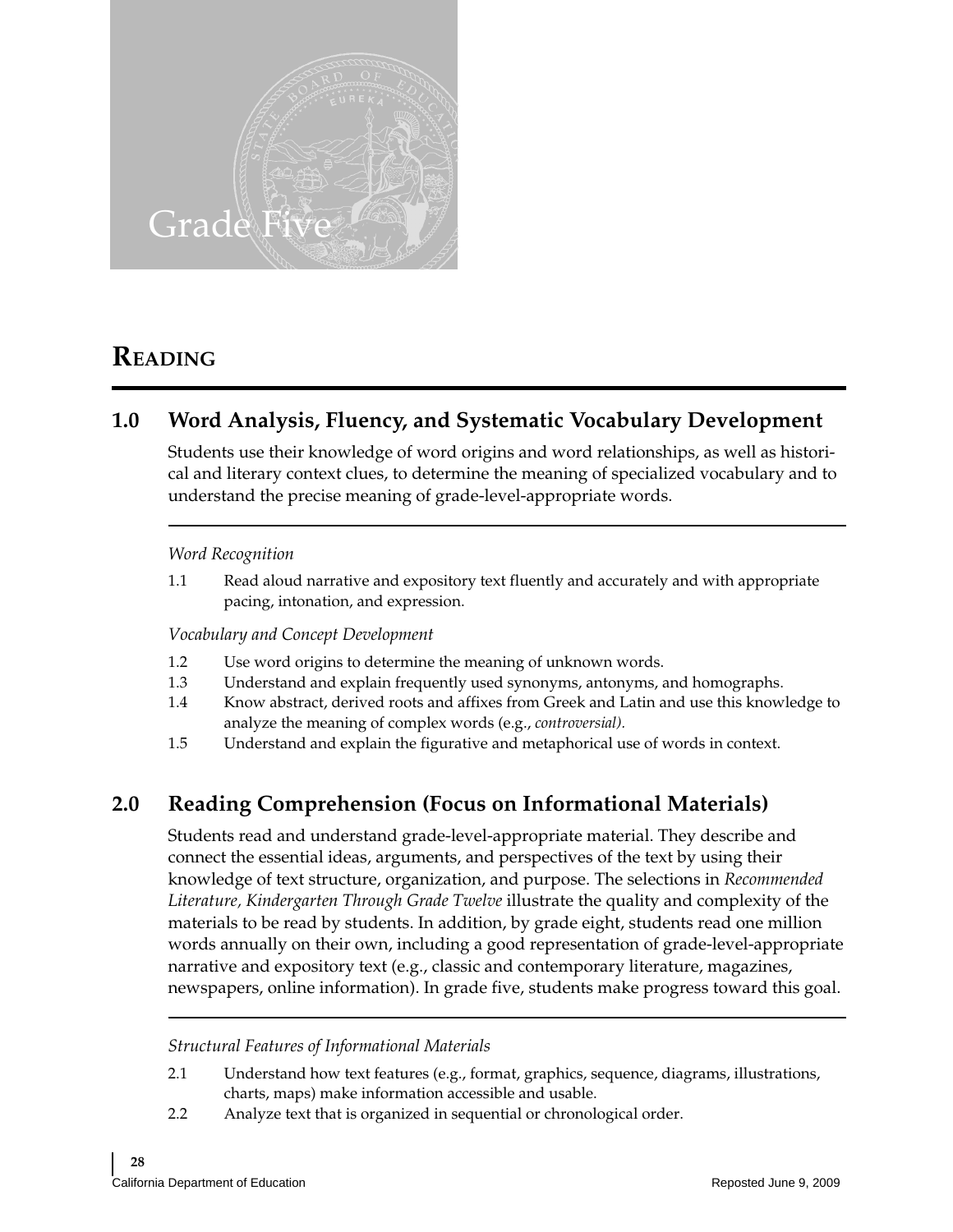# Grade Five

## Reading

### 1.0 Word Analysis, Fluency, and Systematic Vocabulary Development

Students use their knowledge of word origins and word relationships, as well as historical and literary context clues, to determine the meaning of specialized vocabulary and to understand the precise meaning of grade-level-appropriate words.

*Word Recognition*

1.1 Read aloud narrative and expository text fluently and accurately and with appropriate pacing, intonation, and expression.

*Vocabulary and Concept Development*

1.2 Use word origins to determine the meaning of unknown words.
1.3 Understand and explain frequently used synonyms, antonyms, and homographs.
1.4 Know abstract, derived roots and affixes from Greek and Latin and use this knowledge to analyze the meaning of complex words (e.g., *controversial).*
1.5 Understand and explain the figurative and metaphorical use of words in context.

### 2.0 Reading Comprehension (Focus on Informational Materials)

Students read and understand grade-level-appropriate material. They describe and connect the essential ideas, arguments, and perspectives of the text by using their knowledge of text structure, organization, and purpose. The selections in *Recommended Literature, Kindergarten Through Grade Twelve* illustrate the quality and complexity of the materials to be read by students. In addition, by grade eight, students read one million words annually on their own, including a good representation of grade-level-appropriate narrative and expository text (e.g., classic and contemporary literature, magazines, newspapers, online information). In grade five, students make progress toward this goal.

*Structural Features of Informational Materials*

2.1 Understand how text features (e.g., format, graphics, sequence, diagrams, illustrations, charts, maps) make information accessible and usable.
2.2 Analyze text that is organized in sequential or chronological order.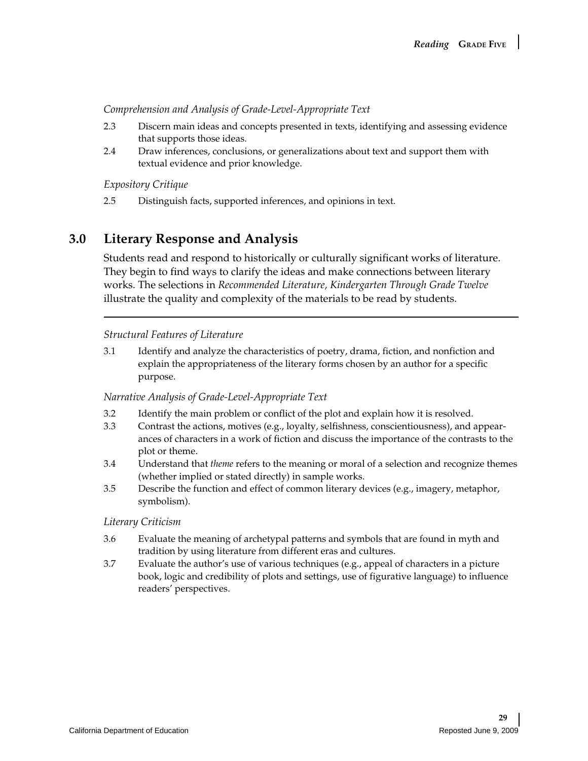*Comprehension and Analysis of Grade-Level-Appropriate Text*

2.3 Discern main ideas and concepts presented in texts, identifying and assessing evidence that supports those ideas.

2.4 Draw inferences, conclusions, or generalizations about text and support them with textual evidence and prior knowledge.

*Expository Critique*

2.5 Distinguish facts, supported inferences, and opinions in text.

## 3.0 Literary Response and Analysis

Students read and respond to historically or culturally significant works of literature. They begin to find ways to clarify the ideas and make connections between literary works. The selections in *Recommended Literature, Kindergarten Through Grade Twelve* illustrate the quality and complexity of the materials to be read by students.

*Structural Features of Literature*

3.1 Identify and analyze the characteristics of poetry, drama, fiction, and nonfiction and explain the appropriateness of the literary forms chosen by an author for a specific purpose.

*Narrative Analysis of Grade-Level-Appropriate Text*

3.2 Identify the main problem or conflict of the plot and explain how it is resolved.

3.3 Contrast the actions, motives (e.g., loyalty, selfishness, conscientiousness), and appearances of characters in a work of fiction and discuss the importance of the contrasts to the plot or theme.

3.4 Understand that *theme* refers to the meaning or moral of a selection and recognize themes (whether implied or stated directly) in sample works.

3.5 Describe the function and effect of common literary devices (e.g., imagery, metaphor, symbolism).

*Literary Criticism*

3.6 Evaluate the meaning of archetypal patterns and symbols that are found in myth and tradition by using literature from different eras and cultures.

3.7 Evaluate the author's use of various techniques (e.g., appeal of characters in a picture book, logic and credibility of plots and settings, use of figurative language) to influence readers' perspectives.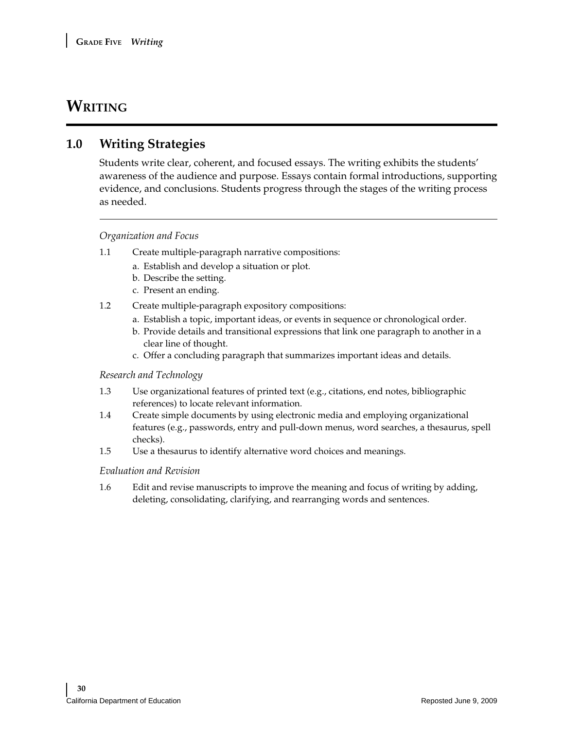# WRITING

## 1.0 Writing Strategies

Students write clear, coherent, and focused essays. The writing exhibits the students' awareness of the audience and purpose. Essays contain formal introductions, supporting evidence, and conclusions. Students progress through the stages of the writing process as needed.

*Organization and Focus*

1.1 Create multiple-paragraph narrative compositions:
   a. Establish and develop a situation or plot.
   b. Describe the setting.
   c. Present an ending.

1.2 Create multiple-paragraph expository compositions:
   a. Establish a topic, important ideas, or events in sequence or chronological order.
   b. Provide details and transitional expressions that link one paragraph to another in a clear line of thought.
   c. Offer a concluding paragraph that summarizes important ideas and details.

*Research and Technology*

1.3 Use organizational features of printed text (e.g., citations, end notes, bibliographic references) to locate relevant information.

1.4 Create simple documents by using electronic media and employing organizational features (e.g., passwords, entry and pull-down menus, word searches, a thesaurus, spell checks).

1.5 Use a thesaurus to identify alternative word choices and meanings.

*Evaluation and Revision*

1.6 Edit and revise manuscripts to improve the meaning and focus of writing by adding, deleting, consolidating, clarifying, and rearranging words and sentences.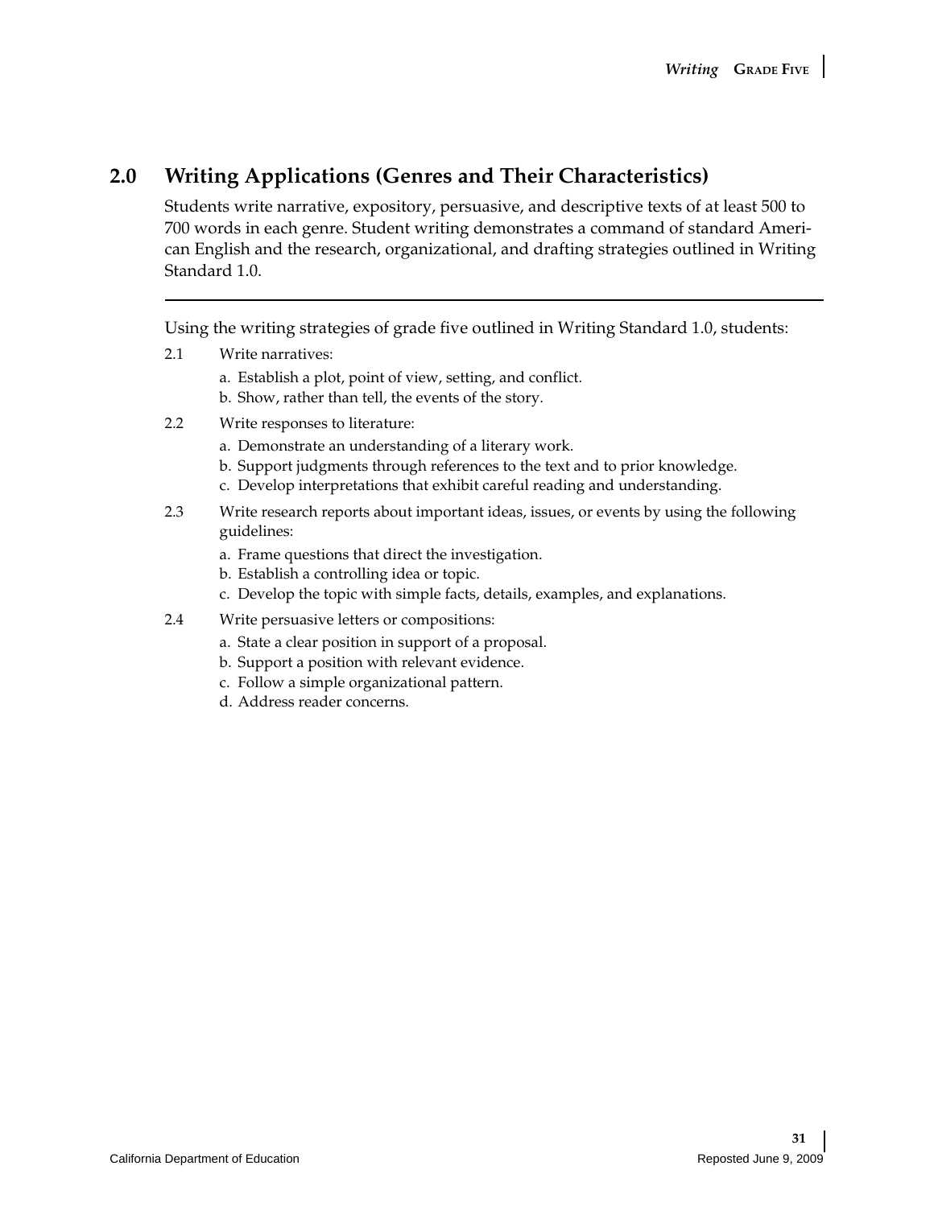## 2.0 Writing Applications (Genres and Their Characteristics)

Students write narrative, expository, persuasive, and descriptive texts of at least 500 to 700 words in each genre. Student writing demonstrates a command of standard American English and the research, organizational, and drafting strategies outlined in Writing Standard 1.0.

---

Using the writing strategies of grade five outlined in Writing Standard 1.0, students:

2.1 Write narratives:
- a. Establish a plot, point of view, setting, and conflict.
- b. Show, rather than tell, the events of the story.

2.2 Write responses to literature:
- a. Demonstrate an understanding of a literary work.
- b. Support judgments through references to the text and to prior knowledge.
- c. Develop interpretations that exhibit careful reading and understanding.

2.3 Write research reports about important ideas, issues, or events by using the following guidelines:
- a. Frame questions that direct the investigation.
- b. Establish a controlling idea or topic.
- c. Develop the topic with simple facts, details, examples, and explanations.

2.4 Write persuasive letters or compositions:
- a. State a clear position in support of a proposal.
- b. Support a position with relevant evidence.
- c. Follow a simple organizational pattern.
- d. Address reader concerns.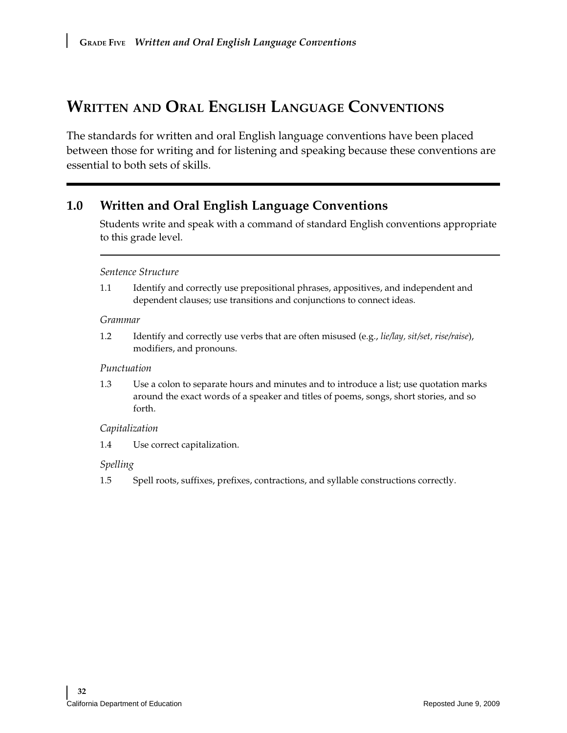# Written and Oral English Language Conventions

The standards for written and oral English language conventions have been placed between those for writing and for listening and speaking because these conventions are essential to both sets of skills.

## 1.0 Written and Oral English Language Conventions

Students write and speak with a command of standard English conventions appropriate to this grade level.

*Sentence Structure*

1.1 Identify and correctly use prepositional phrases, appositives, and independent and dependent clauses; use transitions and conjunctions to connect ideas.

*Grammar*

1.2 Identify and correctly use verbs that are often misused (e.g., *lie/lay, sit/set, rise/raise*), modifiers, and pronouns.

*Punctuation*

1.3 Use a colon to separate hours and minutes and to introduce a list; use quotation marks around the exact words of a speaker and titles of poems, songs, short stories, and so forth.

*Capitalization*

1.4 Use correct capitalization.

*Spelling*

1.5 Spell roots, suffixes, prefixes, contractions, and syllable constructions correctly.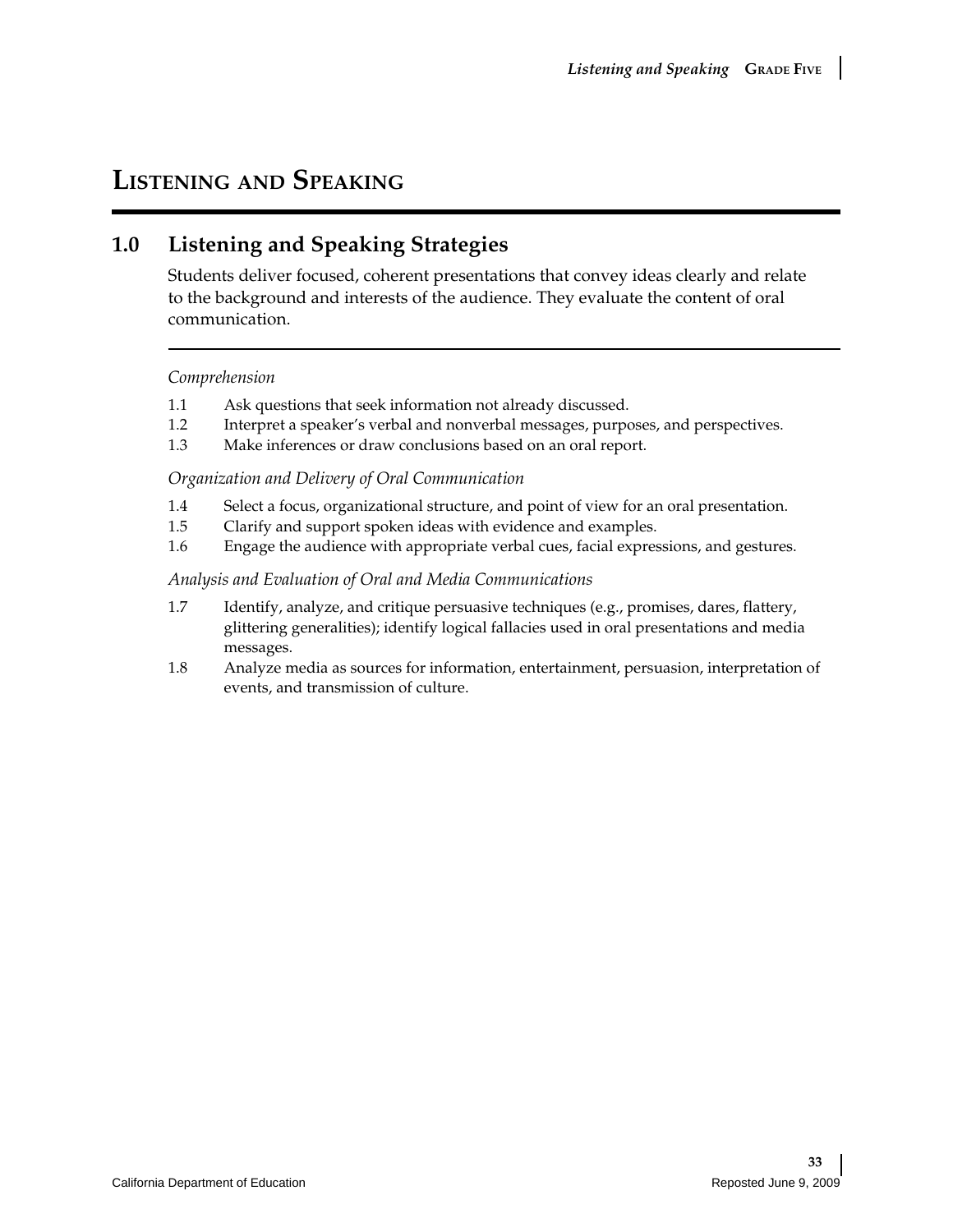# Listening and Speaking

## 1.0 Listening and Speaking Strategies

Students deliver focused, coherent presentations that convey ideas clearly and relate to the background and interests of the audience. They evaluate the content of oral communication.

*Comprehension*

1.1 Ask questions that seek information not already discussed.
1.2 Interpret a speaker's verbal and nonverbal messages, purposes, and perspectives.
1.3 Make inferences or draw conclusions based on an oral report.

*Organization and Delivery of Oral Communication*

1.4 Select a focus, organizational structure, and point of view for an oral presentation.
1.5 Clarify and support spoken ideas with evidence and examples.
1.6 Engage the audience with appropriate verbal cues, facial expressions, and gestures.

*Analysis and Evaluation of Oral and Media Communications*

1.7 Identify, analyze, and critique persuasive techniques (e.g., promises, dares, flattery, glittering generalities); identify logical fallacies used in oral presentations and media messages.
1.8 Analyze media as sources for information, entertainment, persuasion, interpretation of events, and transmission of culture.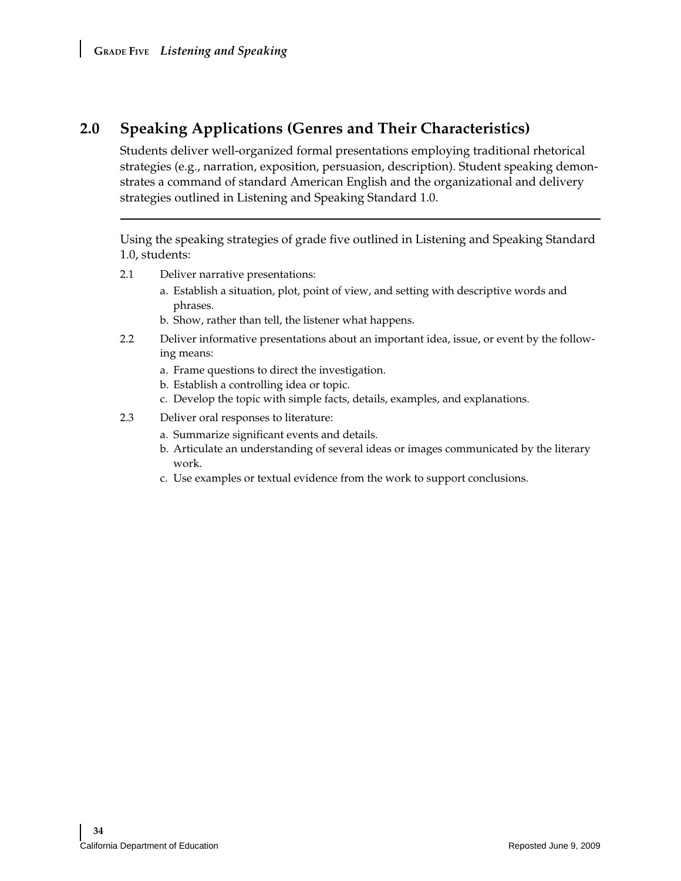## 2.0 Speaking Applications (Genres and Their Characteristics)

Students deliver well-organized formal presentations employing traditional rhetorical strategies (e.g., narration, exposition, persuasion, description). Student speaking demonstrates a command of standard American English and the organizational and delivery strategies outlined in Listening and Speaking Standard 1.0.

---

Using the speaking strategies of grade five outlined in Listening and Speaking Standard 1.0, students:

2.1 Deliver narrative presentations:
   a. Establish a situation, plot, point of view, and setting with descriptive words and phrases.
   b. Show, rather than tell, the listener what happens.

2.2 Deliver informative presentations about an important idea, issue, or event by the following means:
   a. Frame questions to direct the investigation.
   b. Establish a controlling idea or topic.
   c. Develop the topic with simple facts, details, examples, and explanations.

2.3 Deliver oral responses to literature:
   a. Summarize significant events and details.
   b. Articulate an understanding of several ideas or images communicated by the literary work.
   c. Use examples or textual evidence from the work to support conclusions.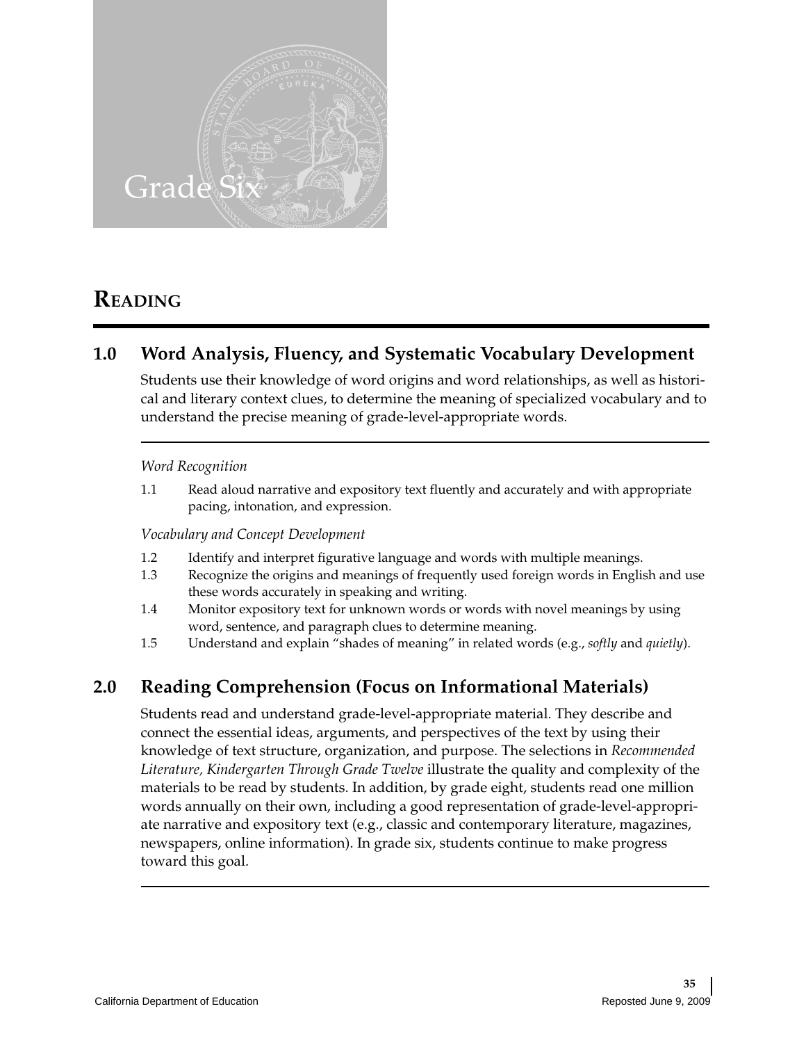# Grade Six

## READING

### 1.0 Word Analysis, Fluency, and Systematic Vocabulary Development

Students use their knowledge of word origins and word relationships, as well as historical and literary context clues, to determine the meaning of specialized vocabulary and to understand the precise meaning of grade-level-appropriate words.

*Word Recognition*

1.1 Read aloud narrative and expository text fluently and accurately and with appropriate pacing, intonation, and expression.

*Vocabulary and Concept Development*

1.2 Identify and interpret figurative language and words with multiple meanings.

1.3 Recognize the origins and meanings of frequently used foreign words in English and use these words accurately in speaking and writing.

1.4 Monitor expository text for unknown words or words with novel meanings by using word, sentence, and paragraph clues to determine meaning.

1.5 Understand and explain "shades of meaning" in related words (e.g., *softly* and *quietly*).

### 2.0 Reading Comprehension (Focus on Informational Materials)

Students read and understand grade-level-appropriate material. They describe and connect the essential ideas, arguments, and perspectives of the text by using their knowledge of text structure, organization, and purpose. The selections in *Recommended Literature, Kindergarten Through Grade Twelve* illustrate the quality and complexity of the materials to be read by students. In addition, by grade eight, students read one million words annually on their own, including a good representation of grade-level-appropriate narrative and expository text (e.g., classic and contemporary literature, magazines, newspapers, online information). In grade six, students continue to make progress toward this goal.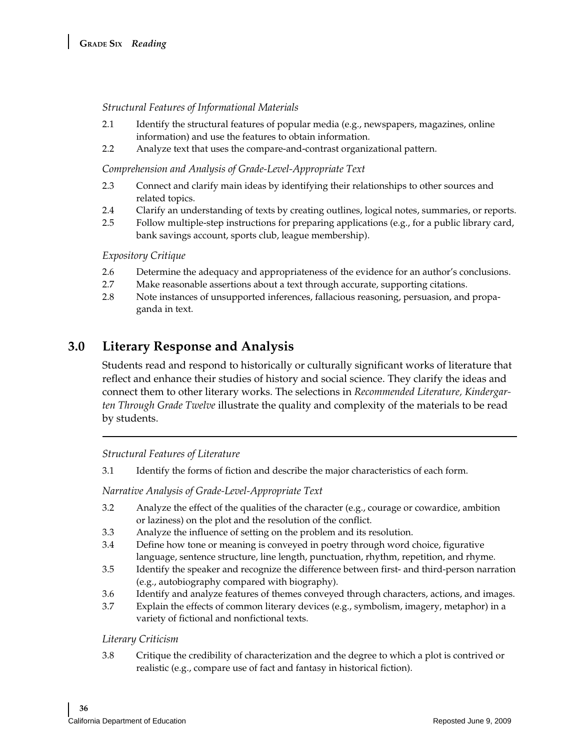*Structural Features of Informational Materials*

2.1 Identify the structural features of popular media (e.g., newspapers, magazines, online information) and use the features to obtain information.

2.2 Analyze text that uses the compare-and-contrast organizational pattern.

*Comprehension and Analysis of Grade-Level-Appropriate Text*

2.3 Connect and clarify main ideas by identifying their relationships to other sources and related topics.

2.4 Clarify an understanding of texts by creating outlines, logical notes, summaries, or reports.

2.5 Follow multiple-step instructions for preparing applications (e.g., for a public library card, bank savings account, sports club, league membership).

*Expository Critique*

2.6 Determine the adequacy and appropriateness of the evidence for an author's conclusions.

2.7 Make reasonable assertions about a text through accurate, supporting citations.

2.8 Note instances of unsupported inferences, fallacious reasoning, persuasion, and propaganda in text.

## 3.0 Literary Response and Analysis

Students read and respond to historically or culturally significant works of literature that reflect and enhance their studies of history and social science. They clarify the ideas and connect them to other literary works. The selections in *Recommended Literature, Kindergarten Through Grade Twelve* illustrate the quality and complexity of the materials to be read by students.

*Structural Features of Literature*

3.1 Identify the forms of fiction and describe the major characteristics of each form.

*Narrative Analysis of Grade-Level-Appropriate Text*

3.2 Analyze the effect of the qualities of the character (e.g., courage or cowardice, ambition or laziness) on the plot and the resolution of the conflict.

3.3 Analyze the influence of setting on the problem and its resolution.

3.4 Define how tone or meaning is conveyed in poetry through word choice, figurative language, sentence structure, line length, punctuation, rhythm, repetition, and rhyme.

3.5 Identify the speaker and recognize the difference between first- and third-person narration (e.g., autobiography compared with biography).

3.6 Identify and analyze features of themes conveyed through characters, actions, and images.

3.7 Explain the effects of common literary devices (e.g., symbolism, imagery, metaphor) in a variety of fictional and nonfictional texts.

*Literary Criticism*

3.8 Critique the credibility of characterization and the degree to which a plot is contrived or realistic (e.g., compare use of fact and fantasy in historical fiction).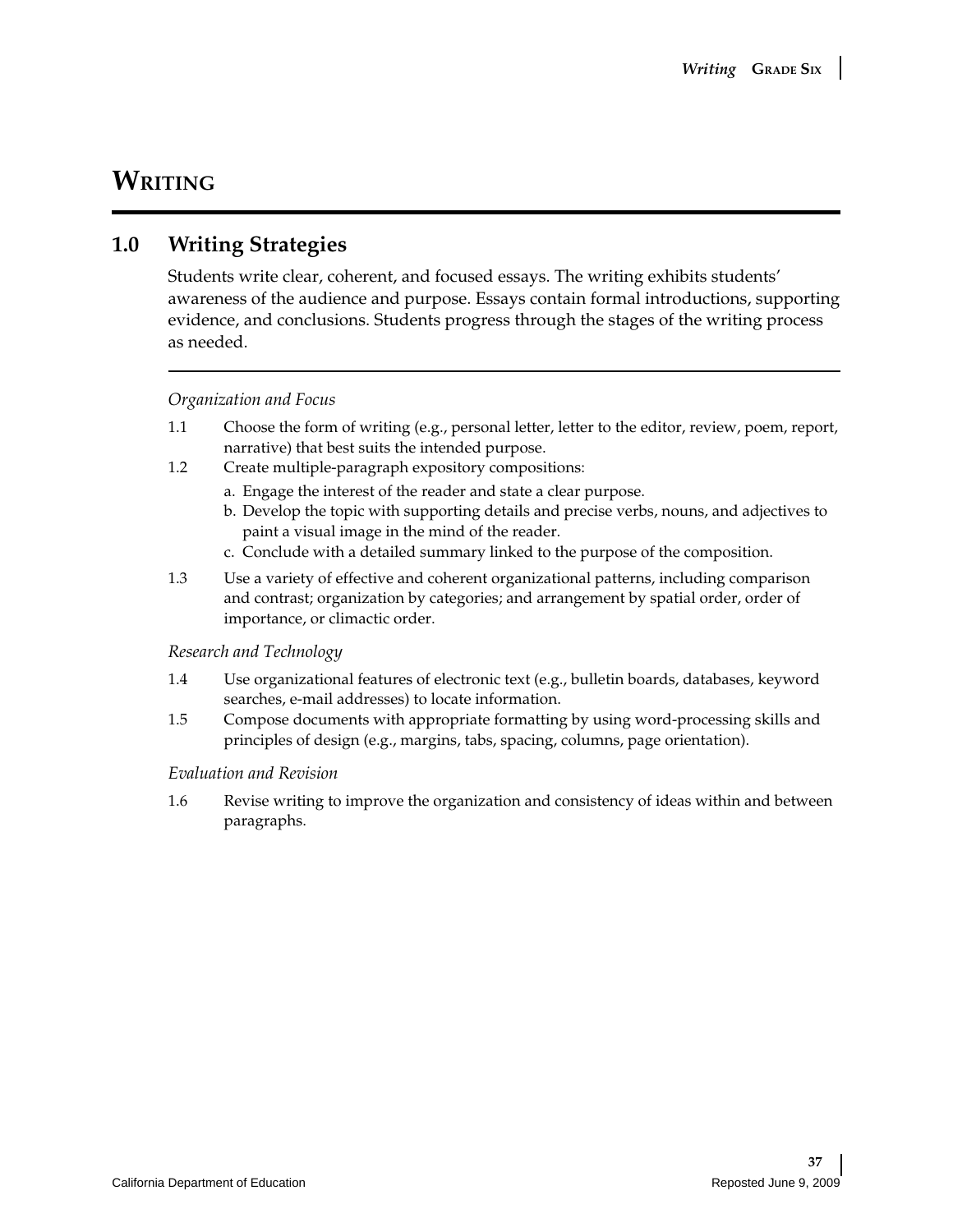# WRITING

## 1.0 Writing Strategies

Students write clear, coherent, and focused essays. The writing exhibits students' awareness of the audience and purpose. Essays contain formal introductions, supporting evidence, and conclusions. Students progress through the stages of the writing process as needed.

*Organization and Focus*

1.1 Choose the form of writing (e.g., personal letter, letter to the editor, review, poem, report, narrative) that best suits the intended purpose.

1.2 Create multiple-paragraph expository compositions:
   a. Engage the interest of the reader and state a clear purpose.
   b. Develop the topic with supporting details and precise verbs, nouns, and adjectives to paint a visual image in the mind of the reader.
   c. Conclude with a detailed summary linked to the purpose of the composition.

1.3 Use a variety of effective and coherent organizational patterns, including comparison and contrast; organization by categories; and arrangement by spatial order, order of importance, or climactic order.

*Research and Technology*

1.4 Use organizational features of electronic text (e.g., bulletin boards, databases, keyword searches, e-mail addresses) to locate information.

1.5 Compose documents with appropriate formatting by using word-processing skills and principles of design (e.g., margins, tabs, spacing, columns, page orientation).

*Evaluation and Revision*

1.6 Revise writing to improve the organization and consistency of ideas within and between paragraphs.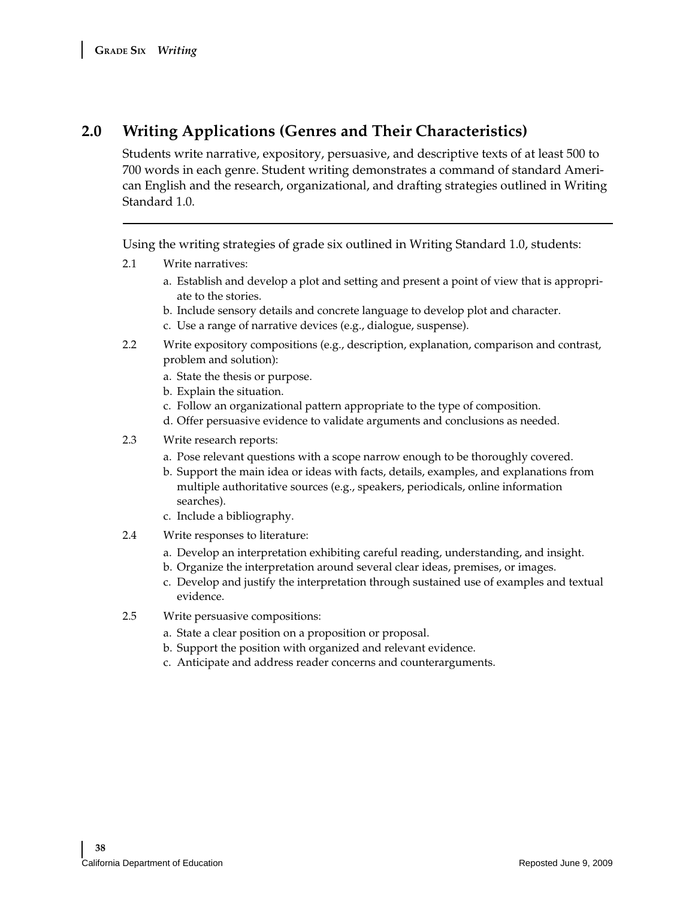## 2.0 Writing Applications (Genres and Their Characteristics)

Students write narrative, expository, persuasive, and descriptive texts of at least 500 to 700 words in each genre. Student writing demonstrates a command of standard American English and the research, organizational, and drafting strategies outlined in Writing Standard 1.0.

---

Using the writing strategies of grade six outlined in Writing Standard 1.0, students:

2.1 Write narratives:

a. Establish and develop a plot and setting and present a point of view that is appropriate to the stories.
b. Include sensory details and concrete language to develop plot and character.
c. Use a range of narrative devices (e.g., dialogue, suspense).

2.2 Write expository compositions (e.g., description, explanation, comparison and contrast, problem and solution):

a. State the thesis or purpose.
b. Explain the situation.
c. Follow an organizational pattern appropriate to the type of composition.
d. Offer persuasive evidence to validate arguments and conclusions as needed.

2.3 Write research reports:

a. Pose relevant questions with a scope narrow enough to be thoroughly covered.
b. Support the main idea or ideas with facts, details, examples, and explanations from multiple authoritative sources (e.g., speakers, periodicals, online information searches).
c. Include a bibliography.

2.4 Write responses to literature:

a. Develop an interpretation exhibiting careful reading, understanding, and insight.
b. Organize the interpretation around several clear ideas, premises, or images.
c. Develop and justify the interpretation through sustained use of examples and textual evidence.

2.5 Write persuasive compositions:

a. State a clear position on a proposition or proposal.
b. Support the position with organized and relevant evidence.
c. Anticipate and address reader concerns and counterarguments.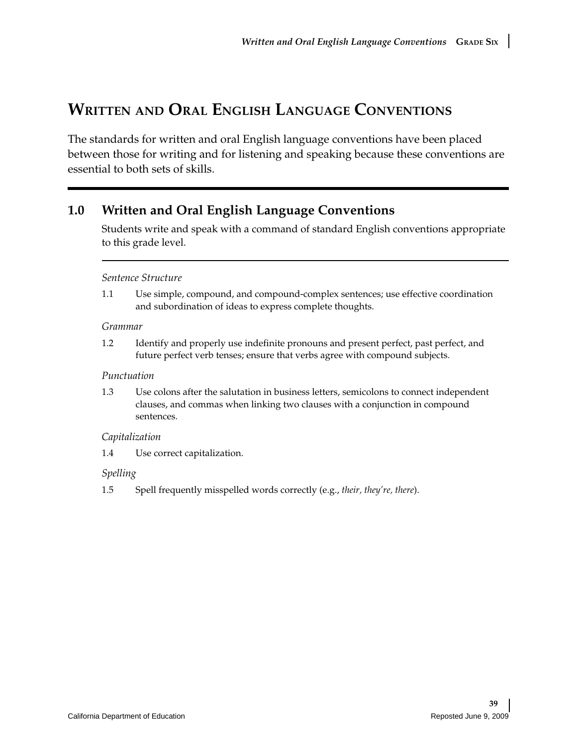# Written and Oral English Language Conventions

The standards for written and oral English language conventions have been placed between those for writing and for listening and speaking because these conventions are essential to both sets of skills.

## 1.0 Written and Oral English Language Conventions

Students write and speak with a command of standard English conventions appropriate to this grade level.

*Sentence Structure*

1.1 Use simple, compound, and compound-complex sentences; use effective coordination and subordination of ideas to express complete thoughts.

*Grammar*

1.2 Identify and properly use indefinite pronouns and present perfect, past perfect, and future perfect verb tenses; ensure that verbs agree with compound subjects.

*Punctuation*

1.3 Use colons after the salutation in business letters, semicolons to connect independent clauses, and commas when linking two clauses with a conjunction in compound sentences.

*Capitalization*

1.4 Use correct capitalization.

*Spelling*

1.5 Spell frequently misspelled words correctly (e.g., *their, they're, there*).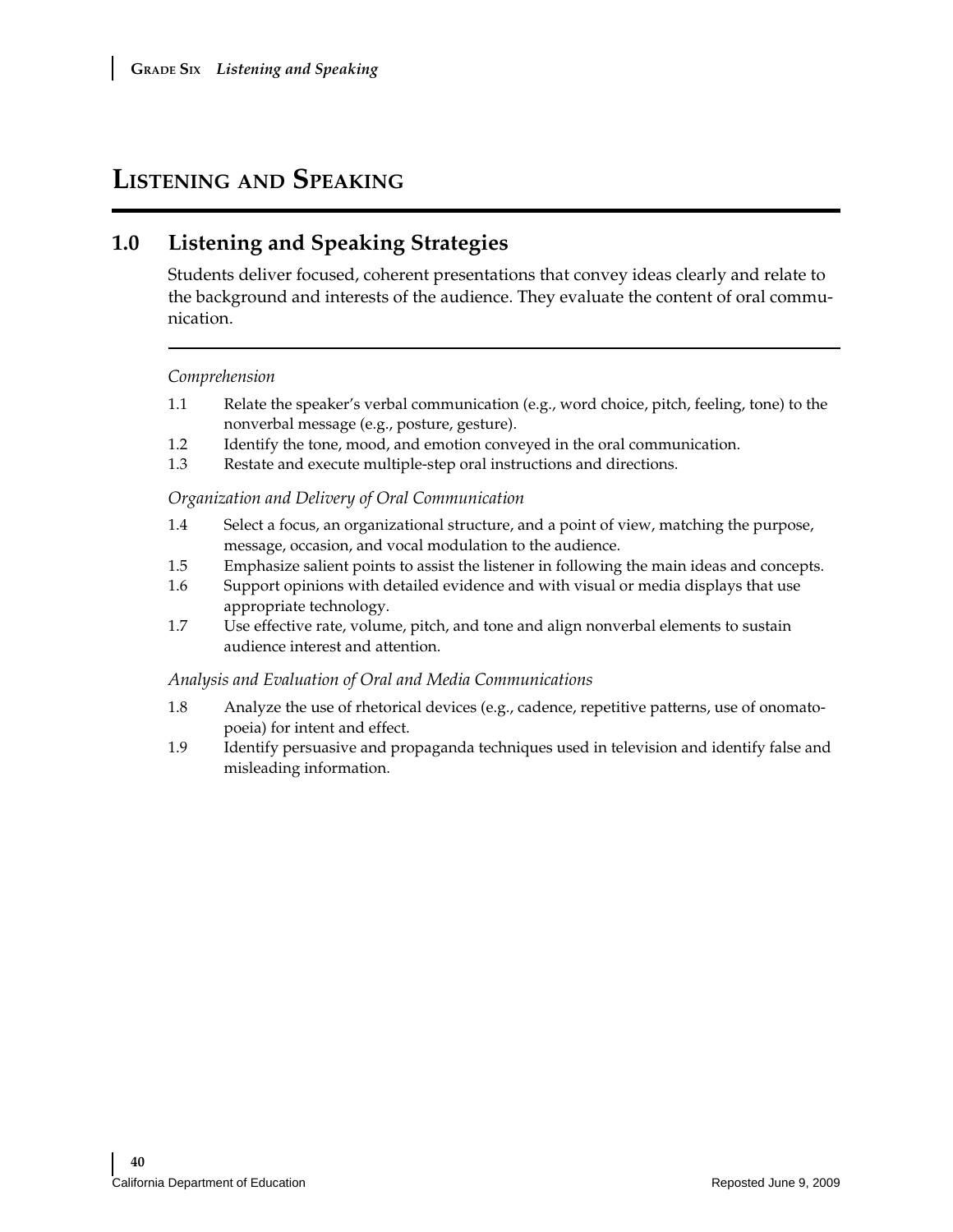# Listening and Speaking

## 1.0 Listening and Speaking Strategies

Students deliver focused, coherent presentations that convey ideas clearly and relate to the background and interests of the audience. They evaluate the content of oral communication.

*Comprehension*

1.1 Relate the speaker's verbal communication (e.g., word choice, pitch, feeling, tone) to the nonverbal message (e.g., posture, gesture).

1.2 Identify the tone, mood, and emotion conveyed in the oral communication.

1.3 Restate and execute multiple-step oral instructions and directions.

*Organization and Delivery of Oral Communication*

1.4 Select a focus, an organizational structure, and a point of view, matching the purpose, message, occasion, and vocal modulation to the audience.

1.5 Emphasize salient points to assist the listener in following the main ideas and concepts.

1.6 Support opinions with detailed evidence and with visual or media displays that use appropriate technology.

1.7 Use effective rate, volume, pitch, and tone and align nonverbal elements to sustain audience interest and attention.

*Analysis and Evaluation of Oral and Media Communications*

1.8 Analyze the use of rhetorical devices (e.g., cadence, repetitive patterns, use of onomatopoeia) for intent and effect.

1.9 Identify persuasive and propaganda techniques used in television and identify false and misleading information.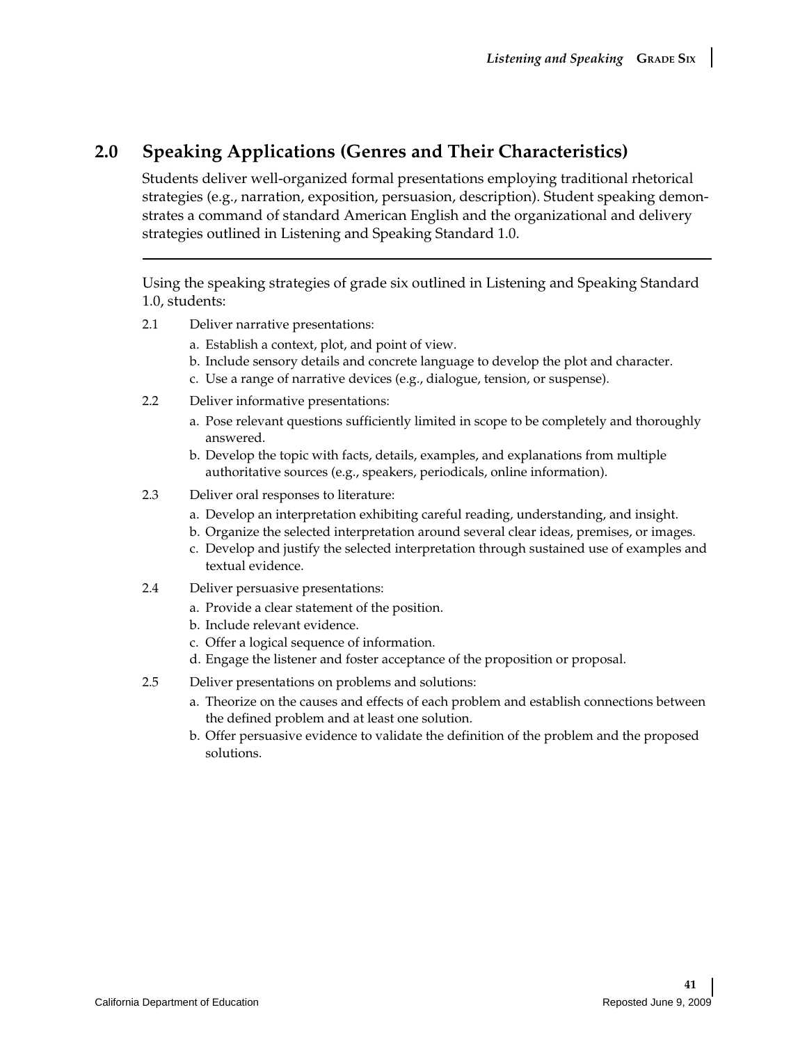## 2.0 Speaking Applications (Genres and Their Characteristics)

Students deliver well-organized formal presentations employing traditional rhetorical strategies (e.g., narration, exposition, persuasion, description). Student speaking demonstrates a command of standard American English and the organizational and delivery strategies outlined in Listening and Speaking Standard 1.0.

---

Using the speaking strategies of grade six outlined in Listening and Speaking Standard 1.0, students:

2.1 Deliver narrative presentations:

a. Establish a context, plot, and point of view.
b. Include sensory details and concrete language to develop the plot and character.
c. Use a range of narrative devices (e.g., dialogue, tension, or suspense).

2.2 Deliver informative presentations:

a. Pose relevant questions sufficiently limited in scope to be completely and thoroughly answered.
b. Develop the topic with facts, details, examples, and explanations from multiple authoritative sources (e.g., speakers, periodicals, online information).

2.3 Deliver oral responses to literature:

a. Develop an interpretation exhibiting careful reading, understanding, and insight.
b. Organize the selected interpretation around several clear ideas, premises, or images.
c. Develop and justify the selected interpretation through sustained use of examples and textual evidence.

2.4 Deliver persuasive presentations:

a. Provide a clear statement of the position.
b. Include relevant evidence.
c. Offer a logical sequence of information.
d. Engage the listener and foster acceptance of the proposition or proposal.

2.5 Deliver presentations on problems and solutions:

a. Theorize on the causes and effects of each problem and establish connections between the defined problem and at least one solution.
b. Offer persuasive evidence to validate the definition of the problem and the proposed solutions.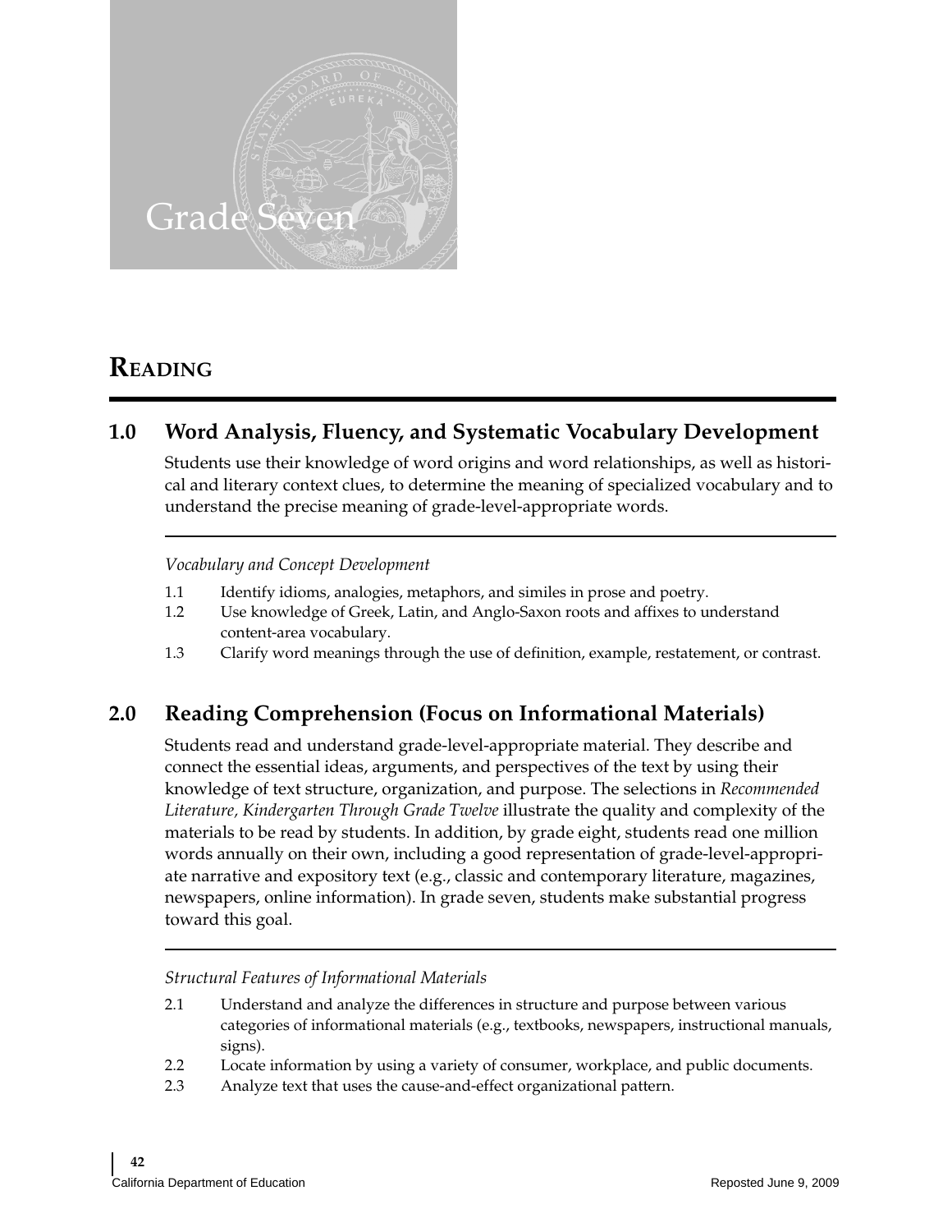# Grade Seven

## Reading

### 1.0 Word Analysis, Fluency, and Systematic Vocabulary Development

Students use their knowledge of word origins and word relationships, as well as historical and literary context clues, to determine the meaning of specialized vocabulary and to understand the precise meaning of grade-level-appropriate words.

*Vocabulary and Concept Development*

1.1 Identify idioms, analogies, metaphors, and similes in prose and poetry.

1.2 Use knowledge of Greek, Latin, and Anglo-Saxon roots and affixes to understand content-area vocabulary.

1.3 Clarify word meanings through the use of definition, example, restatement, or contrast.

### 2.0 Reading Comprehension (Focus on Informational Materials)

Students read and understand grade-level-appropriate material. They describe and connect the essential ideas, arguments, and perspectives of the text by using their knowledge of text structure, organization, and purpose. The selections in *Recommended Literature, Kindergarten Through Grade Twelve* illustrate the quality and complexity of the materials to be read by students. In addition, by grade eight, students read one million words annually on their own, including a good representation of grade-level-appropriate narrative and expository text (e.g., classic and contemporary literature, magazines, newspapers, online information). In grade seven, students make substantial progress toward this goal.

*Structural Features of Informational Materials*

2.1 Understand and analyze the differences in structure and purpose between various categories of informational materials (e.g., textbooks, newspapers, instructional manuals, signs).

2.2 Locate information by using a variety of consumer, workplace, and public documents.

2.3 Analyze text that uses the cause-and-effect organizational pattern.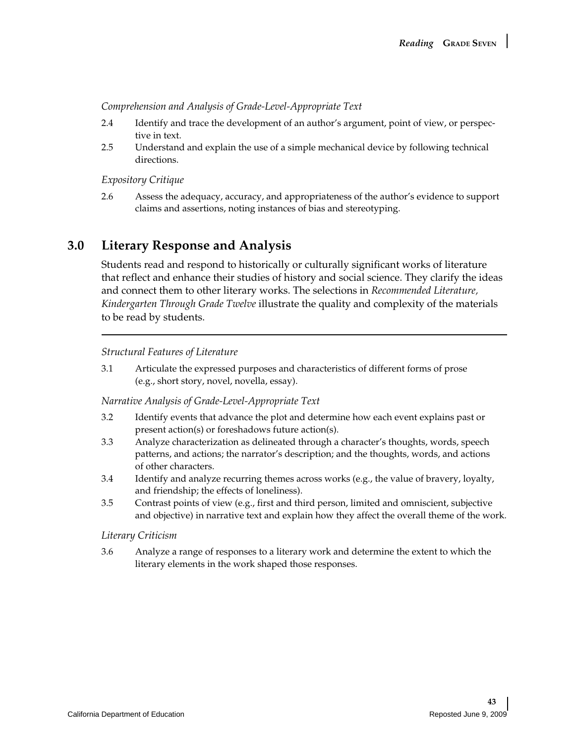*Comprehension and Analysis of Grade-Level-Appropriate Text*

2.4 Identify and trace the development of an author's argument, point of view, or perspective in text.

2.5 Understand and explain the use of a simple mechanical device by following technical directions.

*Expository Critique*

2.6 Assess the adequacy, accuracy, and appropriateness of the author's evidence to support claims and assertions, noting instances of bias and stereotyping.

## 3.0 Literary Response and Analysis

Students read and respond to historically or culturally significant works of literature that reflect and enhance their studies of history and social science. They clarify the ideas and connect them to other literary works. The selections in *Recommended Literature, Kindergarten Through Grade Twelve* illustrate the quality and complexity of the materials to be read by students.

*Structural Features of Literature*

3.1 Articulate the expressed purposes and characteristics of different forms of prose (e.g., short story, novel, novella, essay).

*Narrative Analysis of Grade-Level-Appropriate Text*

3.2 Identify events that advance the plot and determine how each event explains past or present action(s) or foreshadows future action(s).

3.3 Analyze characterization as delineated through a character's thoughts, words, speech patterns, and actions; the narrator's description; and the thoughts, words, and actions of other characters.

3.4 Identify and analyze recurring themes across works (e.g., the value of bravery, loyalty, and friendship; the effects of loneliness).

3.5 Contrast points of view (e.g., first and third person, limited and omniscient, subjective and objective) in narrative text and explain how they affect the overall theme of the work.

*Literary Criticism*

3.6 Analyze a range of responses to a literary work and determine the extent to which the literary elements in the work shaped those responses.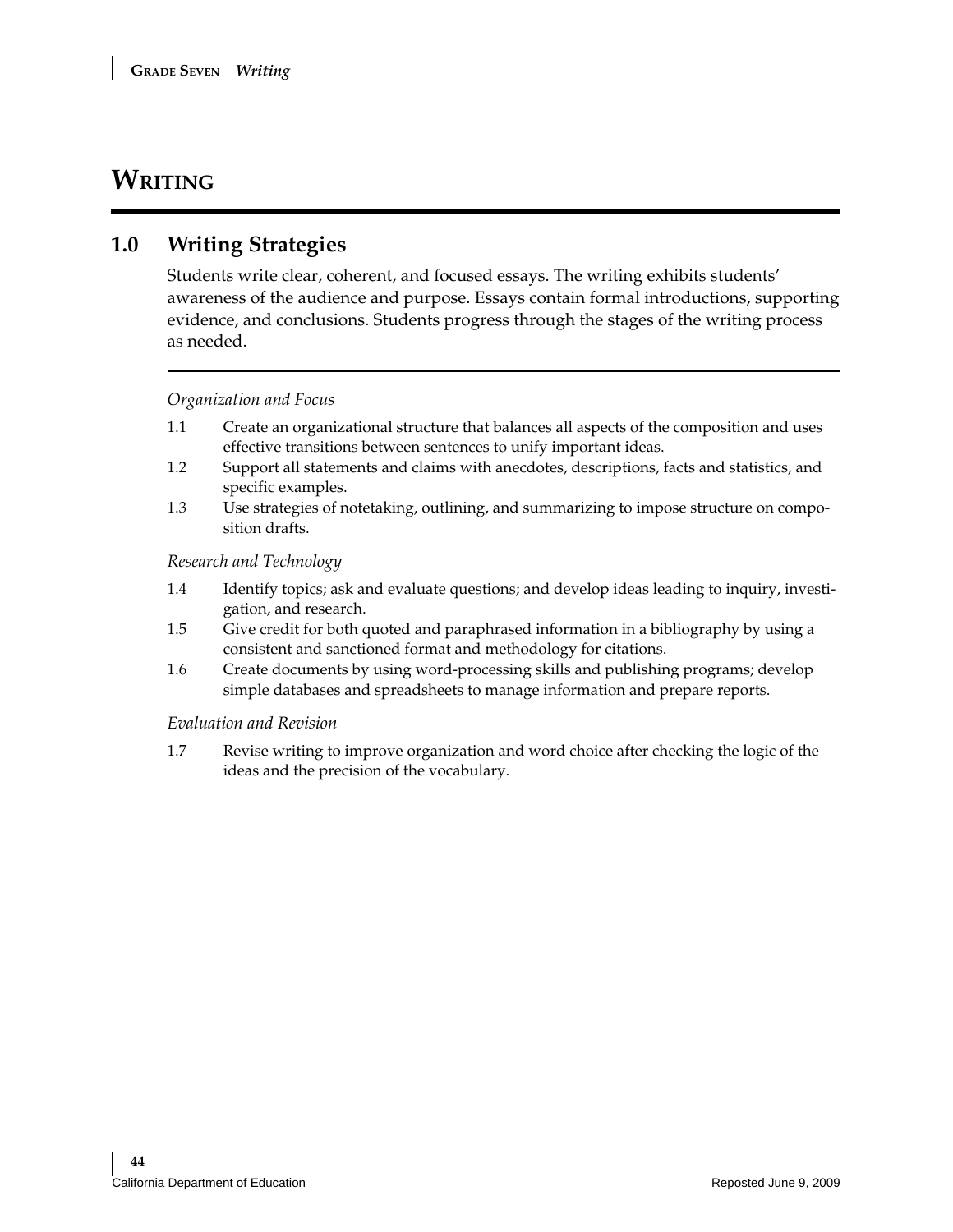# WRITING

## 1.0 Writing Strategies

Students write clear, coherent, and focused essays. The writing exhibits students' awareness of the audience and purpose. Essays contain formal introductions, supporting evidence, and conclusions. Students progress through the stages of the writing process as needed.

*Organization and Focus*

1.1 Create an organizational structure that balances all aspects of the composition and uses effective transitions between sentences to unify important ideas.

1.2 Support all statements and claims with anecdotes, descriptions, facts and statistics, and specific examples.

1.3 Use strategies of notetaking, outlining, and summarizing to impose structure on composition drafts.

*Research and Technology*

1.4 Identify topics; ask and evaluate questions; and develop ideas leading to inquiry, investigation, and research.

1.5 Give credit for both quoted and paraphrased information in a bibliography by using a consistent and sanctioned format and methodology for citations.

1.6 Create documents by using word-processing skills and publishing programs; develop simple databases and spreadsheets to manage information and prepare reports.

*Evaluation and Revision*

1.7 Revise writing to improve organization and word choice after checking the logic of the ideas and the precision of the vocabulary.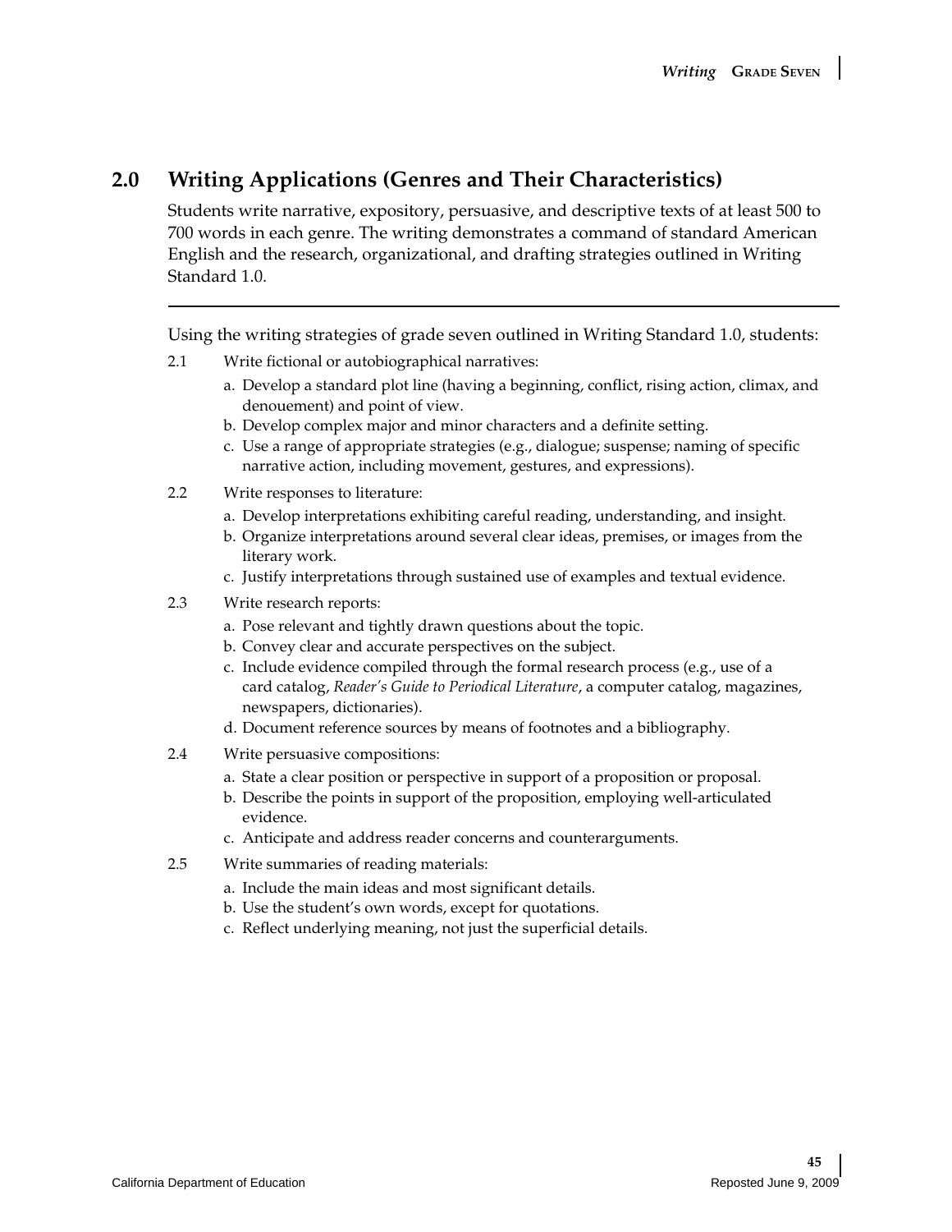## 2.0 Writing Applications (Genres and Their Characteristics)

Students write narrative, expository, persuasive, and descriptive texts of at least 500 to 700 words in each genre. The writing demonstrates a command of standard American English and the research, organizational, and drafting strategies outlined in Writing Standard 1.0.

---

Using the writing strategies of grade seven outlined in Writing Standard 1.0, students:

2.1 Write fictional or autobiographical narratives:

a. Develop a standard plot line (having a beginning, conflict, rising action, climax, and denouement) and point of view.
b. Develop complex major and minor characters and a definite setting.
c. Use a range of appropriate strategies (e.g., dialogue; suspense; naming of specific narrative action, including movement, gestures, and expressions).

2.2 Write responses to literature:

a. Develop interpretations exhibiting careful reading, understanding, and insight.
b. Organize interpretations around several clear ideas, premises, or images from the literary work.
c. Justify interpretations through sustained use of examples and textual evidence.

2.3 Write research reports:

a. Pose relevant and tightly drawn questions about the topic.
b. Convey clear and accurate perspectives on the subject.
c. Include evidence compiled through the formal research process (e.g., use of a card catalog, *Reader's Guide to Periodical Literature*, a computer catalog, magazines, newspapers, dictionaries).
d. Document reference sources by means of footnotes and a bibliography.

2.4 Write persuasive compositions:

a. State a clear position or perspective in support of a proposition or proposal.
b. Describe the points in support of the proposition, employing well-articulated evidence.
c. Anticipate and address reader concerns and counterarguments.

2.5 Write summaries of reading materials:

a. Include the main ideas and most significant details.
b. Use the student's own words, except for quotations.
c. Reflect underlying meaning, not just the superficial details.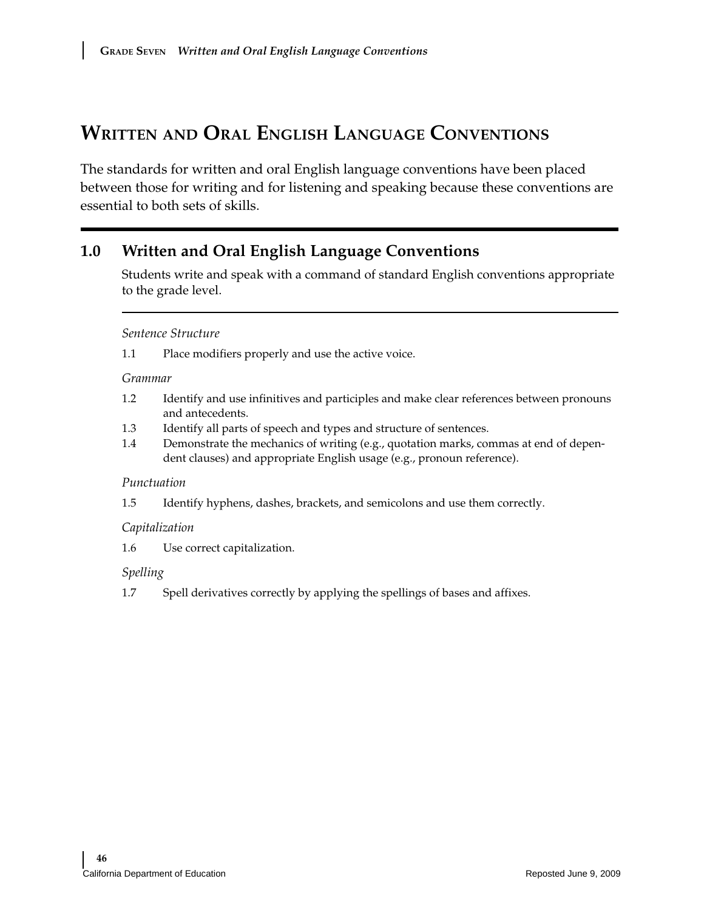# Written and Oral English Language Conventions

The standards for written and oral English language conventions have been placed between those for writing and for listening and speaking because these conventions are essential to both sets of skills.

## 1.0 Written and Oral English Language Conventions

Students write and speak with a command of standard English conventions appropriate to the grade level.

*Sentence Structure*

1.1 Place modifiers properly and use the active voice.

*Grammar*

1.2 Identify and use infinitives and participles and make clear references between pronouns and antecedents.

1.3 Identify all parts of speech and types and structure of sentences.

1.4 Demonstrate the mechanics of writing (e.g., quotation marks, commas at end of dependent clauses) and appropriate English usage (e.g., pronoun reference).

*Punctuation*

1.5 Identify hyphens, dashes, brackets, and semicolons and use them correctly.

*Capitalization*

1.6 Use correct capitalization.

*Spelling*

1.7 Spell derivatives correctly by applying the spellings of bases and affixes.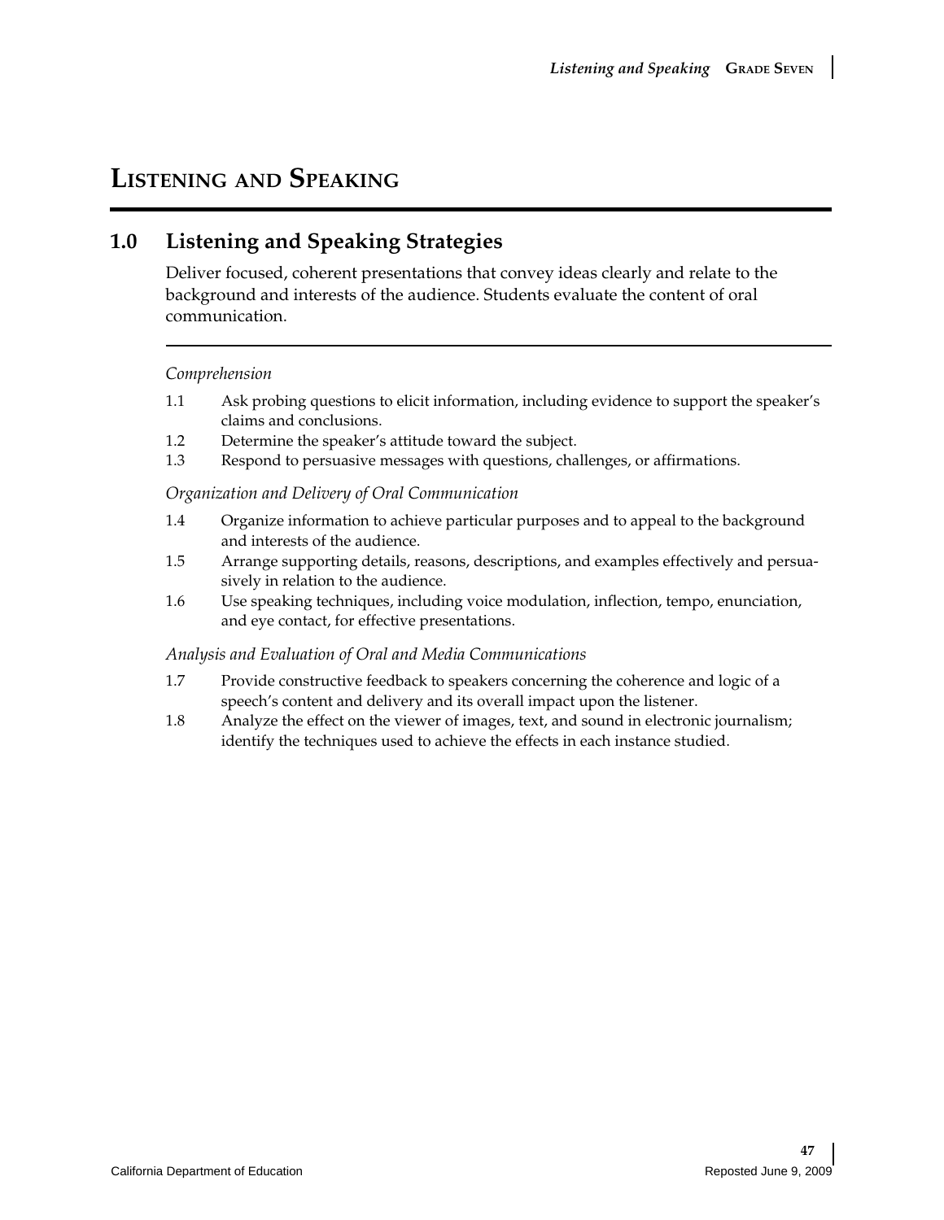# Listening and Speaking

## 1.0 Listening and Speaking Strategies

Deliver focused, coherent presentations that convey ideas clearly and relate to the background and interests of the audience. Students evaluate the content of oral communication.

*Comprehension*

1.1 Ask probing questions to elicit information, including evidence to support the speaker's claims and conclusions.

1.2 Determine the speaker's attitude toward the subject.

1.3 Respond to persuasive messages with questions, challenges, or affirmations.

*Organization and Delivery of Oral Communication*

1.4 Organize information to achieve particular purposes and to appeal to the background and interests of the audience.

1.5 Arrange supporting details, reasons, descriptions, and examples effectively and persuasively in relation to the audience.

1.6 Use speaking techniques, including voice modulation, inflection, tempo, enunciation, and eye contact, for effective presentations.

*Analysis and Evaluation of Oral and Media Communications*

1.7 Provide constructive feedback to speakers concerning the coherence and logic of a speech's content and delivery and its overall impact upon the listener.

1.8 Analyze the effect on the viewer of images, text, and sound in electronic journalism; identify the techniques used to achieve the effects in each instance studied.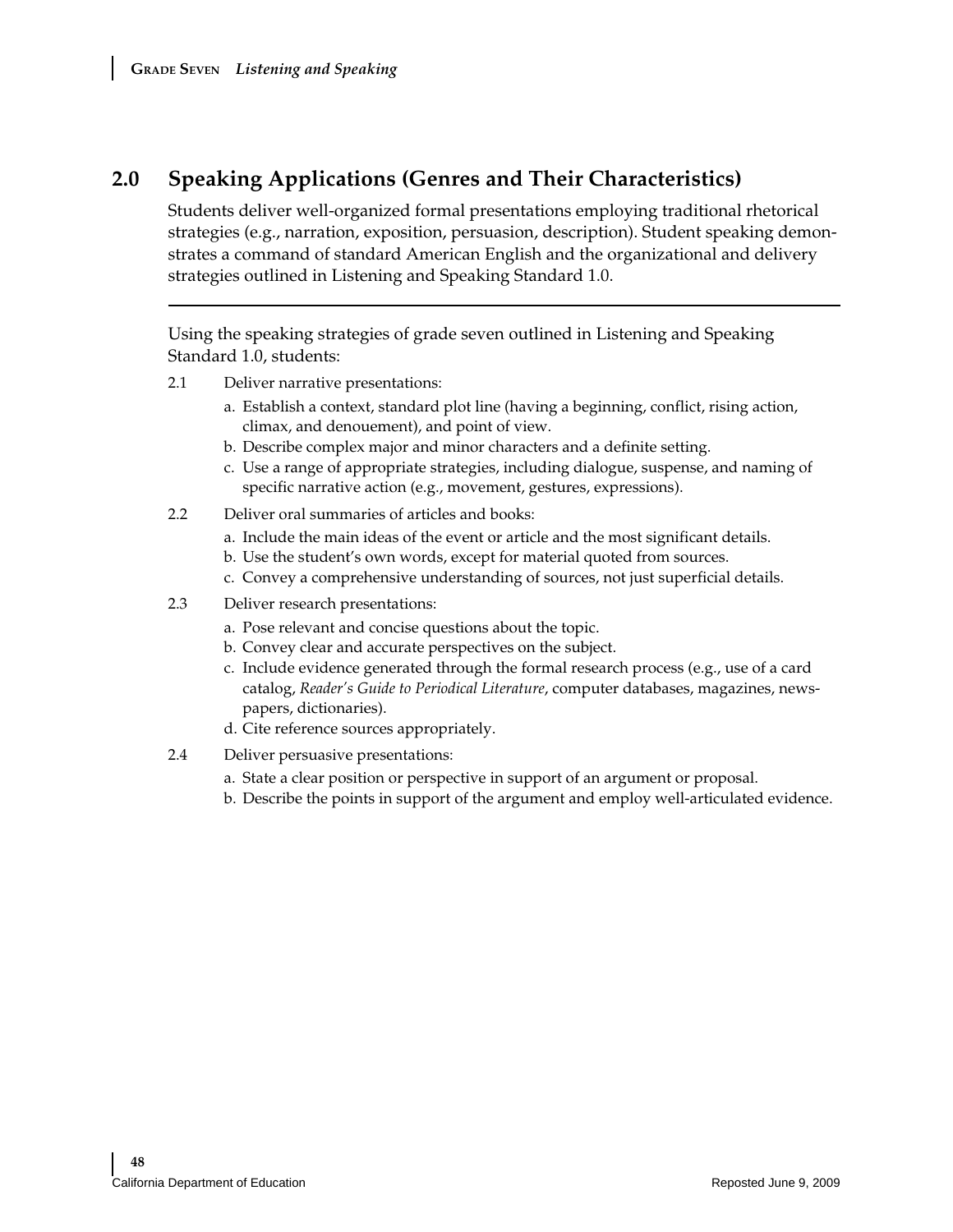## 2.0 Speaking Applications (Genres and Their Characteristics)

Students deliver well-organized formal presentations employing traditional rhetorical strategies (e.g., narration, exposition, persuasion, description). Student speaking demonstrates a command of standard American English and the organizational and delivery strategies outlined in Listening and Speaking Standard 1.0.

---

Using the speaking strategies of grade seven outlined in Listening and Speaking Standard 1.0, students:

2.1 Deliver narrative presentations:

a. Establish a context, standard plot line (having a beginning, conflict, rising action, climax, and denouement), and point of view.
b. Describe complex major and minor characters and a definite setting.
c. Use a range of appropriate strategies, including dialogue, suspense, and naming of specific narrative action (e.g., movement, gestures, expressions).

2.2 Deliver oral summaries of articles and books:

a. Include the main ideas of the event or article and the most significant details.
b. Use the student's own words, except for material quoted from sources.
c. Convey a comprehensive understanding of sources, not just superficial details.

2.3 Deliver research presentations:

a. Pose relevant and concise questions about the topic.
b. Convey clear and accurate perspectives on the subject.
c. Include evidence generated through the formal research process (e.g., use of a card catalog, *Reader's Guide to Periodical Literature*, computer databases, magazines, newspapers, dictionaries).
d. Cite reference sources appropriately.

2.4 Deliver persuasive presentations:

a. State a clear position or perspective in support of an argument or proposal.
b. Describe the points in support of the argument and employ well-articulated evidence.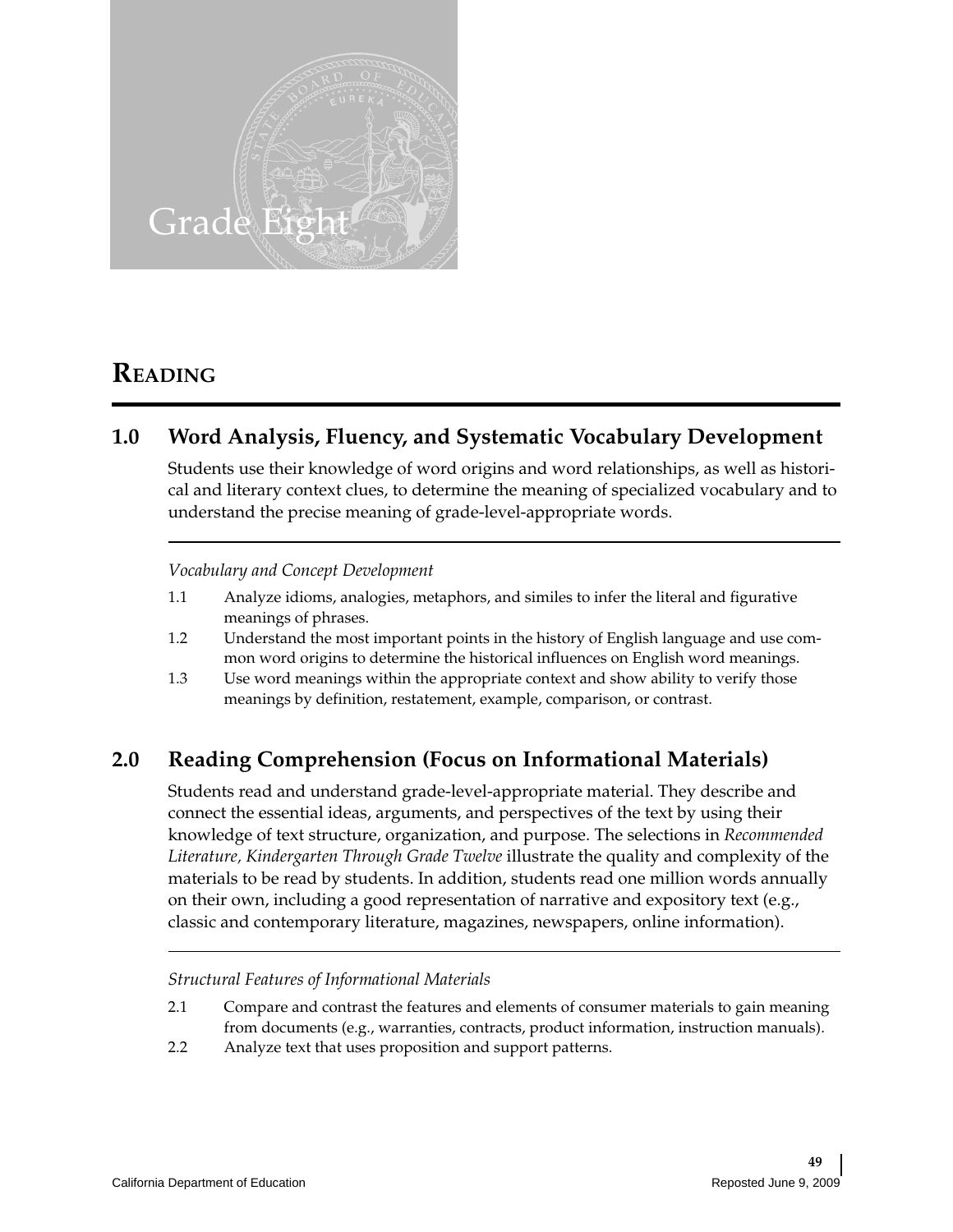# Grade Eight

## Reading

### 1.0 Word Analysis, Fluency, and Systematic Vocabulary Development

Students use their knowledge of word origins and word relationships, as well as historical and literary context clues, to determine the meaning of specialized vocabulary and to understand the precise meaning of grade-level-appropriate words.

*Vocabulary and Concept Development*

1.1 Analyze idioms, analogies, metaphors, and similes to infer the literal and figurative meanings of phrases.

1.2 Understand the most important points in the history of English language and use common word origins to determine the historical influences on English word meanings.

1.3 Use word meanings within the appropriate context and show ability to verify those meanings by definition, restatement, example, comparison, or contrast.

### 2.0 Reading Comprehension (Focus on Informational Materials)

Students read and understand grade-level-appropriate material. They describe and connect the essential ideas, arguments, and perspectives of the text by using their knowledge of text structure, organization, and purpose. The selections in *Recommended Literature, Kindergarten Through Grade Twelve* illustrate the quality and complexity of the materials to be read by students. In addition, students read one million words annually on their own, including a good representation of narrative and expository text (e.g., classic and contemporary literature, magazines, newspapers, online information).

*Structural Features of Informational Materials*

2.1 Compare and contrast the features and elements of consumer materials to gain meaning from documents (e.g., warranties, contracts, product information, instruction manuals).

2.2 Analyze text that uses proposition and support patterns.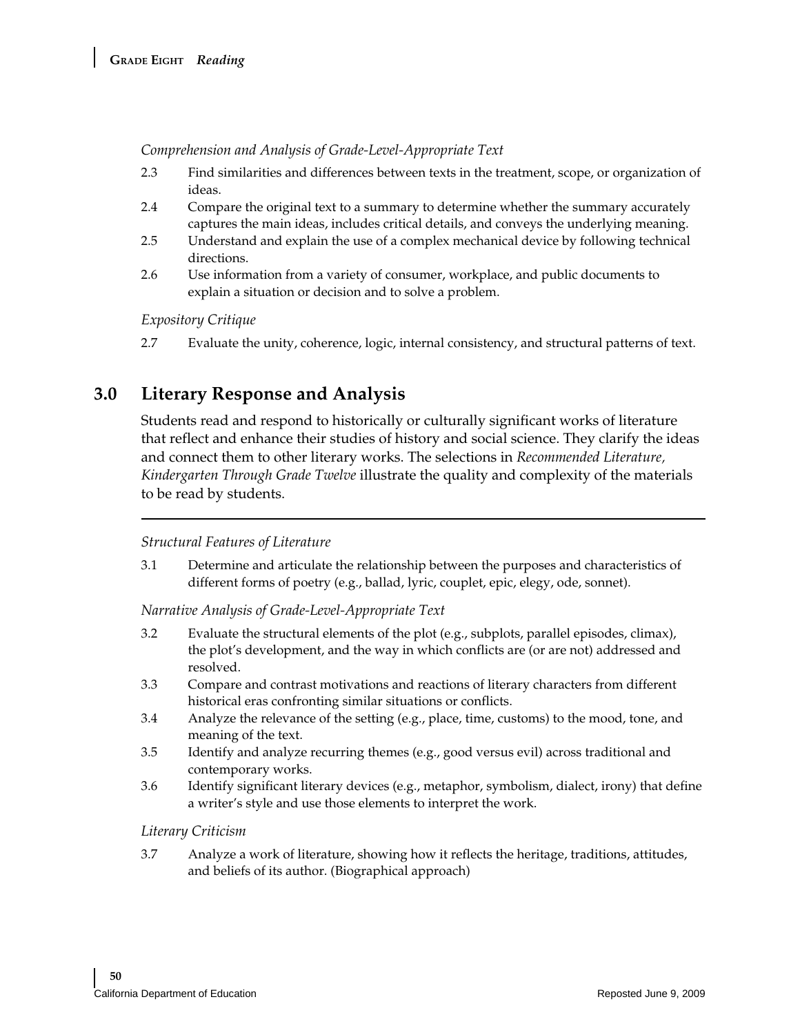*Comprehension and Analysis of Grade-Level-Appropriate Text*

2.3 Find similarities and differences between texts in the treatment, scope, or organization of ideas.

2.4 Compare the original text to a summary to determine whether the summary accurately captures the main ideas, includes critical details, and conveys the underlying meaning.

2.5 Understand and explain the use of a complex mechanical device by following technical directions.

2.6 Use information from a variety of consumer, workplace, and public documents to explain a situation or decision and to solve a problem.

*Expository Critique*

2.7 Evaluate the unity, coherence, logic, internal consistency, and structural patterns of text.

## 3.0 Literary Response and Analysis

Students read and respond to historically or culturally significant works of literature that reflect and enhance their studies of history and social science. They clarify the ideas and connect them to other literary works. The selections in *Recommended Literature, Kindergarten Through Grade Twelve* illustrate the quality and complexity of the materials to be read by students.

---

*Structural Features of Literature*

3.1 Determine and articulate the relationship between the purposes and characteristics of different forms of poetry (e.g., ballad, lyric, couplet, epic, elegy, ode, sonnet).

*Narrative Analysis of Grade-Level-Appropriate Text*

3.2 Evaluate the structural elements of the plot (e.g., subplots, parallel episodes, climax), the plot's development, and the way in which conflicts are (or are not) addressed and resolved.

3.3 Compare and contrast motivations and reactions of literary characters from different historical eras confronting similar situations or conflicts.

3.4 Analyze the relevance of the setting (e.g., place, time, customs) to the mood, tone, and meaning of the text.

3.5 Identify and analyze recurring themes (e.g., good versus evil) across traditional and contemporary works.

3.6 Identify significant literary devices (e.g., metaphor, symbolism, dialect, irony) that define a writer's style and use those elements to interpret the work.

*Literary Criticism*

3.7 Analyze a work of literature, showing how it reflects the heritage, traditions, attitudes, and beliefs of its author. (Biographical approach)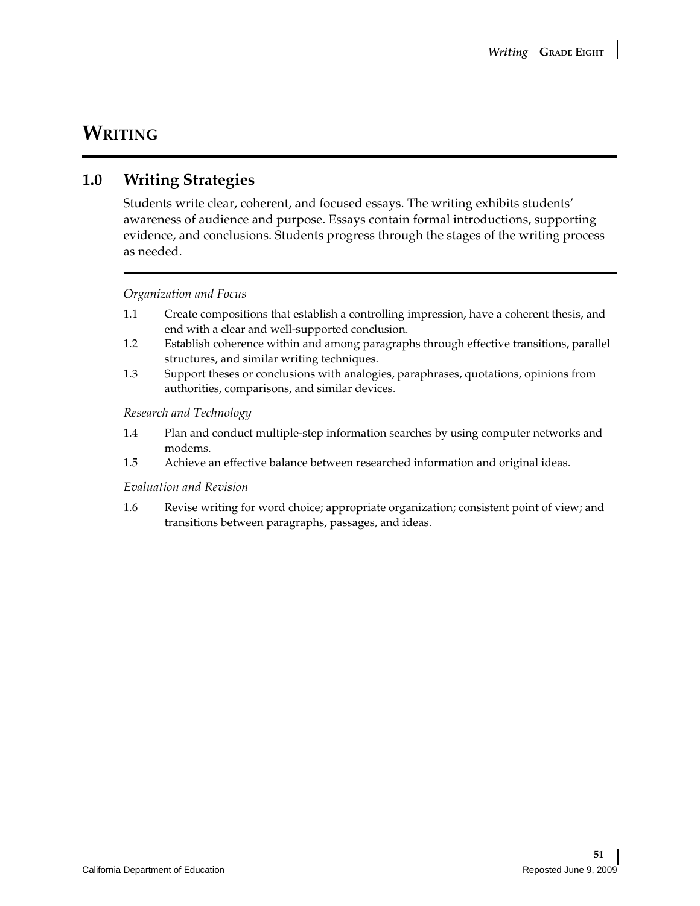# WRITING

## 1.0 Writing Strategies

Students write clear, coherent, and focused essays. The writing exhibits students' awareness of audience and purpose. Essays contain formal introductions, supporting evidence, and conclusions. Students progress through the stages of the writing process as needed.

*Organization and Focus*

1.1 Create compositions that establish a controlling impression, have a coherent thesis, and end with a clear and well-supported conclusion.

1.2 Establish coherence within and among paragraphs through effective transitions, parallel structures, and similar writing techniques.

1.3 Support theses or conclusions with analogies, paraphrases, quotations, opinions from authorities, comparisons, and similar devices.

*Research and Technology*

1.4 Plan and conduct multiple-step information searches by using computer networks and modems.

1.5 Achieve an effective balance between researched information and original ideas.

*Evaluation and Revision*

1.6 Revise writing for word choice; appropriate organization; consistent point of view; and transitions between paragraphs, passages, and ideas.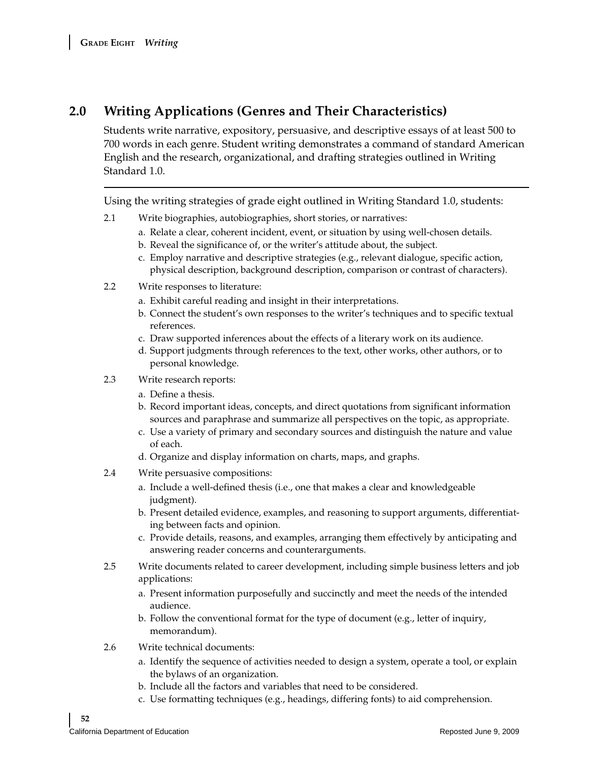## 2.0 Writing Applications (Genres and Their Characteristics)

Students write narrative, expository, persuasive, and descriptive essays of at least 500 to 700 words in each genre. Student writing demonstrates a command of standard American English and the research, organizational, and drafting strategies outlined in Writing Standard 1.0.

---

Using the writing strategies of grade eight outlined in Writing Standard 1.0, students:

2.1 Write biographies, autobiographies, short stories, or narratives:

a. Relate a clear, coherent incident, event, or situation by using well-chosen details.
b. Reveal the significance of, or the writer's attitude about, the subject.
c. Employ narrative and descriptive strategies (e.g., relevant dialogue, specific action, physical description, background description, comparison or contrast of characters).

2.2 Write responses to literature:

a. Exhibit careful reading and insight in their interpretations.
b. Connect the student's own responses to the writer's techniques and to specific textual references.
c. Draw supported inferences about the effects of a literary work on its audience.
d. Support judgments through references to the text, other works, other authors, or to personal knowledge.

2.3 Write research reports:

a. Define a thesis.
b. Record important ideas, concepts, and direct quotations from significant information sources and paraphrase and summarize all perspectives on the topic, as appropriate.
c. Use a variety of primary and secondary sources and distinguish the nature and value of each.
d. Organize and display information on charts, maps, and graphs.

2.4 Write persuasive compositions:

a. Include a well-defined thesis (i.e., one that makes a clear and knowledgeable judgment).
b. Present detailed evidence, examples, and reasoning to support arguments, differentiating between facts and opinion.
c. Provide details, reasons, and examples, arranging them effectively by anticipating and answering reader concerns and counterarguments.

2.5 Write documents related to career development, including simple business letters and job applications:

a. Present information purposefully and succinctly and meet the needs of the intended audience.
b. Follow the conventional format for the type of document (e.g., letter of inquiry, memorandum).

2.6 Write technical documents:

a. Identify the sequence of activities needed to design a system, operate a tool, or explain the bylaws of an organization.
b. Include all the factors and variables that need to be considered.
c. Use formatting techniques (e.g., headings, differing fonts) to aid comprehension.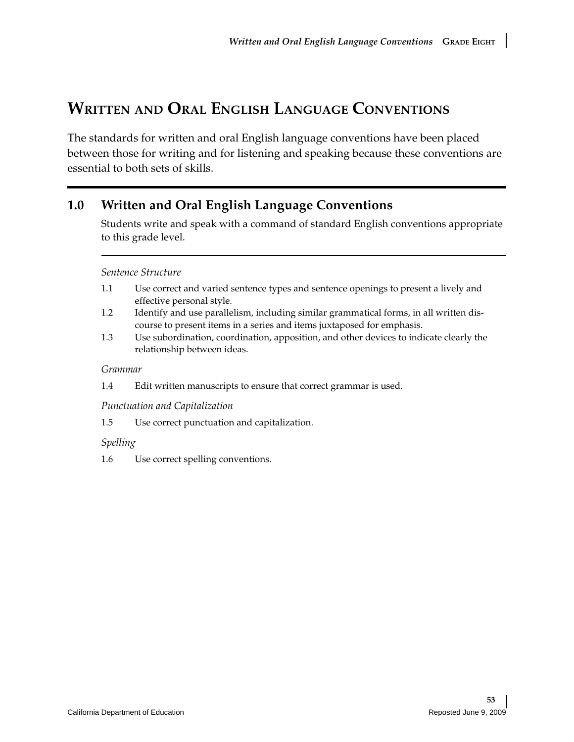# Written and Oral English Language Conventions

The standards for written and oral English language conventions have been placed between those for writing and for listening and speaking because these conventions are essential to both sets of skills.

## 1.0 Written and Oral English Language Conventions

Students write and speak with a command of standard English conventions appropriate to this grade level.

*Sentence Structure*

1.1 Use correct and varied sentence types and sentence openings to present a lively and effective personal style.

1.2 Identify and use parallelism, including similar grammatical forms, in all written discourse to present items in a series and items juxtaposed for emphasis.

1.3 Use subordination, coordination, apposition, and other devices to indicate clearly the relationship between ideas.

*Grammar*

1.4 Edit written manuscripts to ensure that correct grammar is used.

*Punctuation and Capitalization*

1.5 Use correct punctuation and capitalization.

*Spelling*

1.6 Use correct spelling conventions.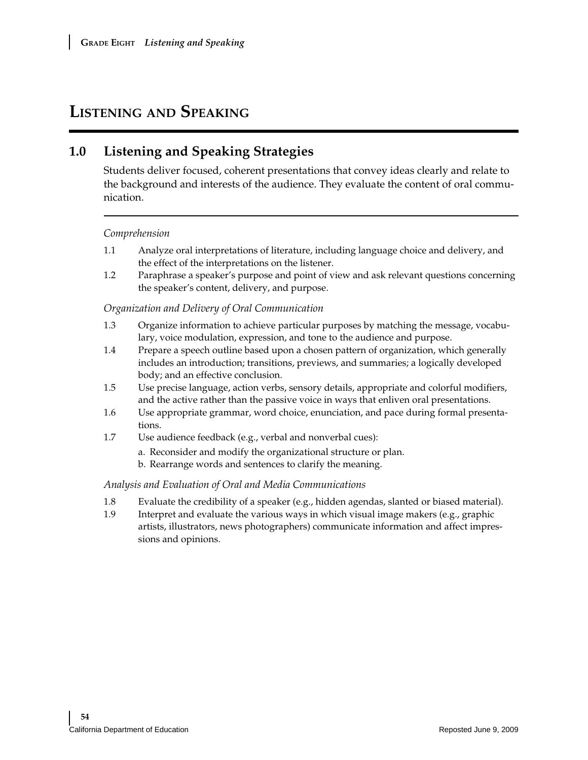# Listening and Speaking

## 1.0 Listening and Speaking Strategies

Students deliver focused, coherent presentations that convey ideas clearly and relate to the background and interests of the audience. They evaluate the content of oral communication.

*Comprehension*

1.1 Analyze oral interpretations of literature, including language choice and delivery, and the effect of the interpretations on the listener.

1.2 Paraphrase a speaker's purpose and point of view and ask relevant questions concerning the speaker's content, delivery, and purpose.

*Organization and Delivery of Oral Communication*

1.3 Organize information to achieve particular purposes by matching the message, vocabulary, voice modulation, expression, and tone to the audience and purpose.

1.4 Prepare a speech outline based upon a chosen pattern of organization, which generally includes an introduction; transitions, previews, and summaries; a logically developed body; and an effective conclusion.

1.5 Use precise language, action verbs, sensory details, appropriate and colorful modifiers, and the active rather than the passive voice in ways that enliven oral presentations.

1.6 Use appropriate grammar, word choice, enunciation, and pace during formal presentations.

1.7 Use audience feedback (e.g., verbal and nonverbal cues):

   a. Reconsider and modify the organizational structure or plan.

   b. Rearrange words and sentences to clarify the meaning.

*Analysis and Evaluation of Oral and Media Communications*

1.8 Evaluate the credibility of a speaker (e.g., hidden agendas, slanted or biased material).

1.9 Interpret and evaluate the various ways in which visual image makers (e.g., graphic artists, illustrators, news photographers) communicate information and affect impressions and opinions.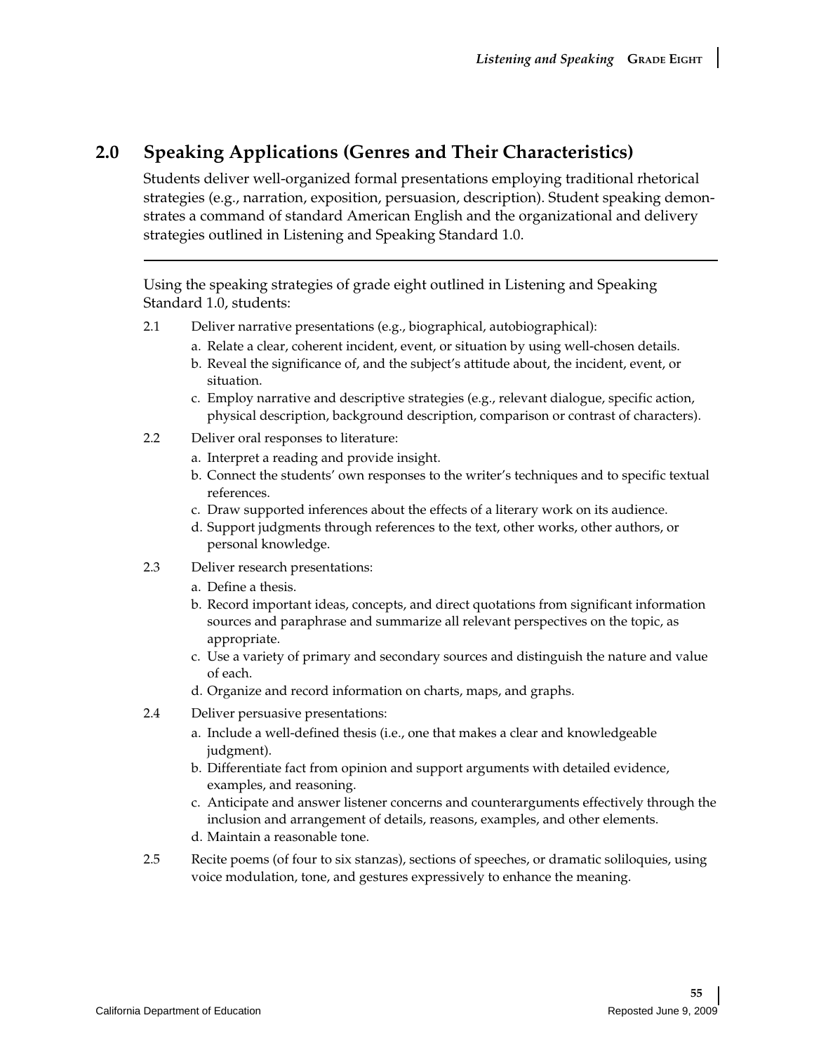## 2.0 Speaking Applications (Genres and Their Characteristics)

Students deliver well-organized formal presentations employing traditional rhetorical strategies (e.g., narration, exposition, persuasion, description). Student speaking demonstrates a command of standard American English and the organizational and delivery strategies outlined in Listening and Speaking Standard 1.0.

---

Using the speaking strategies of grade eight outlined in Listening and Speaking Standard 1.0, students:

2.1 Deliver narrative presentations (e.g., biographical, autobiographical):
   - a. Relate a clear, coherent incident, event, or situation by using well-chosen details.
   - b. Reveal the significance of, and the subject's attitude about, the incident, event, or situation.
   - c. Employ narrative and descriptive strategies (e.g., relevant dialogue, specific action, physical description, background description, comparison or contrast of characters).

2.2 Deliver oral responses to literature:
   - a. Interpret a reading and provide insight.
   - b. Connect the students' own responses to the writer's techniques and to specific textual references.
   - c. Draw supported inferences about the effects of a literary work on its audience.
   - d. Support judgments through references to the text, other works, other authors, or personal knowledge.

2.3 Deliver research presentations:
   - a. Define a thesis.
   - b. Record important ideas, concepts, and direct quotations from significant information sources and paraphrase and summarize all relevant perspectives on the topic, as appropriate.
   - c. Use a variety of primary and secondary sources and distinguish the nature and value of each.
   - d. Organize and record information on charts, maps, and graphs.

2.4 Deliver persuasive presentations:
   - a. Include a well-defined thesis (i.e., one that makes a clear and knowledgeable judgment).
   - b. Differentiate fact from opinion and support arguments with detailed evidence, examples, and reasoning.
   - c. Anticipate and answer listener concerns and counterarguments effectively through the inclusion and arrangement of details, reasons, examples, and other elements.
   - d. Maintain a reasonable tone.

2.5 Recite poems (of four to six stanzas), sections of speeches, or dramatic soliloquies, using voice modulation, tone, and gestures expressively to enhance the meaning.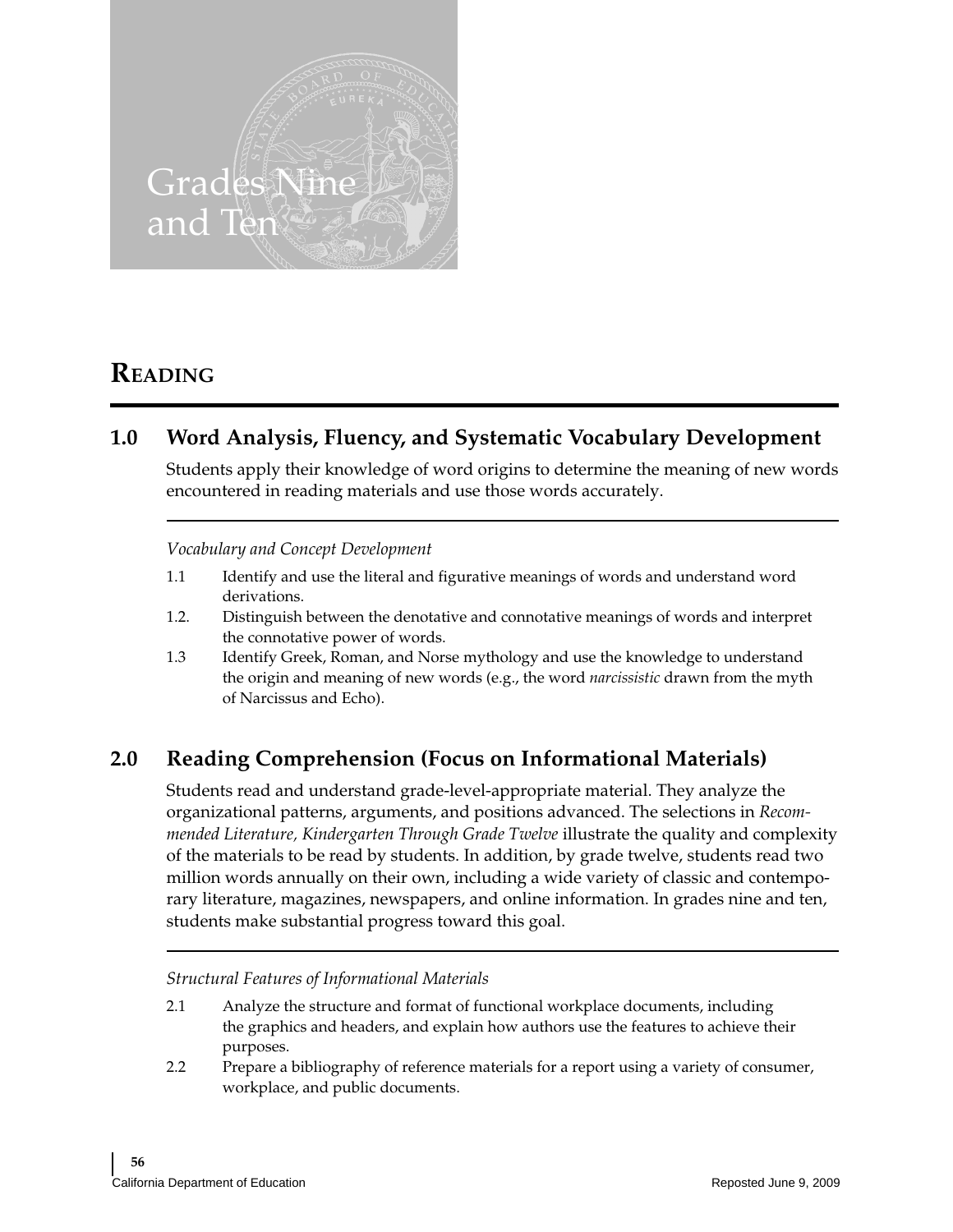# Grades Nine and Ten

## Reading

### 1.0 Word Analysis, Fluency, and Systematic Vocabulary Development

Students apply their knowledge of word origins to determine the meaning of new words encountered in reading materials and use those words accurately.

*Vocabulary and Concept Development*

1.1 Identify and use the literal and figurative meanings of words and understand word derivations.

1.2. Distinguish between the denotative and connotative meanings of words and interpret the connotative power of words.

1.3 Identify Greek, Roman, and Norse mythology and use the knowledge to understand the origin and meaning of new words (e.g., the word *narcissistic* drawn from the myth of Narcissus and Echo).

### 2.0 Reading Comprehension (Focus on Informational Materials)

Students read and understand grade-level-appropriate material. They analyze the organizational patterns, arguments, and positions advanced. The selections in *Recommended Literature, Kindergarten Through Grade Twelve* illustrate the quality and complexity of the materials to be read by students. In addition, by grade twelve, students read two million words annually on their own, including a wide variety of classic and contemporary literature, magazines, newspapers, and online information. In grades nine and ten, students make substantial progress toward this goal.

*Structural Features of Informational Materials*

2.1 Analyze the structure and format of functional workplace documents, including the graphics and headers, and explain how authors use the features to achieve their purposes.

2.2 Prepare a bibliography of reference materials for a report using a variety of consumer, workplace, and public documents.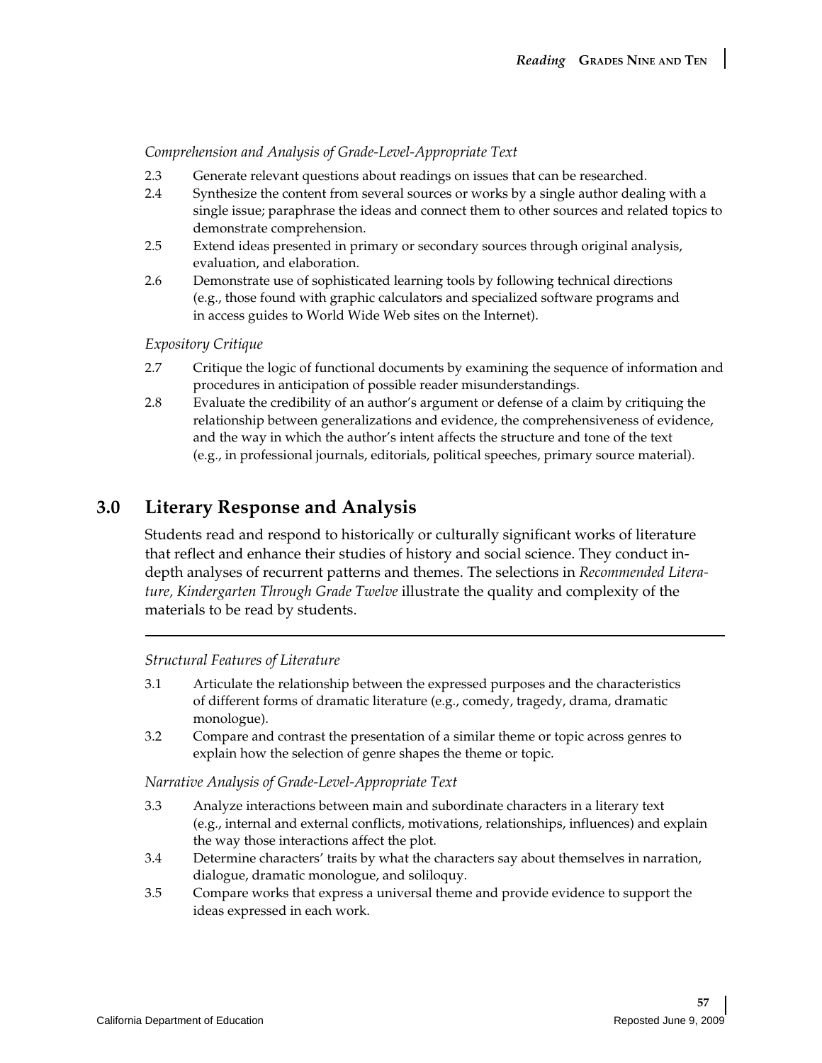*Comprehension and Analysis of Grade-Level-Appropriate Text*

2.3 Generate relevant questions about readings on issues that can be researched.

2.4 Synthesize the content from several sources or works by a single author dealing with a single issue; paraphrase the ideas and connect them to other sources and related topics to demonstrate comprehension.

2.5 Extend ideas presented in primary or secondary sources through original analysis, evaluation, and elaboration.

2.6 Demonstrate use of sophisticated learning tools by following technical directions (e.g., those found with graphic calculators and specialized software programs and in access guides to World Wide Web sites on the Internet).

*Expository Critique*

2.7 Critique the logic of functional documents by examining the sequence of information and procedures in anticipation of possible reader misunderstandings.

2.8 Evaluate the credibility of an author's argument or defense of a claim by critiquing the relationship between generalizations and evidence, the comprehensiveness of evidence, and the way in which the author's intent affects the structure and tone of the text (e.g., in professional journals, editorials, political speeches, primary source material).

## 3.0 Literary Response and Analysis

Students read and respond to historically or culturally significant works of literature that reflect and enhance their studies of history and social science. They conduct in-depth analyses of recurrent patterns and themes. The selections in *Recommended Literature, Kindergarten Through Grade Twelve* illustrate the quality and complexity of the materials to be read by students.

*Structural Features of Literature*

3.1 Articulate the relationship between the expressed purposes and the characteristics of different forms of dramatic literature (e.g., comedy, tragedy, drama, dramatic monologue).

3.2 Compare and contrast the presentation of a similar theme or topic across genres to explain how the selection of genre shapes the theme or topic.

*Narrative Analysis of Grade-Level-Appropriate Text*

3.3 Analyze interactions between main and subordinate characters in a literary text (e.g., internal and external conflicts, motivations, relationships, influences) and explain the way those interactions affect the plot.

3.4 Determine characters' traits by what the characters say about themselves in narration, dialogue, dramatic monologue, and soliloquy.

3.5 Compare works that express a universal theme and provide evidence to support the ideas expressed in each work.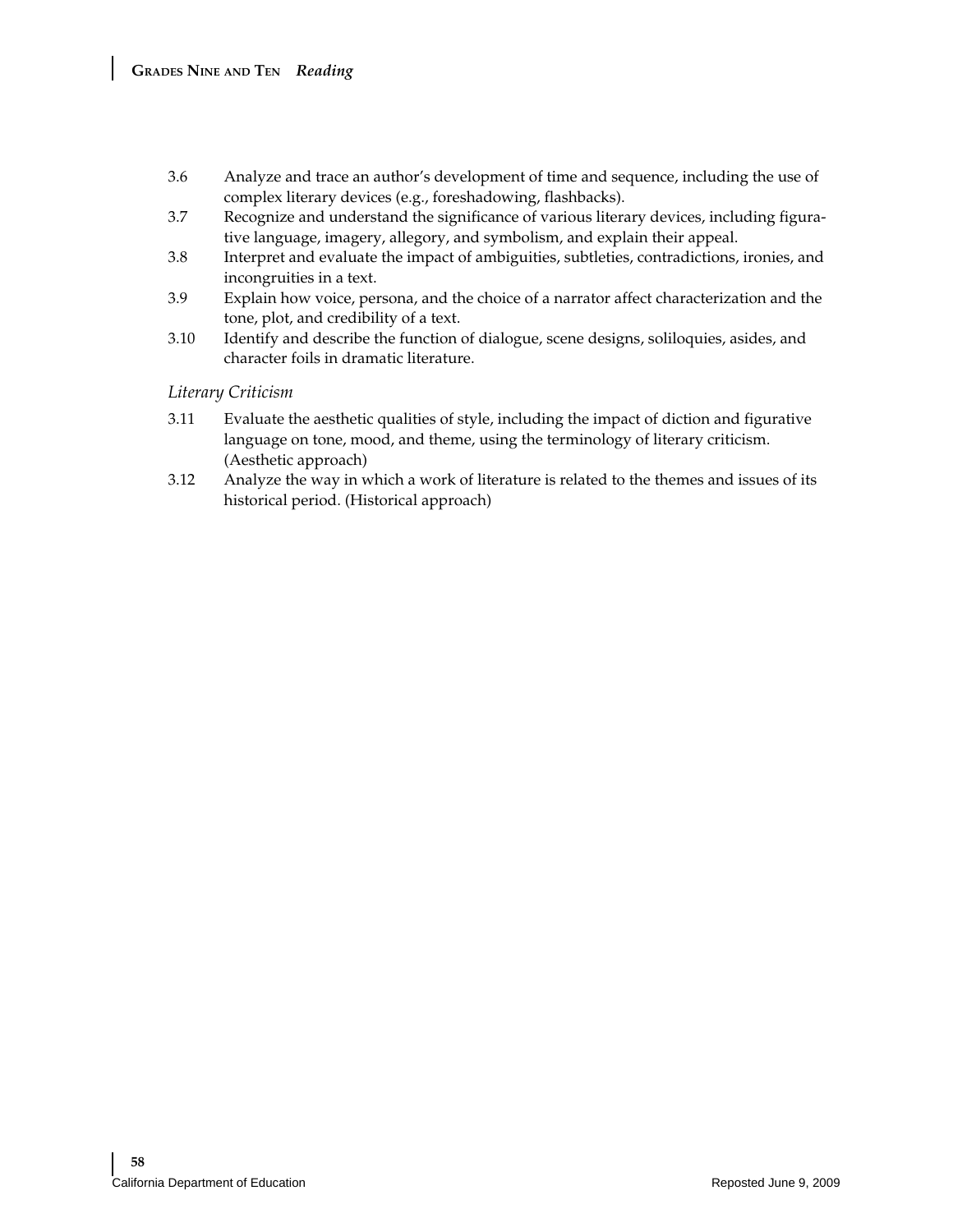3.6 Analyze and trace an author's development of time and sequence, including the use of complex literary devices (e.g., foreshadowing, flashbacks).

3.7 Recognize and understand the significance of various literary devices, including figurative language, imagery, allegory, and symbolism, and explain their appeal.

3.8 Interpret and evaluate the impact of ambiguities, subtleties, contradictions, ironies, and incongruities in a text.

3.9 Explain how voice, persona, and the choice of a narrator affect characterization and the tone, plot, and credibility of a text.

3.10 Identify and describe the function of dialogue, scene designs, soliloquies, asides, and character foils in dramatic literature.

*Literary Criticism*

3.11 Evaluate the aesthetic qualities of style, including the impact of diction and figurative language on tone, mood, and theme, using the terminology of literary criticism. (Aesthetic approach)

3.12 Analyze the way in which a work of literature is related to the themes and issues of its historical period. (Historical approach)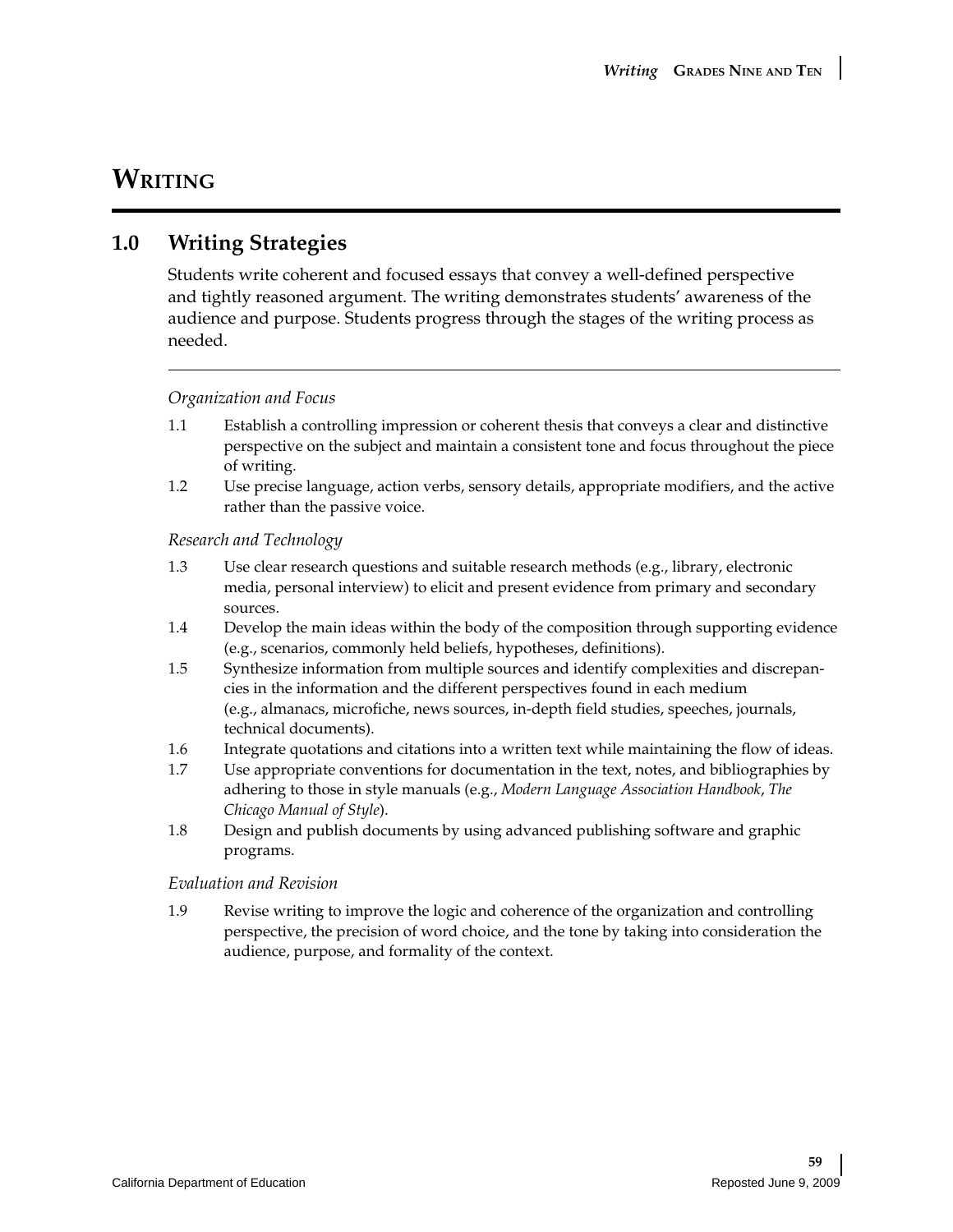# WRITING

## 1.0 Writing Strategies

Students write coherent and focused essays that convey a well-defined perspective and tightly reasoned argument. The writing demonstrates students' awareness of the audience and purpose. Students progress through the stages of the writing process as needed.

*Organization and Focus*

1.1 Establish a controlling impression or coherent thesis that conveys a clear and distinctive perspective on the subject and maintain a consistent tone and focus throughout the piece of writing.

1.2 Use precise language, action verbs, sensory details, appropriate modifiers, and the active rather than the passive voice.

*Research and Technology*

1.3 Use clear research questions and suitable research methods (e.g., library, electronic media, personal interview) to elicit and present evidence from primary and secondary sources.

1.4 Develop the main ideas within the body of the composition through supporting evidence (e.g., scenarios, commonly held beliefs, hypotheses, definitions).

1.5 Synthesize information from multiple sources and identify complexities and discrepancies in the information and the different perspectives found in each medium (e.g., almanacs, microfiche, news sources, in-depth field studies, speeches, journals, technical documents).

1.6 Integrate quotations and citations into a written text while maintaining the flow of ideas.

1.7 Use appropriate conventions for documentation in the text, notes, and bibliographies by adhering to those in style manuals (e.g., *Modern Language Association Handbook*, *The Chicago Manual of Style*).

1.8 Design and publish documents by using advanced publishing software and graphic programs.

*Evaluation and Revision*

1.9 Revise writing to improve the logic and coherence of the organization and controlling perspective, the precision of word choice, and the tone by taking into consideration the audience, purpose, and formality of the context.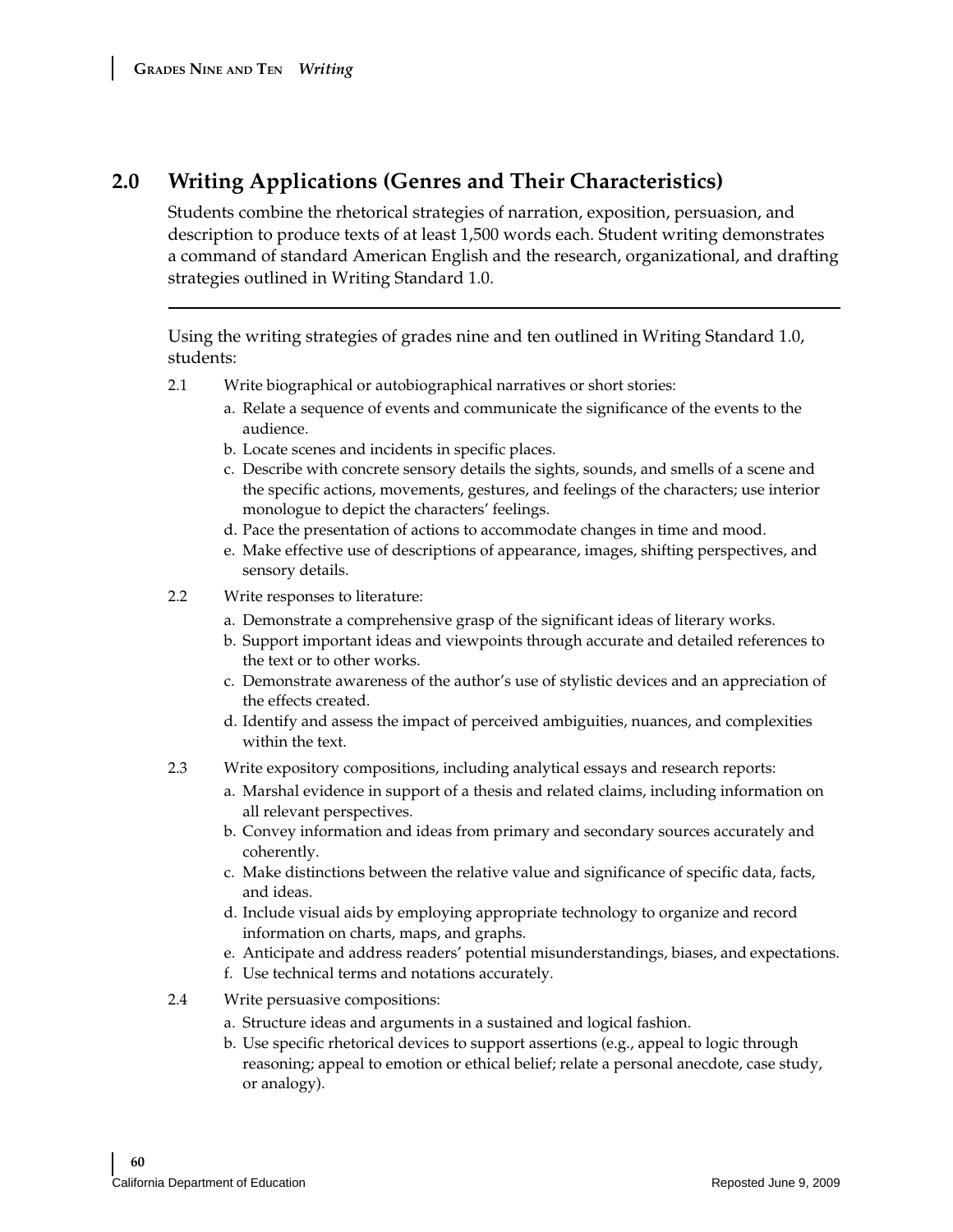## 2.0 Writing Applications (Genres and Their Characteristics)

Students combine the rhetorical strategies of narration, exposition, persuasion, and description to produce texts of at least 1,500 words each. Student writing demonstrates a command of standard American English and the research, organizational, and drafting strategies outlined in Writing Standard 1.0.

---

Using the writing strategies of grades nine and ten outlined in Writing Standard 1.0, students:

2.1 Write biographical or autobiographical narratives or short stories:

- a. Relate a sequence of events and communicate the significance of the events to the audience.
- b. Locate scenes and incidents in specific places.
- c. Describe with concrete sensory details the sights, sounds, and smells of a scene and the specific actions, movements, gestures, and feelings of the characters; use interior monologue to depict the characters' feelings.
- d. Pace the presentation of actions to accommodate changes in time and mood.
- e. Make effective use of descriptions of appearance, images, shifting perspectives, and sensory details.

2.2 Write responses to literature:

- a. Demonstrate a comprehensive grasp of the significant ideas of literary works.
- b. Support important ideas and viewpoints through accurate and detailed references to the text or to other works.
- c. Demonstrate awareness of the author's use of stylistic devices and an appreciation of the effects created.
- d. Identify and assess the impact of perceived ambiguities, nuances, and complexities within the text.

2.3 Write expository compositions, including analytical essays and research reports:

- a. Marshal evidence in support of a thesis and related claims, including information on all relevant perspectives.
- b. Convey information and ideas from primary and secondary sources accurately and coherently.
- c. Make distinctions between the relative value and significance of specific data, facts, and ideas.
- d. Include visual aids by employing appropriate technology to organize and record information on charts, maps, and graphs.
- e. Anticipate and address readers' potential misunderstandings, biases, and expectations.
- f. Use technical terms and notations accurately.

2.4 Write persuasive compositions:

- a. Structure ideas and arguments in a sustained and logical fashion.
- b. Use specific rhetorical devices to support assertions (e.g., appeal to logic through reasoning; appeal to emotion or ethical belief; relate a personal anecdote, case study, or analogy).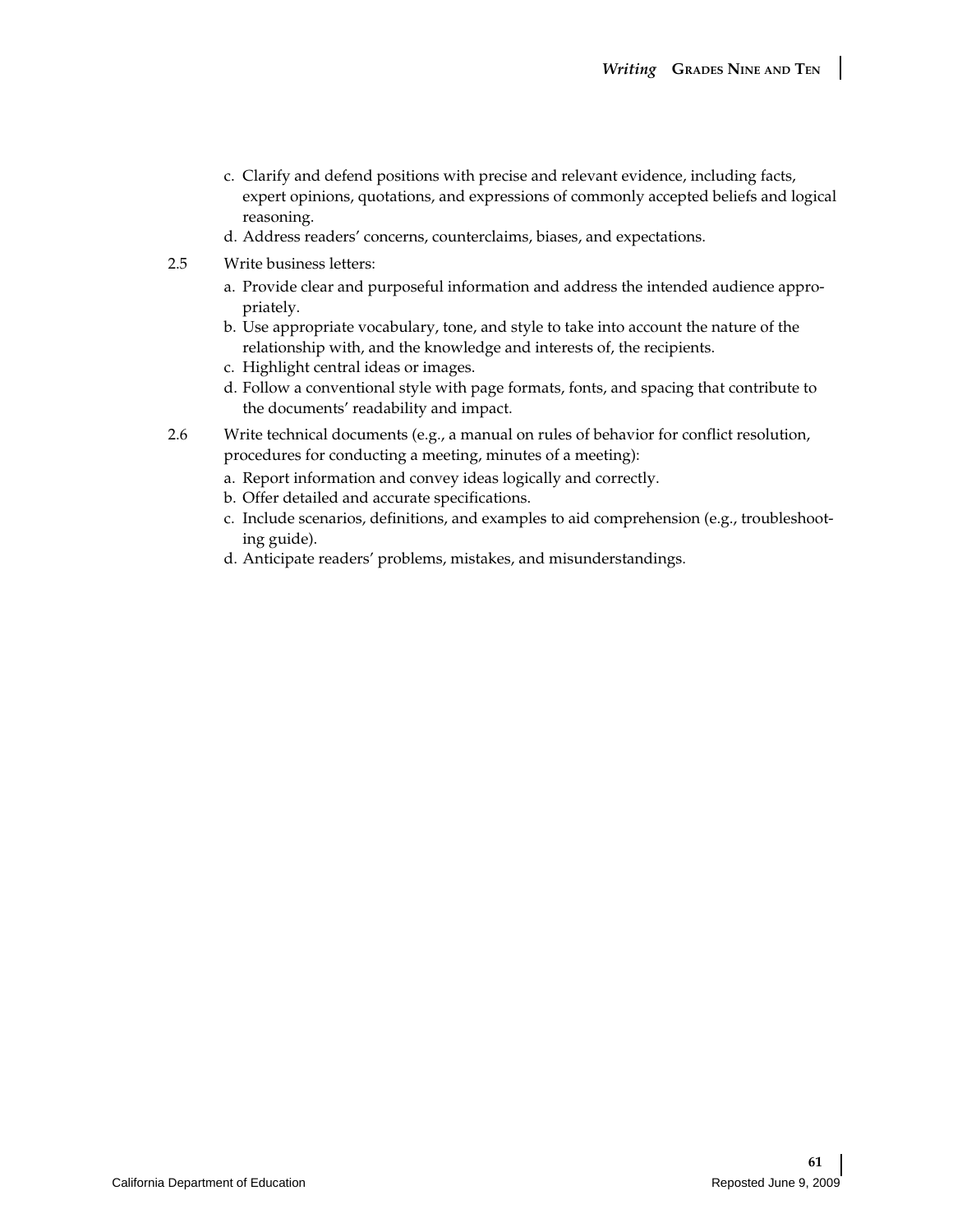c. Clarify and defend positions with precise and relevant evidence, including facts, expert opinions, quotations, and expressions of commonly accepted beliefs and logical reasoning.
d. Address readers' concerns, counterclaims, biases, and expectations.

2.5 Write business letters:

a. Provide clear and purposeful information and address the intended audience appropriately.
b. Use appropriate vocabulary, tone, and style to take into account the nature of the relationship with, and the knowledge and interests of, the recipients.
c. Highlight central ideas or images.
d. Follow a conventional style with page formats, fonts, and spacing that contribute to the documents' readability and impact.

2.6 Write technical documents (e.g., a manual on rules of behavior for conflict resolution, procedures for conducting a meeting, minutes of a meeting):

a. Report information and convey ideas logically and correctly.
b. Offer detailed and accurate specifications.
c. Include scenarios, definitions, and examples to aid comprehension (e.g., troubleshooting guide).
d. Anticipate readers' problems, mistakes, and misunderstandings.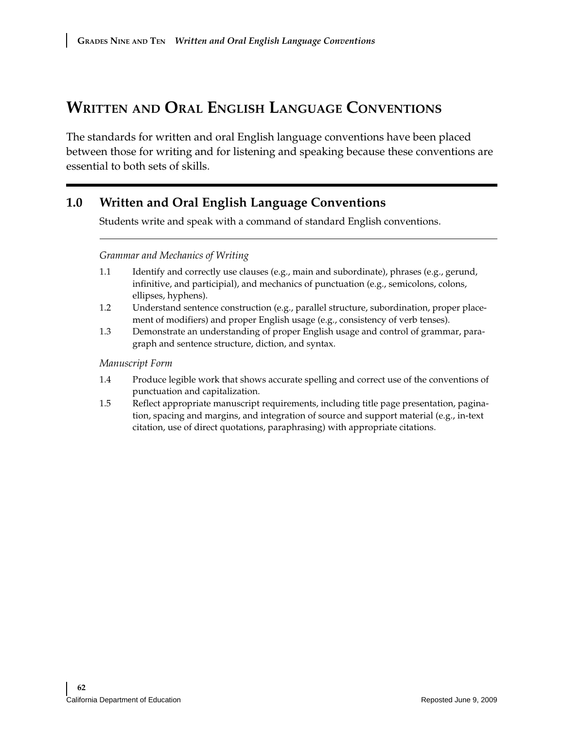# Written and Oral English Language Conventions

The standards for written and oral English language conventions have been placed between those for writing and for listening and speaking because these conventions are essential to both sets of skills.

## 1.0 Written and Oral English Language Conventions

Students write and speak with a command of standard English conventions.

*Grammar and Mechanics of Writing*

1.1 Identify and correctly use clauses (e.g., main and subordinate), phrases (e.g., gerund, infinitive, and participial), and mechanics of punctuation (e.g., semicolons, colons, ellipses, hyphens).

1.2 Understand sentence construction (e.g., parallel structure, subordination, proper placement of modifiers) and proper English usage (e.g., consistency of verb tenses).

1.3 Demonstrate an understanding of proper English usage and control of grammar, paragraph and sentence structure, diction, and syntax.

*Manuscript Form*

1.4 Produce legible work that shows accurate spelling and correct use of the conventions of punctuation and capitalization.

1.5 Reflect appropriate manuscript requirements, including title page presentation, pagination, spacing and margins, and integration of source and support material (e.g., in-text citation, use of direct quotations, paraphrasing) with appropriate citations.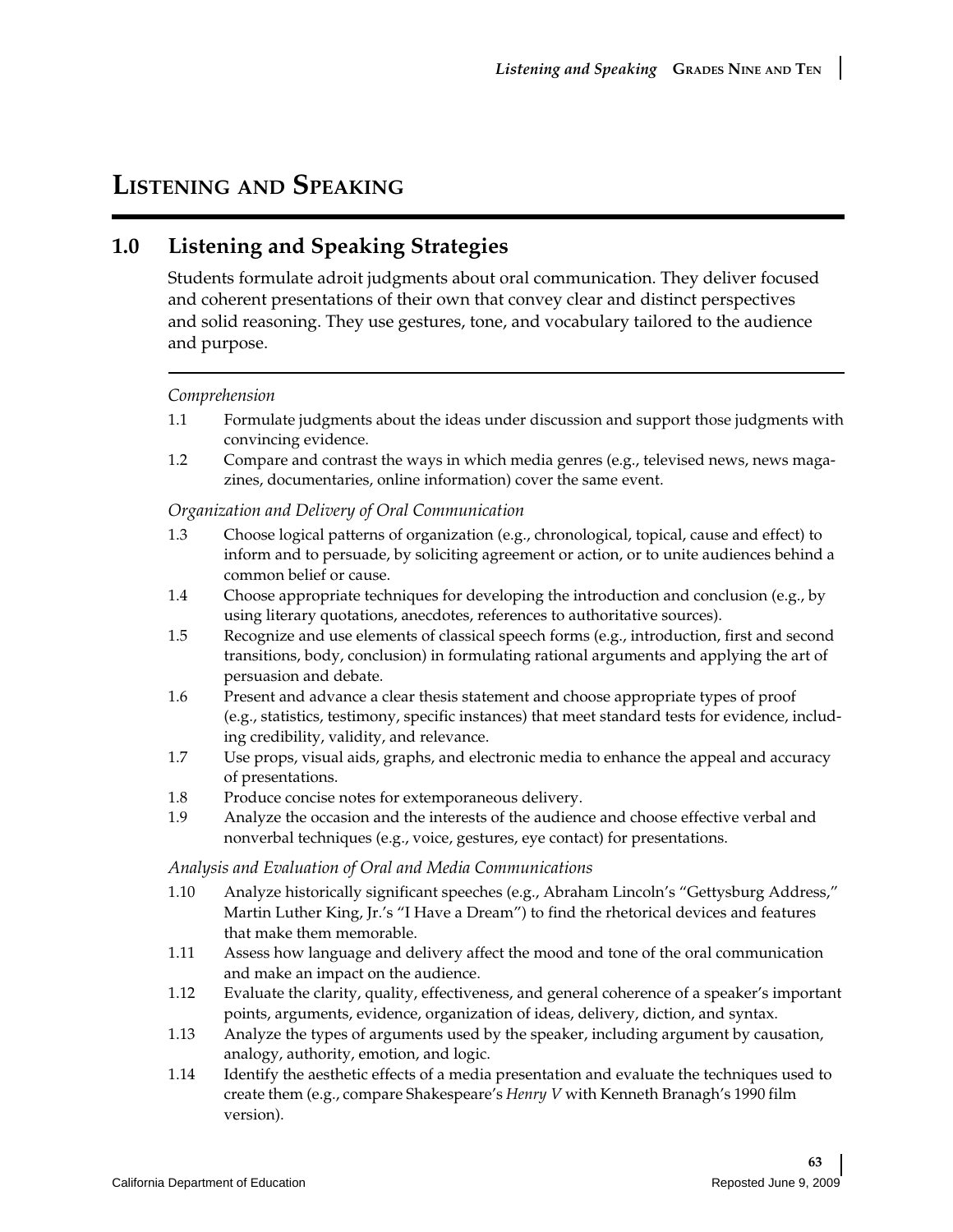# Listening and Speaking

## 1.0 Listening and Speaking Strategies

Students formulate adroit judgments about oral communication. They deliver focused and coherent presentations of their own that convey clear and distinct perspectives and solid reasoning. They use gestures, tone, and vocabulary tailored to the audience and purpose.

*Comprehension*

1.1 Formulate judgments about the ideas under discussion and support those judgments with convincing evidence.

1.2 Compare and contrast the ways in which media genres (e.g., televised news, news magazines, documentaries, online information) cover the same event.

*Organization and Delivery of Oral Communication*

1.3 Choose logical patterns of organization (e.g., chronological, topical, cause and effect) to inform and to persuade, by soliciting agreement or action, or to unite audiences behind a common belief or cause.

1.4 Choose appropriate techniques for developing the introduction and conclusion (e.g., by using literary quotations, anecdotes, references to authoritative sources).

1.5 Recognize and use elements of classical speech forms (e.g., introduction, first and second transitions, body, conclusion) in formulating rational arguments and applying the art of persuasion and debate.

1.6 Present and advance a clear thesis statement and choose appropriate types of proof (e.g., statistics, testimony, specific instances) that meet standard tests for evidence, including credibility, validity, and relevance.

1.7 Use props, visual aids, graphs, and electronic media to enhance the appeal and accuracy of presentations.

1.8 Produce concise notes for extemporaneous delivery.

1.9 Analyze the occasion and the interests of the audience and choose effective verbal and nonverbal techniques (e.g., voice, gestures, eye contact) for presentations.

*Analysis and Evaluation of Oral and Media Communications*

1.10 Analyze historically significant speeches (e.g., Abraham Lincoln's "Gettysburg Address," Martin Luther King, Jr.'s "I Have a Dream") to find the rhetorical devices and features that make them memorable.

1.11 Assess how language and delivery affect the mood and tone of the oral communication and make an impact on the audience.

1.12 Evaluate the clarity, quality, effectiveness, and general coherence of a speaker's important points, arguments, evidence, organization of ideas, delivery, diction, and syntax.

1.13 Analyze the types of arguments used by the speaker, including argument by causation, analogy, authority, emotion, and logic.

1.14 Identify the aesthetic effects of a media presentation and evaluate the techniques used to create them (e.g., compare Shakespeare's *Henry V* with Kenneth Branagh's 1990 film version).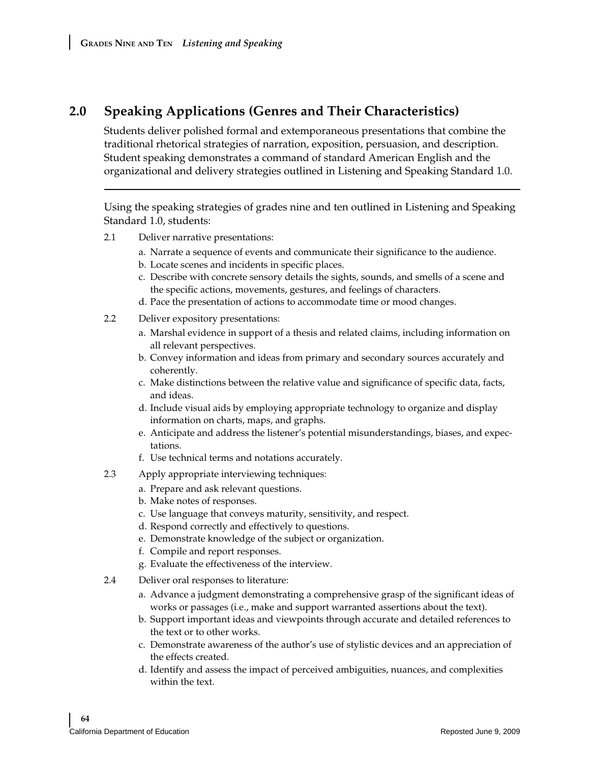## 2.0 Speaking Applications (Genres and Their Characteristics)

Students deliver polished formal and extemporaneous presentations that combine the traditional rhetorical strategies of narration, exposition, persuasion, and description. Student speaking demonstrates a command of standard American English and the organizational and delivery strategies outlined in Listening and Speaking Standard 1.0.

---

Using the speaking strategies of grades nine and ten outlined in Listening and Speaking Standard 1.0, students:

2.1 Deliver narrative presentations:

a. Narrate a sequence of events and communicate their significance to the audience.
b. Locate scenes and incidents in specific places.
c. Describe with concrete sensory details the sights, sounds, and smells of a scene and the specific actions, movements, gestures, and feelings of characters.
d. Pace the presentation of actions to accommodate time or mood changes.

2.2 Deliver expository presentations:

a. Marshal evidence in support of a thesis and related claims, including information on all relevant perspectives.
b. Convey information and ideas from primary and secondary sources accurately and coherently.
c. Make distinctions between the relative value and significance of specific data, facts, and ideas.
d. Include visual aids by employing appropriate technology to organize and display information on charts, maps, and graphs.
e. Anticipate and address the listener's potential misunderstandings, biases, and expectations.
f. Use technical terms and notations accurately.

2.3 Apply appropriate interviewing techniques:

a. Prepare and ask relevant questions.
b. Make notes of responses.
c. Use language that conveys maturity, sensitivity, and respect.
d. Respond correctly and effectively to questions.
e. Demonstrate knowledge of the subject or organization.
f. Compile and report responses.
g. Evaluate the effectiveness of the interview.

2.4 Deliver oral responses to literature:

a. Advance a judgment demonstrating a comprehensive grasp of the significant ideas of works or passages (i.e., make and support warranted assertions about the text).
b. Support important ideas and viewpoints through accurate and detailed references to the text or to other works.
c. Demonstrate awareness of the author's use of stylistic devices and an appreciation of the effects created.
d. Identify and assess the impact of perceived ambiguities, nuances, and complexities within the text.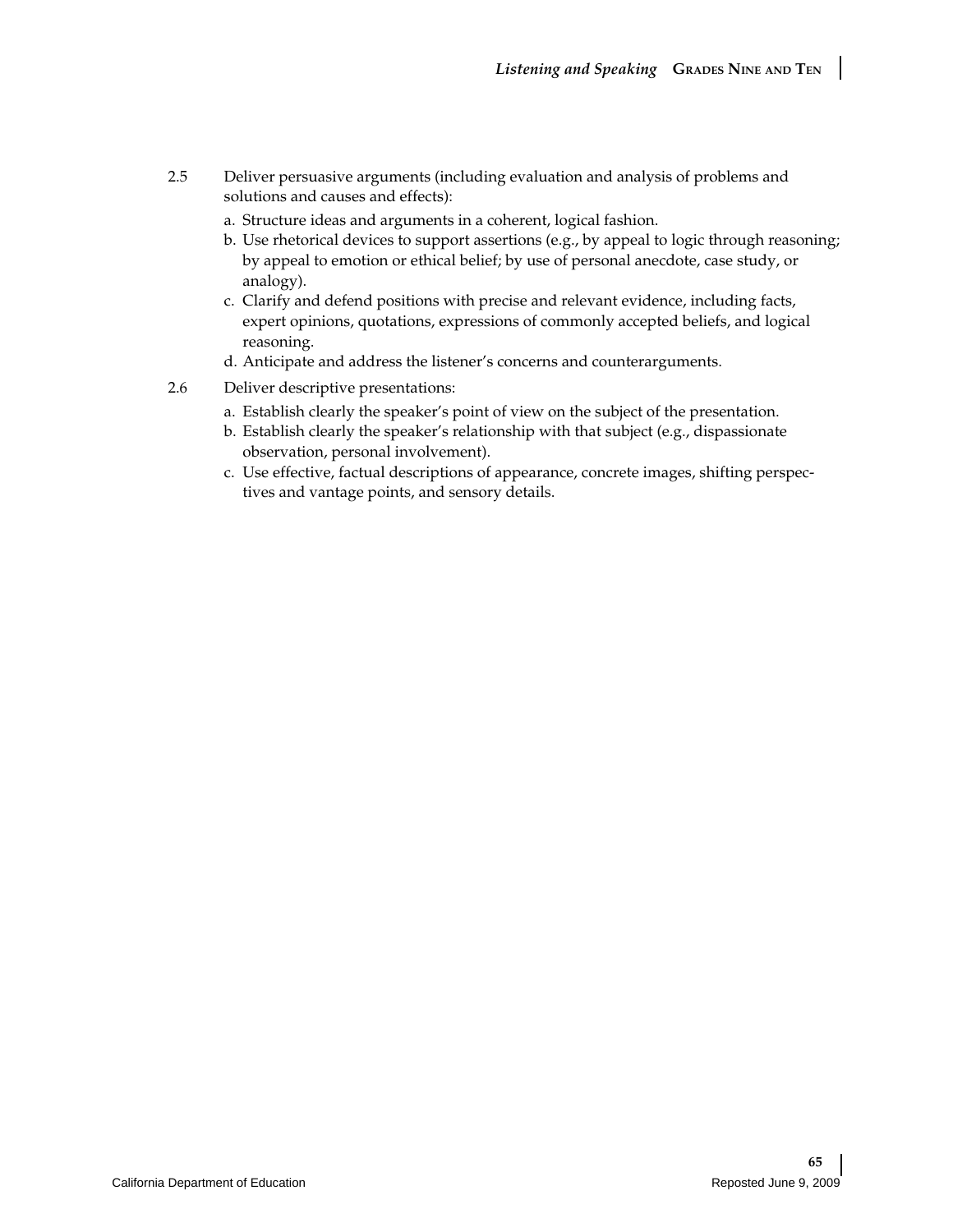2.5 Deliver persuasive arguments (including evaluation and analysis of problems and solutions and causes and effects):

a. Structure ideas and arguments in a coherent, logical fashion.
b. Use rhetorical devices to support assertions (e.g., by appeal to logic through reasoning; by appeal to emotion or ethical belief; by use of personal anecdote, case study, or analogy).
c. Clarify and defend positions with precise and relevant evidence, including facts, expert opinions, quotations, expressions of commonly accepted beliefs, and logical reasoning.
d. Anticipate and address the listener's concerns and counterarguments.

2.6 Deliver descriptive presentations:

a. Establish clearly the speaker's point of view on the subject of the presentation.
b. Establish clearly the speaker's relationship with that subject (e.g., dispassionate observation, personal involvement).
c. Use effective, factual descriptions of appearance, concrete images, shifting perspectives and vantage points, and sensory details.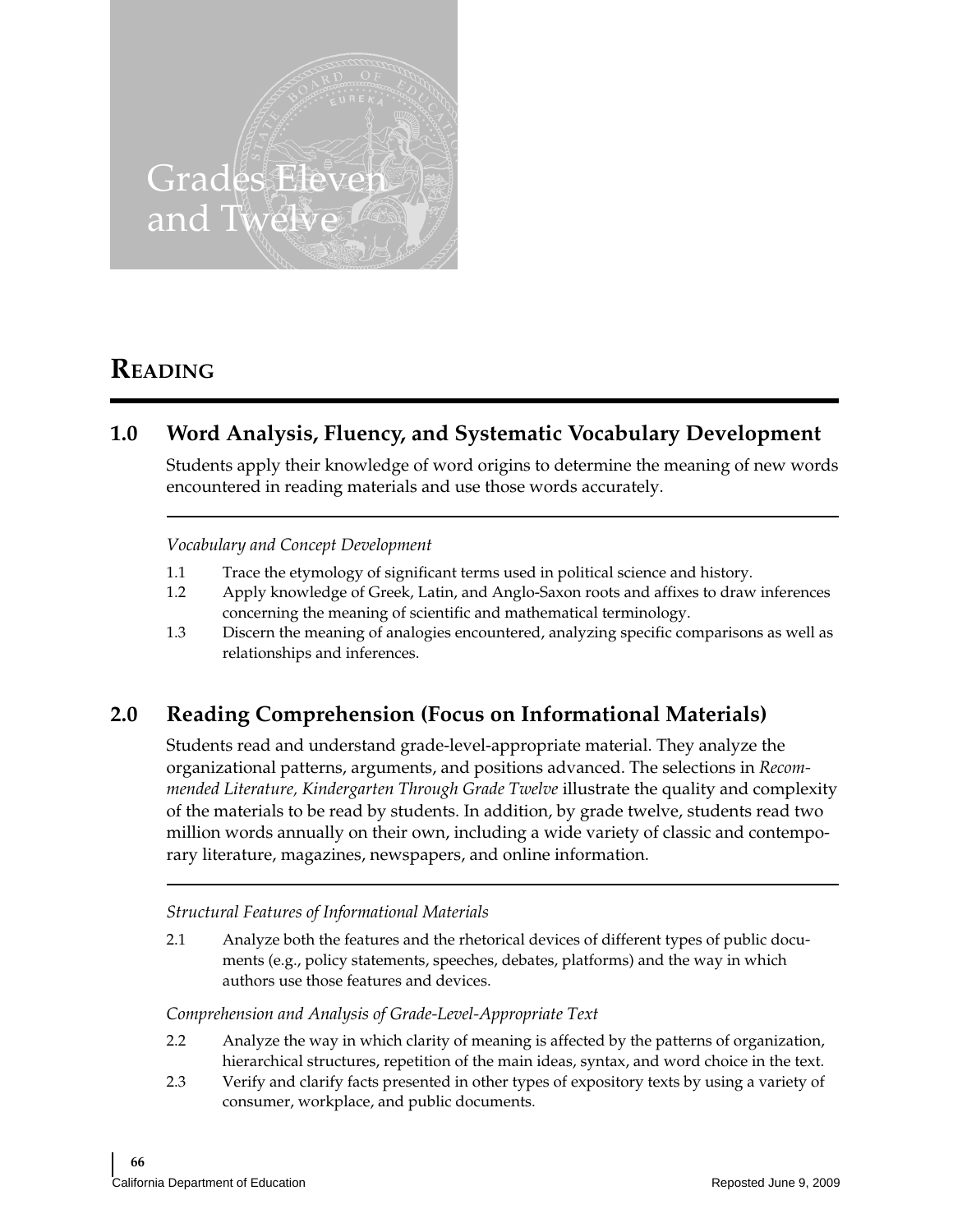# Grades Eleven and Twelve

## Reading

### 1.0 Word Analysis, Fluency, and Systematic Vocabulary Development

Students apply their knowledge of word origins to determine the meaning of new words encountered in reading materials and use those words accurately.

*Vocabulary and Concept Development*

1.1 Trace the etymology of significant terms used in political science and history.

1.2 Apply knowledge of Greek, Latin, and Anglo-Saxon roots and affixes to draw inferences concerning the meaning of scientific and mathematical terminology.

1.3 Discern the meaning of analogies encountered, analyzing specific comparisons as well as relationships and inferences.

### 2.0 Reading Comprehension (Focus on Informational Materials)

Students read and understand grade-level-appropriate material. They analyze the organizational patterns, arguments, and positions advanced. The selections in *Recommended Literature, Kindergarten Through Grade Twelve* illustrate the quality and complexity of the materials to be read by students. In addition, by grade twelve, students read two million words annually on their own, including a wide variety of classic and contemporary literature, magazines, newspapers, and online information.

*Structural Features of Informational Materials*

2.1 Analyze both the features and the rhetorical devices of different types of public documents (e.g., policy statements, speeches, debates, platforms) and the way in which authors use those features and devices.

*Comprehension and Analysis of Grade-Level-Appropriate Text*

2.2 Analyze the way in which clarity of meaning is affected by the patterns of organization, hierarchical structures, repetition of the main ideas, syntax, and word choice in the text.

2.3 Verify and clarify facts presented in other types of expository texts by using a variety of consumer, workplace, and public documents.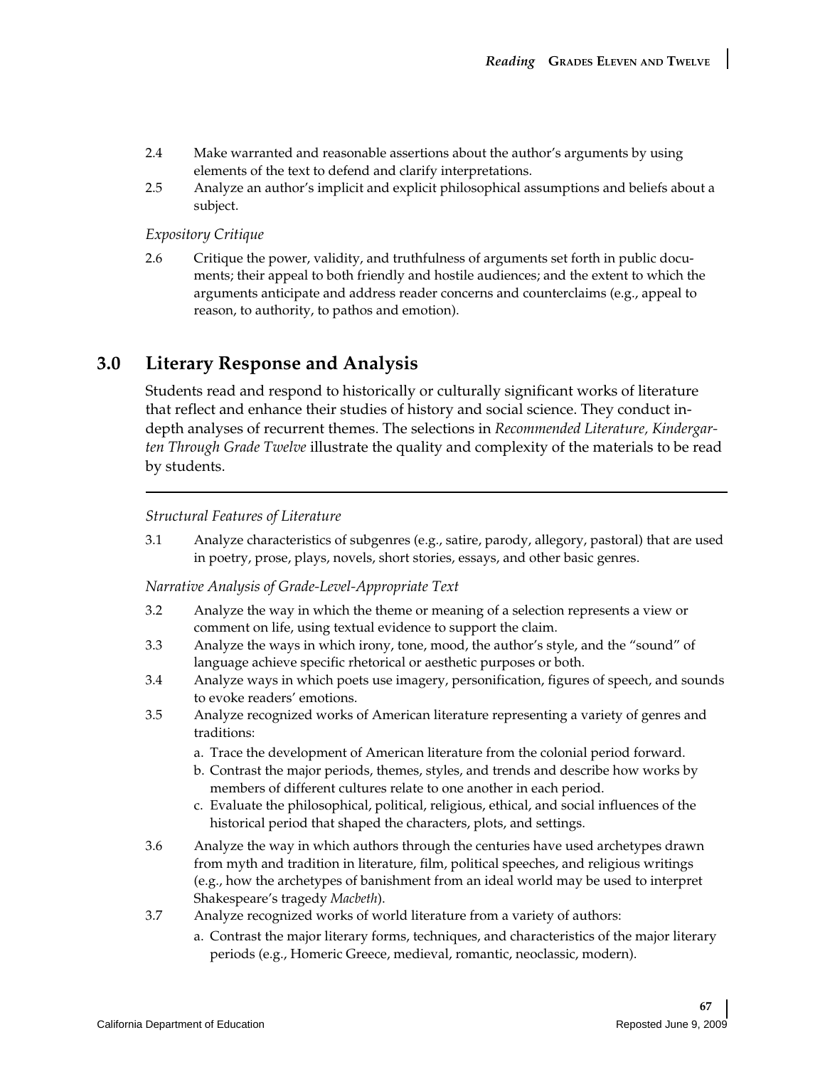2.4 Make warranted and reasonable assertions about the author's arguments by using elements of the text to defend and clarify interpretations.

2.5 Analyze an author's implicit and explicit philosophical assumptions and beliefs about a subject.

*Expository Critique*

2.6 Critique the power, validity, and truthfulness of arguments set forth in public documents; their appeal to both friendly and hostile audiences; and the extent to which the arguments anticipate and address reader concerns and counterclaims (e.g., appeal to reason, to authority, to pathos and emotion).

## 3.0 Literary Response and Analysis

Students read and respond to historically or culturally significant works of literature that reflect and enhance their studies of history and social science. They conduct in-depth analyses of recurrent themes. The selections in *Recommended Literature, Kindergarten Through Grade Twelve* illustrate the quality and complexity of the materials to be read by students.

---

*Structural Features of Literature*

3.1 Analyze characteristics of subgenres (e.g., satire, parody, allegory, pastoral) that are used in poetry, prose, plays, novels, short stories, essays, and other basic genres.

*Narrative Analysis of Grade-Level-Appropriate Text*

3.2 Analyze the way in which the theme or meaning of a selection represents a view or comment on life, using textual evidence to support the claim.

3.3 Analyze the ways in which irony, tone, mood, the author's style, and the "sound" of language achieve specific rhetorical or aesthetic purposes or both.

3.4 Analyze ways in which poets use imagery, personification, figures of speech, and sounds to evoke readers' emotions.

3.5 Analyze recognized works of American literature representing a variety of genres and traditions:

a. Trace the development of American literature from the colonial period forward.

b. Contrast the major periods, themes, styles, and trends and describe how works by members of different cultures relate to one another in each period.

c. Evaluate the philosophical, political, religious, ethical, and social influences of the historical period that shaped the characters, plots, and settings.

3.6 Analyze the way in which authors through the centuries have used archetypes drawn from myth and tradition in literature, film, political speeches, and religious writings (e.g., how the archetypes of banishment from an ideal world may be used to interpret Shakespeare's tragedy *Macbeth*).

3.7 Analyze recognized works of world literature from a variety of authors:

a. Contrast the major literary forms, techniques, and characteristics of the major literary periods (e.g., Homeric Greece, medieval, romantic, neoclassic, modern).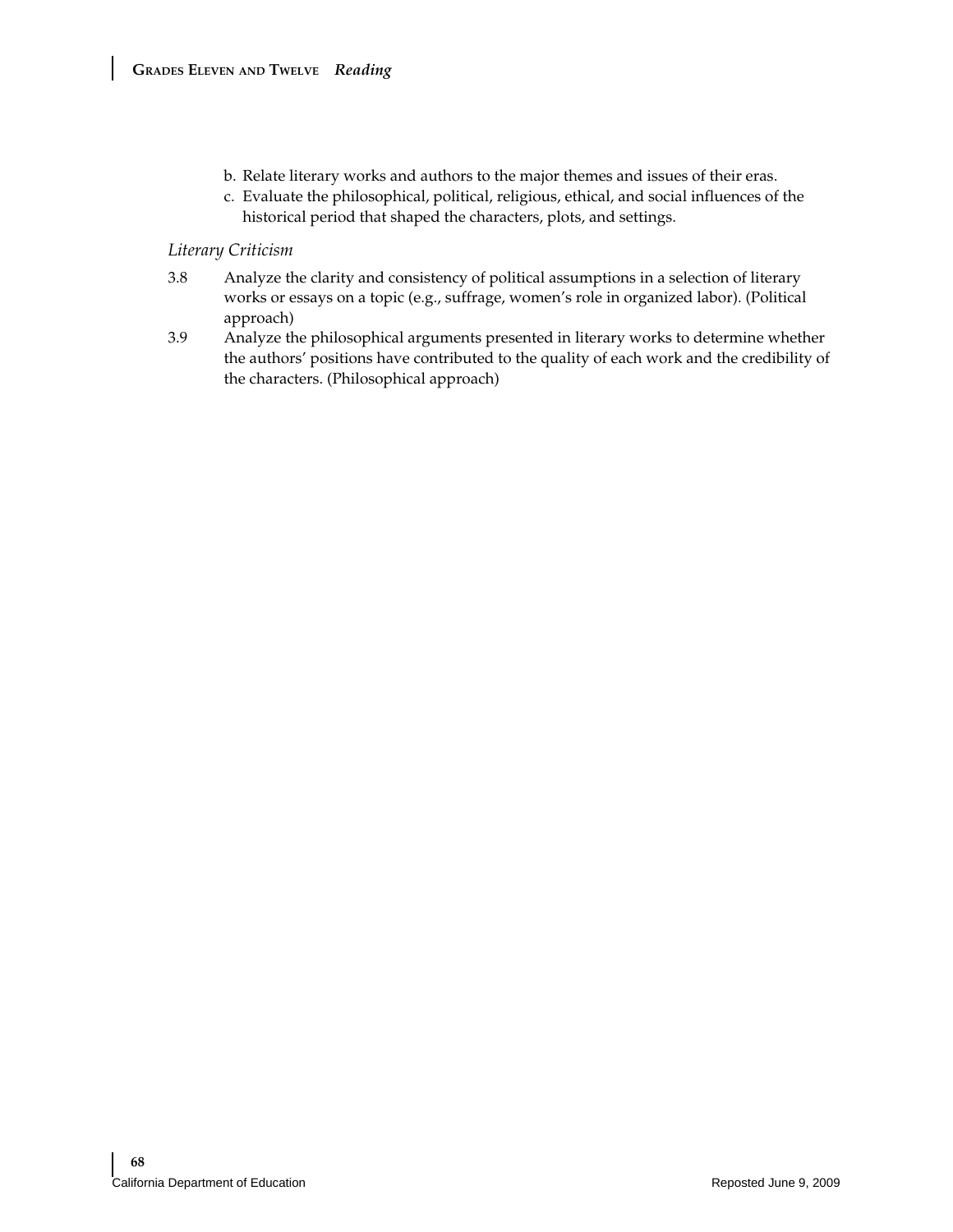b. Relate literary works and authors to the major themes and issues of their eras.
c. Evaluate the philosophical, political, religious, ethical, and social influences of the historical period that shaped the characters, plots, and settings.

*Literary Criticism*

3.8 Analyze the clarity and consistency of political assumptions in a selection of literary works or essays on a topic (e.g., suffrage, women's role in organized labor). (Political approach)

3.9 Analyze the philosophical arguments presented in literary works to determine whether the authors' positions have contributed to the quality of each work and the credibility of the characters. (Philosophical approach)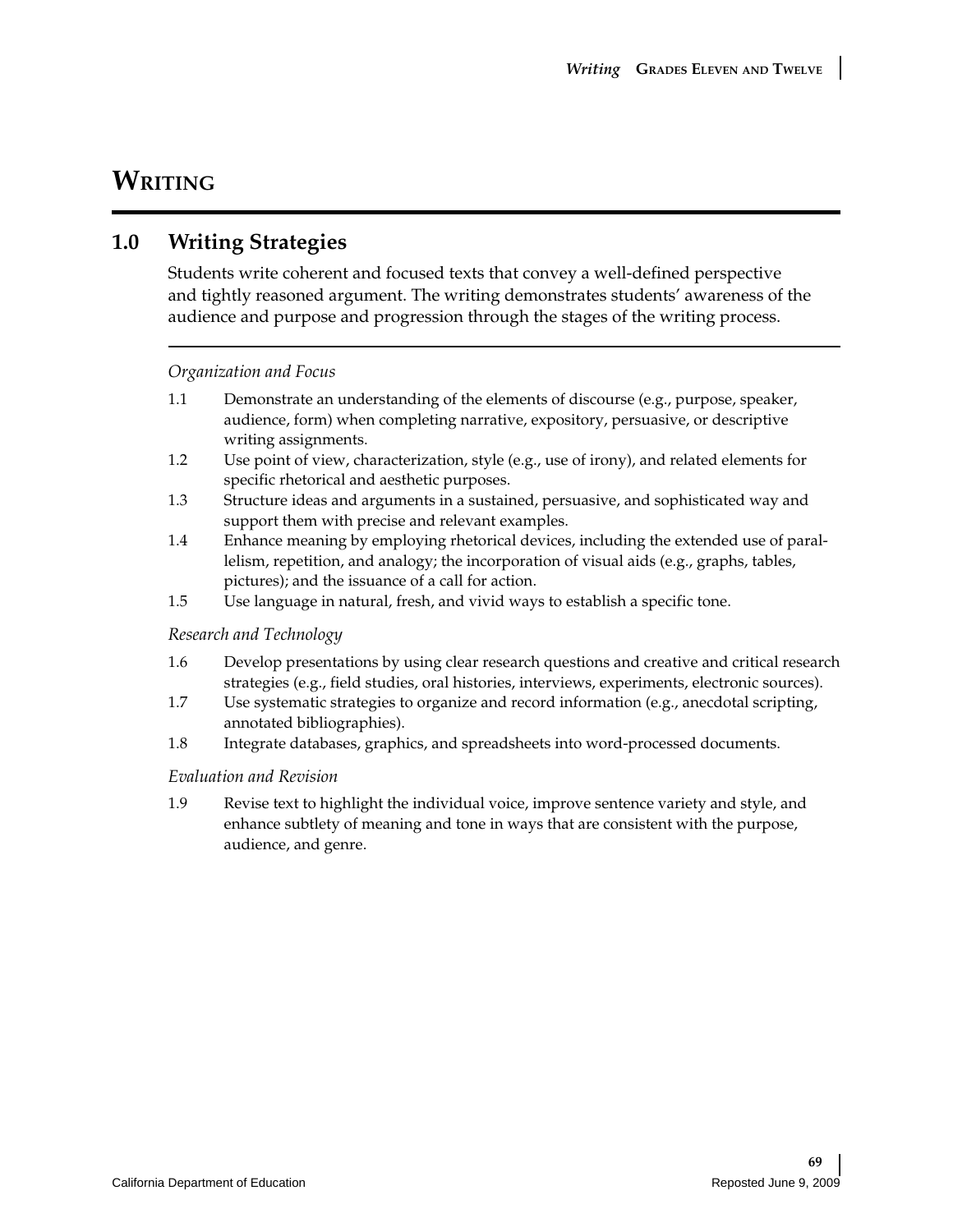# WRITING

## 1.0 Writing Strategies

Students write coherent and focused texts that convey a well-defined perspective and tightly reasoned argument. The writing demonstrates students' awareness of the audience and purpose and progression through the stages of the writing process.

*Organization and Focus*

1.1 Demonstrate an understanding of the elements of discourse (e.g., purpose, speaker, audience, form) when completing narrative, expository, persuasive, or descriptive writing assignments.

1.2 Use point of view, characterization, style (e.g., use of irony), and related elements for specific rhetorical and aesthetic purposes.

1.3 Structure ideas and arguments in a sustained, persuasive, and sophisticated way and support them with precise and relevant examples.

1.4 Enhance meaning by employing rhetorical devices, including the extended use of parallelism, repetition, and analogy; the incorporation of visual aids (e.g., graphs, tables, pictures); and the issuance of a call for action.

1.5 Use language in natural, fresh, and vivid ways to establish a specific tone.

*Research and Technology*

1.6 Develop presentations by using clear research questions and creative and critical research strategies (e.g., field studies, oral histories, interviews, experiments, electronic sources).

1.7 Use systematic strategies to organize and record information (e.g., anecdotal scripting, annotated bibliographies).

1.8 Integrate databases, graphics, and spreadsheets into word-processed documents.

*Evaluation and Revision*

1.9 Revise text to highlight the individual voice, improve sentence variety and style, and enhance subtlety of meaning and tone in ways that are consistent with the purpose, audience, and genre.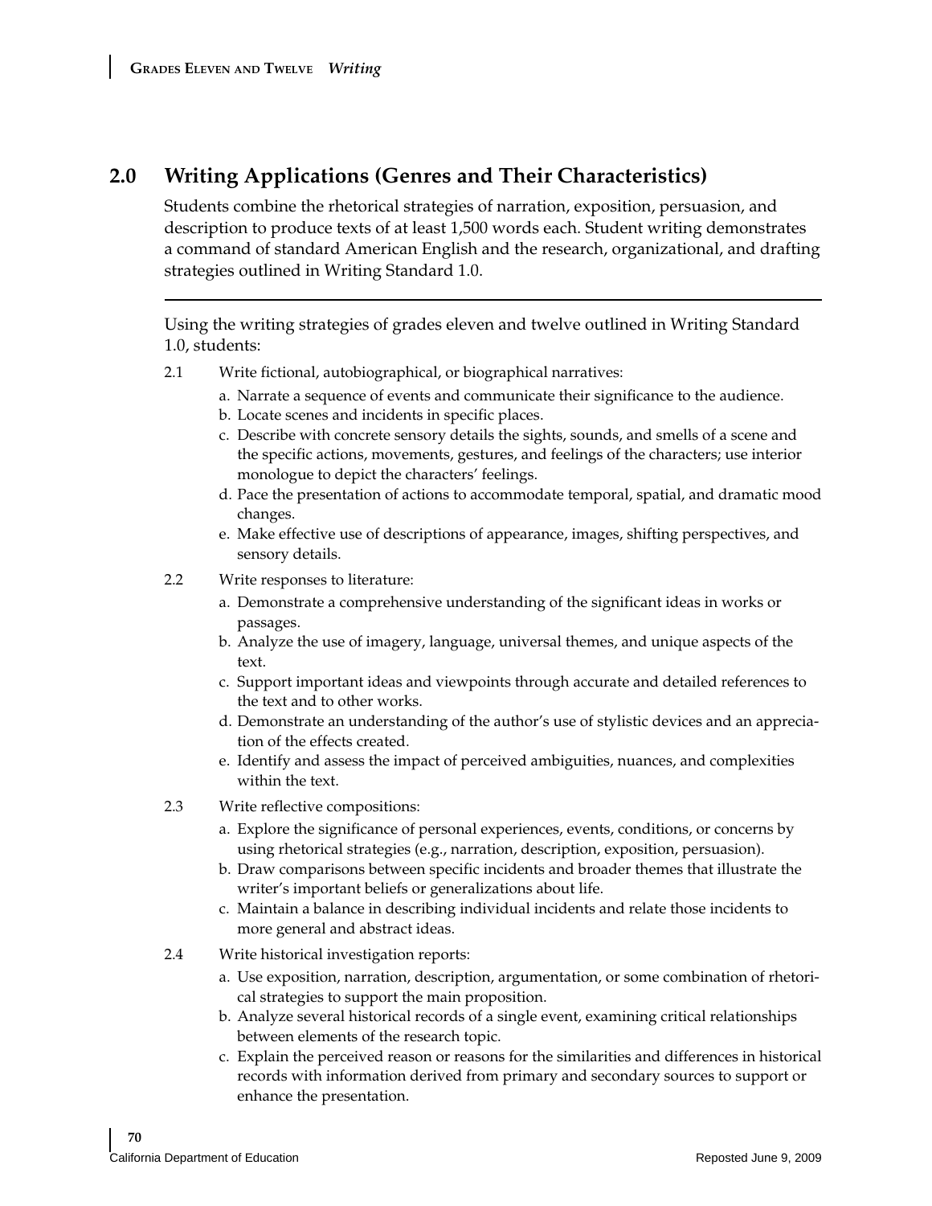## 2.0 Writing Applications (Genres and Their Characteristics)

Students combine the rhetorical strategies of narration, exposition, persuasion, and description to produce texts of at least 1,500 words each. Student writing demonstrates a command of standard American English and the research, organizational, and drafting strategies outlined in Writing Standard 1.0.

---

Using the writing strategies of grades eleven and twelve outlined in Writing Standard 1.0, students:

2.1 Write fictional, autobiographical, or biographical narratives:

a. Narrate a sequence of events and communicate their significance to the audience.
b. Locate scenes and incidents in specific places.
c. Describe with concrete sensory details the sights, sounds, and smells of a scene and the specific actions, movements, gestures, and feelings of the characters; use interior monologue to depict the characters' feelings.
d. Pace the presentation of actions to accommodate temporal, spatial, and dramatic mood changes.
e. Make effective use of descriptions of appearance, images, shifting perspectives, and sensory details.

2.2 Write responses to literature:

a. Demonstrate a comprehensive understanding of the significant ideas in works or passages.
b. Analyze the use of imagery, language, universal themes, and unique aspects of the text.
c. Support important ideas and viewpoints through accurate and detailed references to the text and to other works.
d. Demonstrate an understanding of the author's use of stylistic devices and an appreciation of the effects created.
e. Identify and assess the impact of perceived ambiguities, nuances, and complexities within the text.

2.3 Write reflective compositions:

a. Explore the significance of personal experiences, events, conditions, or concerns by using rhetorical strategies (e.g., narration, description, exposition, persuasion).
b. Draw comparisons between specific incidents and broader themes that illustrate the writer's important beliefs or generalizations about life.
c. Maintain a balance in describing individual incidents and relate those incidents to more general and abstract ideas.

2.4 Write historical investigation reports:

a. Use exposition, narration, description, argumentation, or some combination of rhetorical strategies to support the main proposition.
b. Analyze several historical records of a single event, examining critical relationships between elements of the research topic.
c. Explain the perceived reason or reasons for the similarities and differences in historical records with information derived from primary and secondary sources to support or enhance the presentation.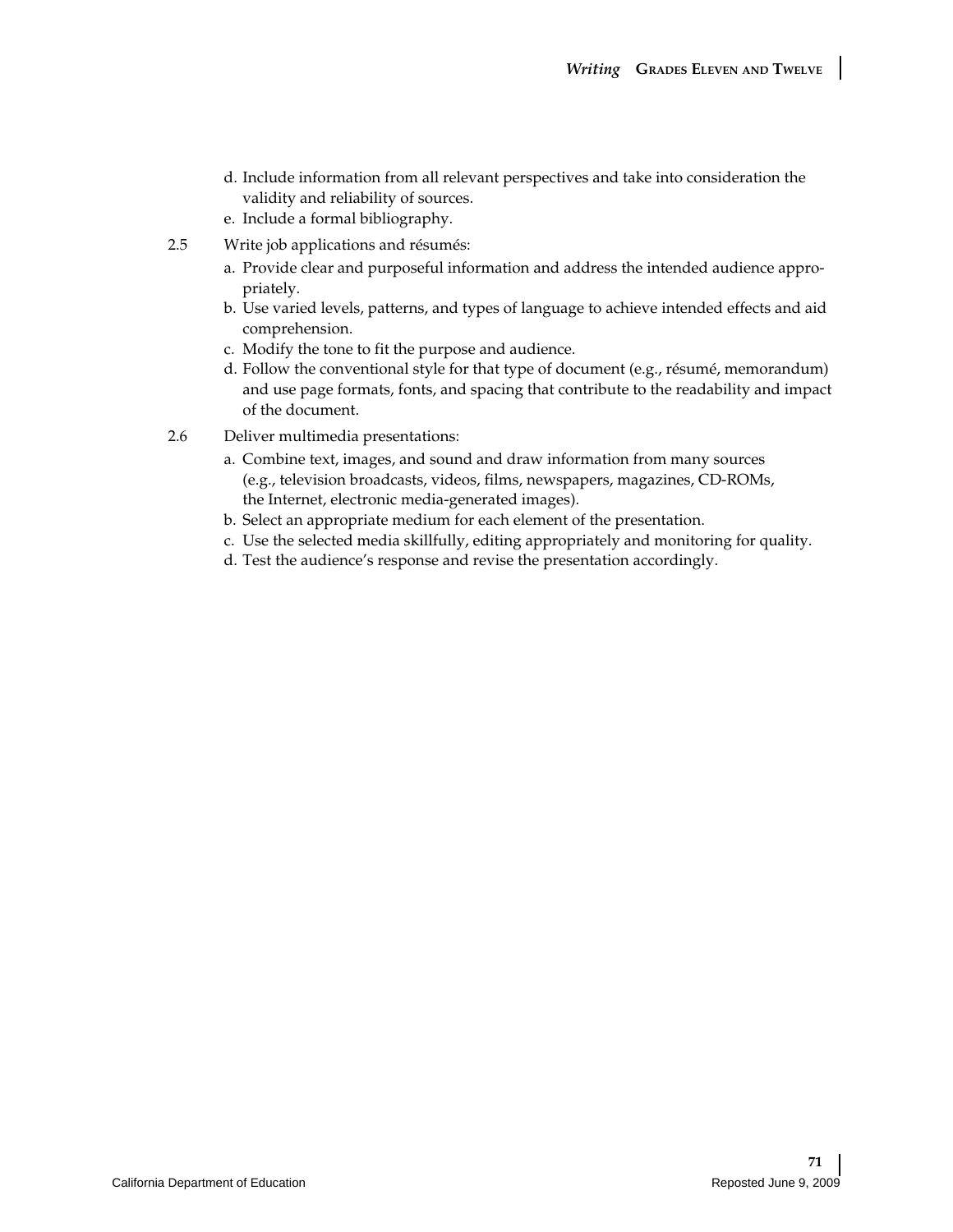d. Include information from all relevant perspectives and take into consideration the validity and reliability of sources.
e. Include a formal bibliography.

2.5 Write job applications and résumés:

a. Provide clear and purposeful information and address the intended audience appropriately.
b. Use varied levels, patterns, and types of language to achieve intended effects and aid comprehension.
c. Modify the tone to fit the purpose and audience.
d. Follow the conventional style for that type of document (e.g., résumé, memorandum) and use page formats, fonts, and spacing that contribute to the readability and impact of the document.

2.6 Deliver multimedia presentations:

a. Combine text, images, and sound and draw information from many sources (e.g., television broadcasts, videos, films, newspapers, magazines, CD-ROMs, the Internet, electronic media-generated images).
b. Select an appropriate medium for each element of the presentation.
c. Use the selected media skillfully, editing appropriately and monitoring for quality.
d. Test the audience's response and revise the presentation accordingly.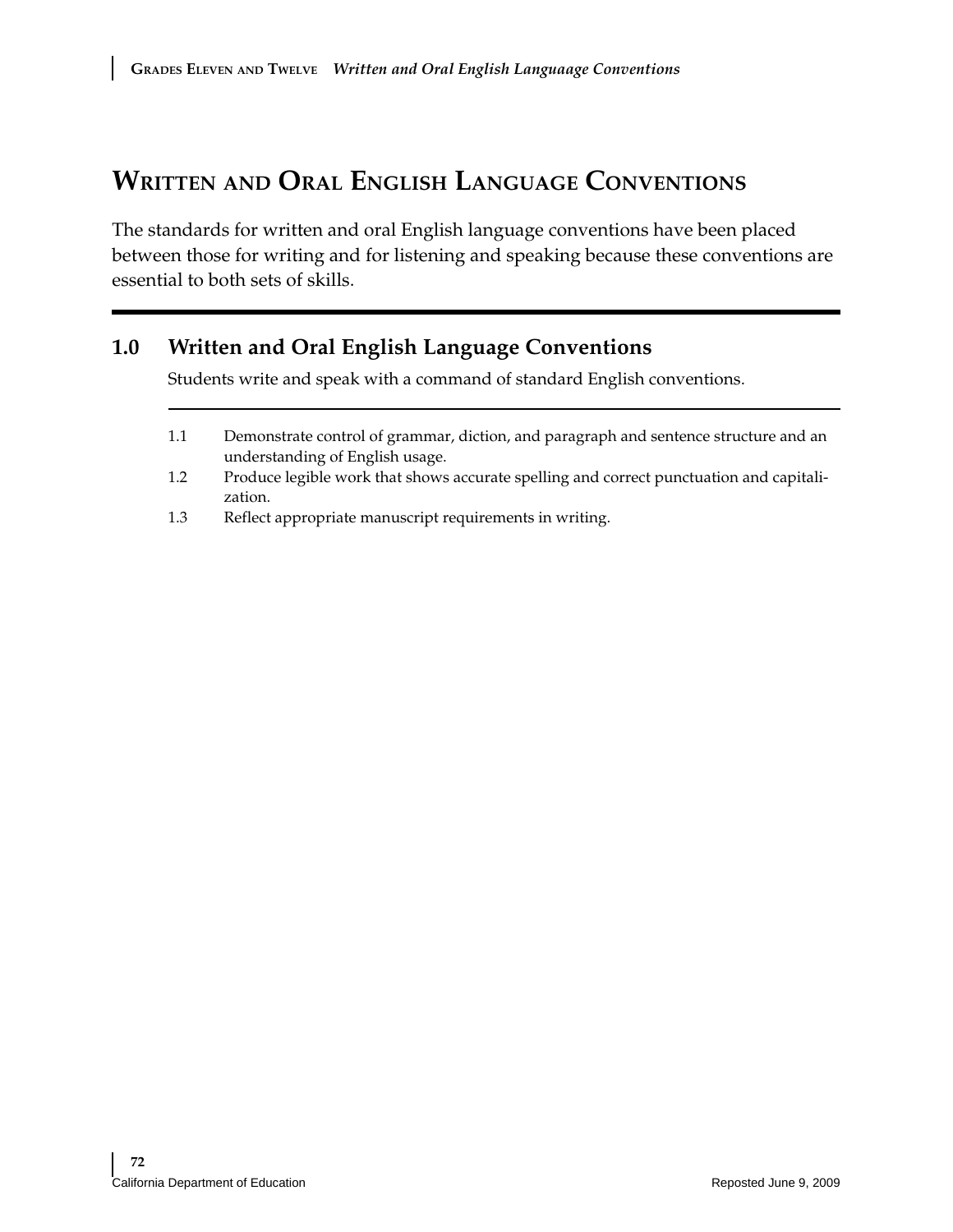# Written and Oral English Language Conventions

The standards for written and oral English language conventions have been placed between those for writing and for listening and speaking because these conventions are essential to both sets of skills.

## 1.0 Written and Oral English Language Conventions

Students write and speak with a command of standard English conventions.

1.1 Demonstrate control of grammar, diction, and paragraph and sentence structure and an understanding of English usage.

1.2 Produce legible work that shows accurate spelling and correct punctuation and capitalization.

1.3 Reflect appropriate manuscript requirements in writing.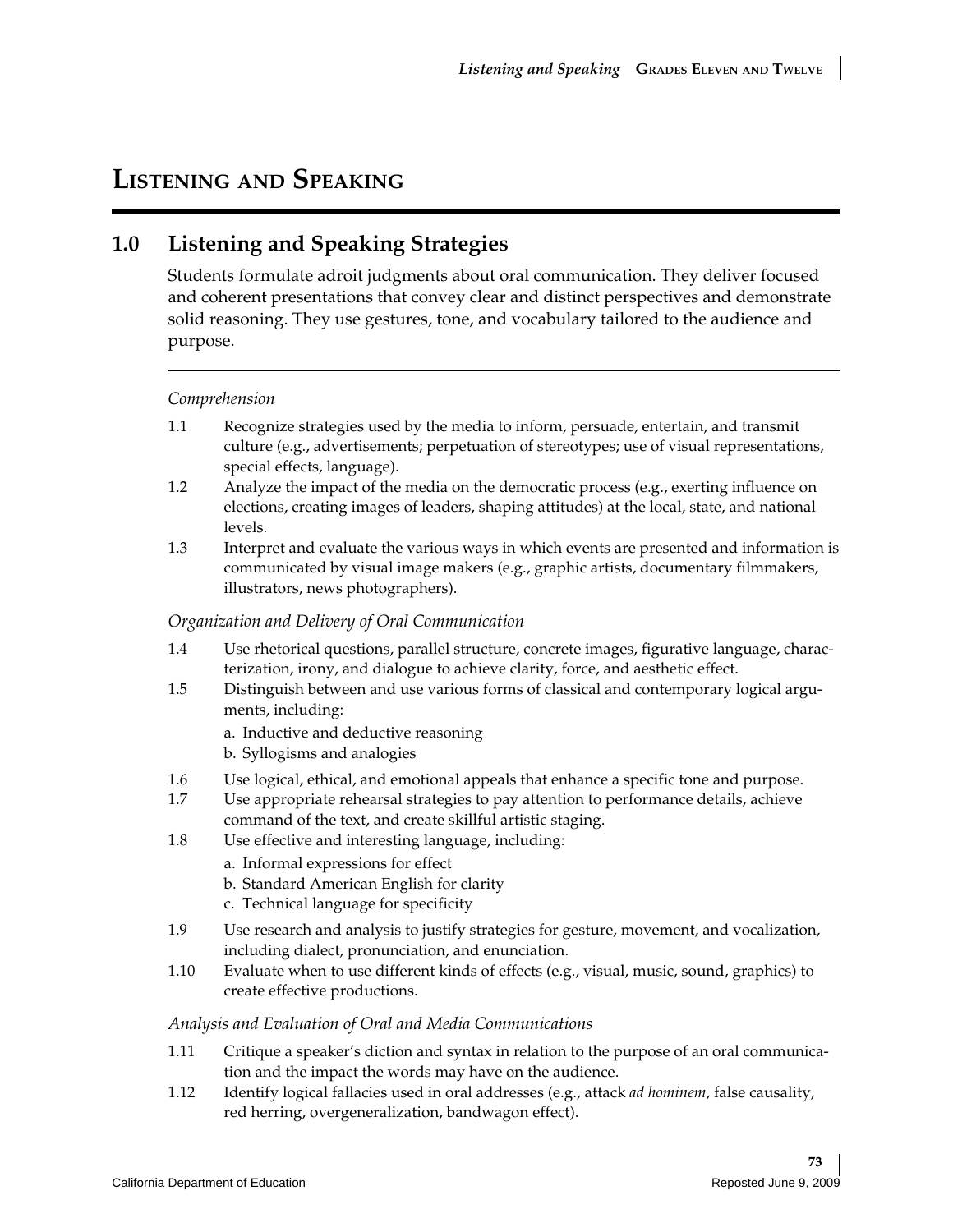# Listening and Speaking

## 1.0 Listening and Speaking Strategies

Students formulate adroit judgments about oral communication. They deliver focused and coherent presentations that convey clear and distinct perspectives and demonstrate solid reasoning. They use gestures, tone, and vocabulary tailored to the audience and purpose.

*Comprehension*

1.1 Recognize strategies used by the media to inform, persuade, entertain, and transmit culture (e.g., advertisements; perpetuation of stereotypes; use of visual representations, special effects, language).

1.2 Analyze the impact of the media on the democratic process (e.g., exerting influence on elections, creating images of leaders, shaping attitudes) at the local, state, and national levels.

1.3 Interpret and evaluate the various ways in which events are presented and information is communicated by visual image makers (e.g., graphic artists, documentary filmmakers, illustrators, news photographers).

*Organization and Delivery of Oral Communication*

1.4 Use rhetorical questions, parallel structure, concrete images, figurative language, characterization, irony, and dialogue to achieve clarity, force, and aesthetic effect.

1.5 Distinguish between and use various forms of classical and contemporary logical arguments, including:

a. Inductive and deductive reasoning
b. Syllogisms and analogies

1.6 Use logical, ethical, and emotional appeals that enhance a specific tone and purpose.

1.7 Use appropriate rehearsal strategies to pay attention to performance details, achieve command of the text, and create skillful artistic staging.

1.8 Use effective and interesting language, including:

a. Informal expressions for effect
b. Standard American English for clarity
c. Technical language for specificity

1.9 Use research and analysis to justify strategies for gesture, movement, and vocalization, including dialect, pronunciation, and enunciation.

1.10 Evaluate when to use different kinds of effects (e.g., visual, music, sound, graphics) to create effective productions.

*Analysis and Evaluation of Oral and Media Communications*

1.11 Critique a speaker's diction and syntax in relation to the purpose of an oral communication and the impact the words may have on the audience.

1.12 Identify logical fallacies used in oral addresses (e.g., attack *ad hominem*, false causality, red herring, overgeneralization, bandwagon effect).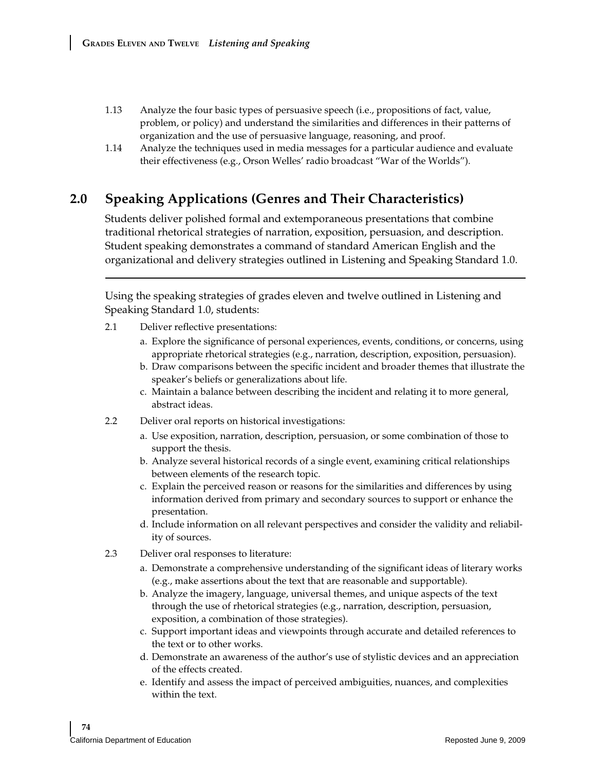1.13 Analyze the four basic types of persuasive speech (i.e., propositions of fact, value, problem, or policy) and understand the similarities and differences in their patterns of organization and the use of persuasive language, reasoning, and proof.

1.14 Analyze the techniques used in media messages for a particular audience and evaluate their effectiveness (e.g., Orson Welles' radio broadcast "War of the Worlds").

## 2.0 Speaking Applications (Genres and Their Characteristics)

Students deliver polished formal and extemporaneous presentations that combine traditional rhetorical strategies of narration, exposition, persuasion, and description. Student speaking demonstrates a command of standard American English and the organizational and delivery strategies outlined in Listening and Speaking Standard 1.0.

---

Using the speaking strategies of grades eleven and twelve outlined in Listening and Speaking Standard 1.0, students:

2.1 Deliver reflective presentations:

a. Explore the significance of personal experiences, events, conditions, or concerns, using appropriate rhetorical strategies (e.g., narration, description, exposition, persuasion).
b. Draw comparisons between the specific incident and broader themes that illustrate the speaker's beliefs or generalizations about life.
c. Maintain a balance between describing the incident and relating it to more general, abstract ideas.

2.2 Deliver oral reports on historical investigations:

a. Use exposition, narration, description, persuasion, or some combination of those to support the thesis.
b. Analyze several historical records of a single event, examining critical relationships between elements of the research topic.
c. Explain the perceived reason or reasons for the similarities and differences by using information derived from primary and secondary sources to support or enhance the presentation.
d. Include information on all relevant perspectives and consider the validity and reliability of sources.

2.3 Deliver oral responses to literature:

a. Demonstrate a comprehensive understanding of the significant ideas of literary works (e.g., make assertions about the text that are reasonable and supportable).
b. Analyze the imagery, language, universal themes, and unique aspects of the text through the use of rhetorical strategies (e.g., narration, description, persuasion, exposition, a combination of those strategies).
c. Support important ideas and viewpoints through accurate and detailed references to the text or to other works.
d. Demonstrate an awareness of the author's use of stylistic devices and an appreciation of the effects created.
e. Identify and assess the impact of perceived ambiguities, nuances, and complexities within the text.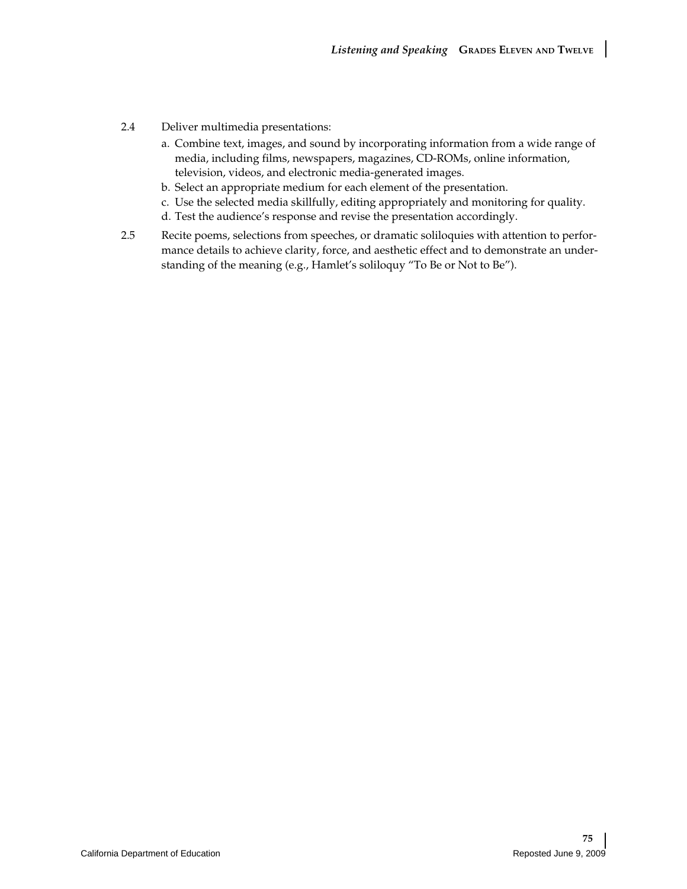2.4 Deliver multimedia presentations:

a. Combine text, images, and sound by incorporating information from a wide range of media, including films, newspapers, magazines, CD-ROMs, online information, television, videos, and electronic media-generated images.

b. Select an appropriate medium for each element of the presentation.

c. Use the selected media skillfully, editing appropriately and monitoring for quality.

d. Test the audience's response and revise the presentation accordingly.

2.5 Recite poems, selections from speeches, or dramatic soliloquies with attention to performance details to achieve clarity, force, and aesthetic effect and to demonstrate an understanding of the meaning (e.g., Hamlet's soliloquy "To Be or Not to Be").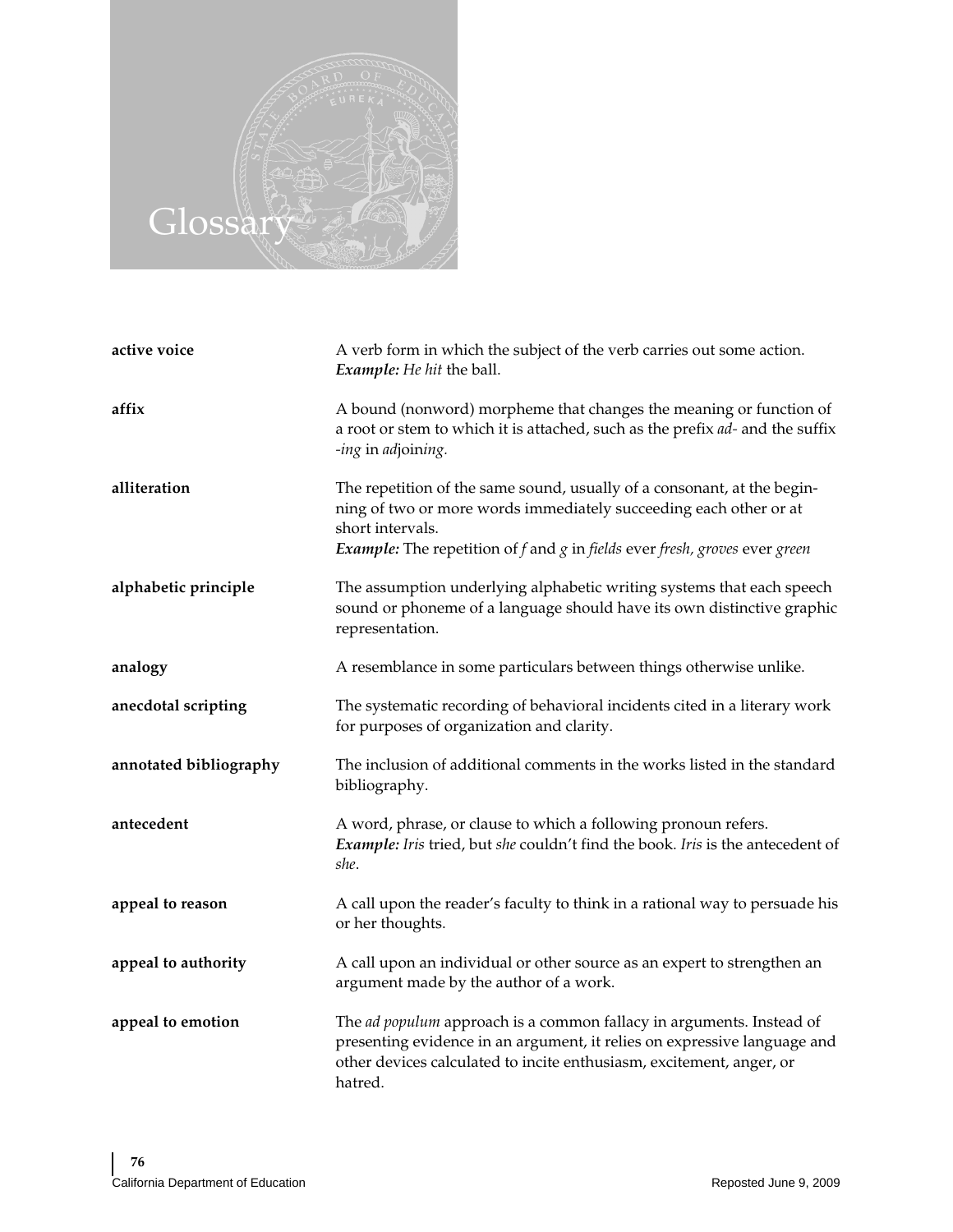# Glossary

**active voice** — A verb form in which the subject of the verb carries out some action. ***Example:*** *He hit* the ball.

**affix** — A bound (nonword) morpheme that changes the meaning or function of a root or stem to which it is attached, such as the prefix *ad-* and the suffix *-ing* in *ad*join*ing*.

**alliteration** — The repetition of the same sound, usually of a consonant, at the beginning of two or more words immediately succeeding each other or at short intervals.
***Example:*** The repetition of *f* and *g* in *fields* ever *fresh, groves* ever *green*

**alphabetic principle** — The assumption underlying alphabetic writing systems that each speech sound or phoneme of a language should have its own distinctive graphic representation.

**analogy** — A resemblance in some particulars between things otherwise unlike.

**anecdotal scripting** — The systematic recording of behavioral incidents cited in a literary work for purposes of organization and clarity.

**annotated bibliography** — The inclusion of additional comments in the works listed in the standard bibliography.

**antecedent** — A word, phrase, or clause to which a following pronoun refers.
***Example:*** *Iris* tried, but *she* couldn't find the book. *Iris* is the antecedent of *she*.

**appeal to reason** — A call upon the reader's faculty to think in a rational way to persuade his or her thoughts.

**appeal to authority** — A call upon an individual or other source as an expert to strengthen an argument made by the author of a work.

**appeal to emotion** — The *ad populum* approach is a common fallacy in arguments. Instead of presenting evidence in an argument, it relies on expressive language and other devices calculated to incite enthusiasm, excitement, anger, or hatred.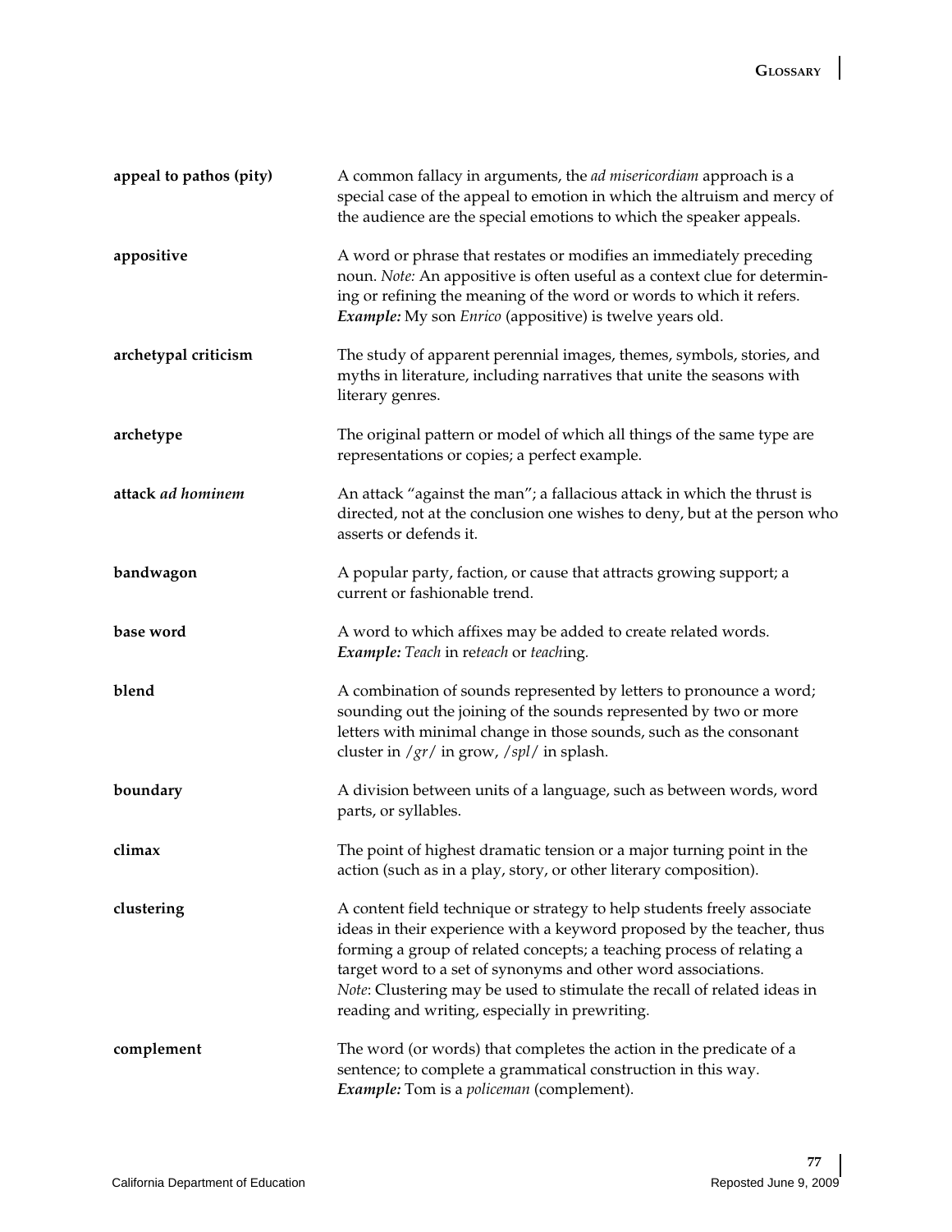**appeal to pathos (pity)** — A common fallacy in arguments, the *ad misericordiam* approach is a special case of the appeal to emotion in which the altruism and mercy of the audience are the special emotions to which the speaker appeals.

**appositive** — A word or phrase that restates or modifies an immediately preceding noun. *Note:* An appositive is often useful as a context clue for determining or refining the meaning of the word or words to which it refers. ***Example:*** My son *Enrico* (appositive) is twelve years old.

**archetypal criticism** — The study of apparent perennial images, themes, symbols, stories, and myths in literature, including narratives that unite the seasons with literary genres.

**archetype** — The original pattern or model of which all things of the same type are representations or copies; a perfect example.

**attack *ad hominem*** — An attack "against the man"; a fallacious attack in which the thrust is directed, not at the conclusion one wishes to deny, but at the person who asserts or defends it.

**bandwagon** — A popular party, faction, or cause that attracts growing support; a current or fashionable trend.

**base word** — A word to which affixes may be added to create related words. ***Example:*** *Teach* in re*teach* or *teach*ing.

**blend** — A combination of sounds represented by letters to pronounce a word; sounding out the joining of the sounds represented by two or more letters with minimal change in those sounds, such as the consonant cluster in /*gr*/ in grow, /*spl*/ in splash.

**boundary** — A division between units of a language, such as between words, word parts, or syllables.

**climax** — The point of highest dramatic tension or a major turning point in the action (such as in a play, story, or other literary composition).

**clustering** — A content field technique or strategy to help students freely associate ideas in their experience with a keyword proposed by the teacher, thus forming a group of related concepts; a teaching process of relating a target word to a set of synonyms and other word associations. *Note*: Clustering may be used to stimulate the recall of related ideas in reading and writing, especially in prewriting.

**complement** — The word (or words) that completes the action in the predicate of a sentence; to complete a grammatical construction in this way. ***Example:*** Tom is a *policeman* (complement).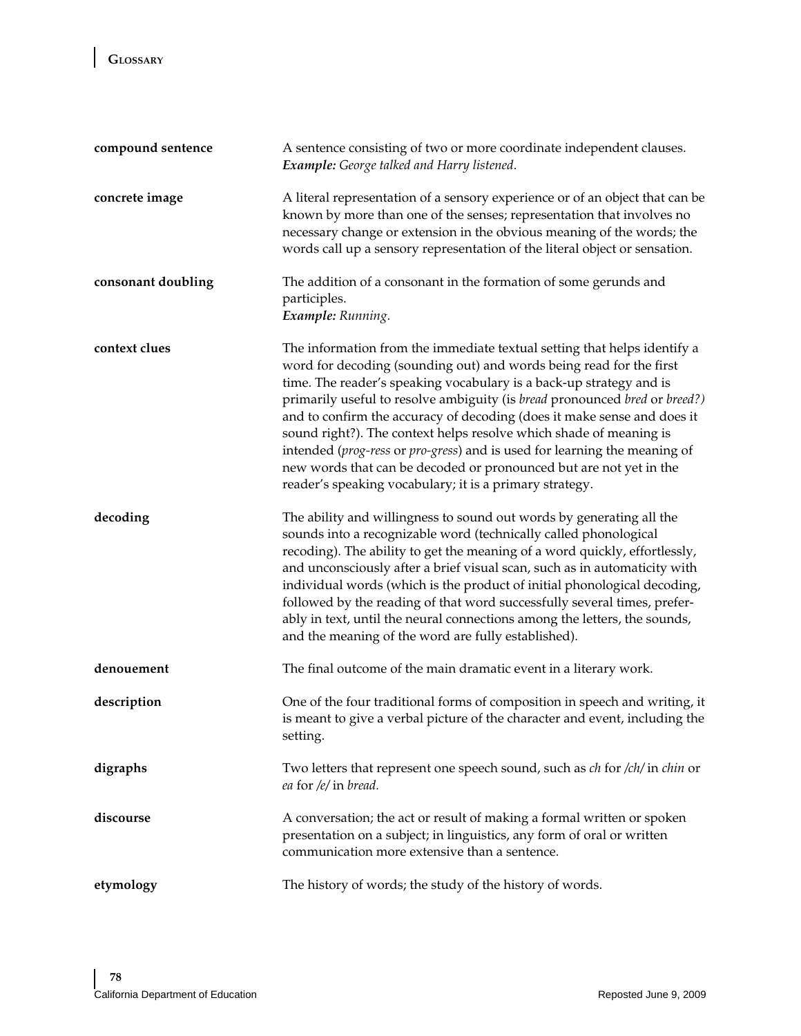**compound sentence** — A sentence consisting of two or more coordinate independent clauses. ***Example:*** *George talked and Harry listened*.

**concrete image** — A literal representation of a sensory experience or of an object that can be known by more than one of the senses; representation that involves no necessary change or extension in the obvious meaning of the words; the words call up a sensory representation of the literal object or sensation.

**consonant doubling** — The addition of a consonant in the formation of some gerunds and participles.
***Example:*** *Running*.

**context clues** — The information from the immediate textual setting that helps identify a word for decoding (sounding out) and words being read for the first time. The reader's speaking vocabulary is a back-up strategy and is primarily useful to resolve ambiguity (is *bread* pronounced *bred* or *breed?)* and to confirm the accuracy of decoding (does it make sense and does it sound right?). The context helps resolve which shade of meaning is intended (*prog-ress* or *pro-gress*) and is used for learning the meaning of new words that can be decoded or pronounced but are not yet in the reader's speaking vocabulary; it is a primary strategy.

**decoding** — The ability and willingness to sound out words by generating all the sounds into a recognizable word (technically called phonological recoding). The ability to get the meaning of a word quickly, effortlessly, and unconsciously after a brief visual scan, such as in automaticity with individual words (which is the product of initial phonological decoding, followed by the reading of that word successfully several times, preferably in text, until the neural connections among the letters, the sounds, and the meaning of the word are fully established).

**denouement** — The final outcome of the main dramatic event in a literary work.

**description** — One of the four traditional forms of composition in speech and writing, it is meant to give a verbal picture of the character and event, including the setting.

**digraphs** — Two letters that represent one speech sound, such as *ch* for */ch/* in *chin* or *ea* for */e/* in *bread*.

**discourse** — A conversation; the act or result of making a formal written or spoken presentation on a subject; in linguistics, any form of oral or written communication more extensive than a sentence.

**etymology** — The history of words; the study of the history of words.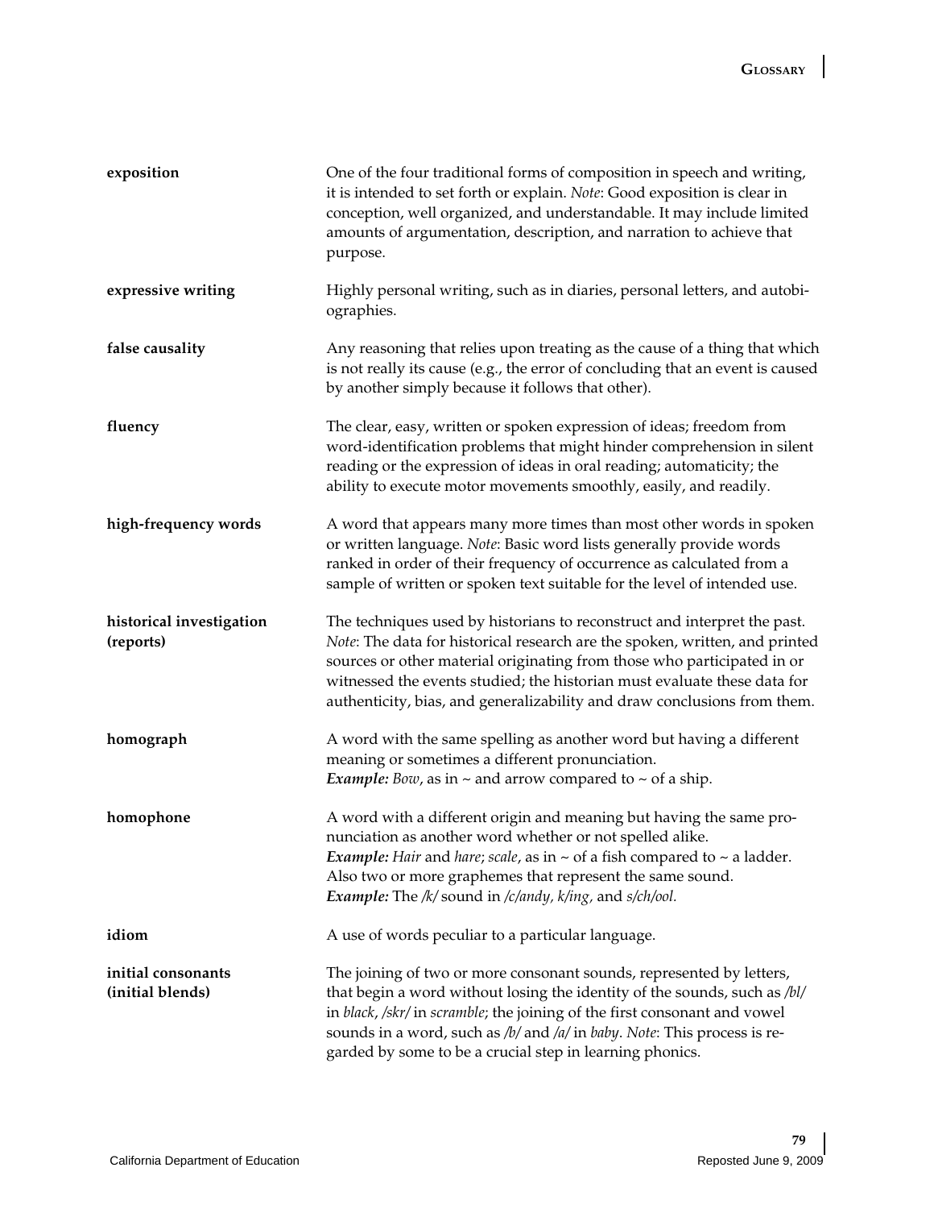**exposition** — One of the four traditional forms of composition in speech and writing, it is intended to set forth or explain. *Note*: Good exposition is clear in conception, well organized, and understandable. It may include limited amounts of argumentation, description, and narration to achieve that purpose.

**expressive writing** — Highly personal writing, such as in diaries, personal letters, and autobiographies.

**false causality** — Any reasoning that relies upon treating as the cause of a thing that which is not really its cause (e.g., the error of concluding that an event is caused by another simply because it follows that other).

**fluency** — The clear, easy, written or spoken expression of ideas; freedom from word-identification problems that might hinder comprehension in silent reading or the expression of ideas in oral reading; automaticity; the ability to execute motor movements smoothly, easily, and readily.

**high-frequency words** — A word that appears many more times than most other words in spoken or written language. *Note*: Basic word lists generally provide words ranked in order of their frequency of occurrence as calculated from a sample of written or spoken text suitable for the level of intended use.

**historical investigation (reports)** — The techniques used by historians to reconstruct and interpret the past. *Note*: The data for historical research are the spoken, written, and printed sources or other material originating from those who participated in or witnessed the events studied; the historian must evaluate these data for authenticity, bias, and generalizability and draw conclusions from them.

**homograph** — A word with the same spelling as another word but having a different meaning or sometimes a different pronunciation.
***Example:*** *Bow*, as in ~ and arrow compared to ~ of a ship.

**homophone** — A word with a different origin and meaning but having the same pronunciation as another word whether or not spelled alike.
***Example:*** *Hair* and *hare*; *scale*, as in ~ of a fish compared to ~ a ladder.
Also two or more graphemes that represent the same sound.
***Example:*** The */k/* sound in */c/andy*, *k/ing*, and *s/ch/ool.*

**idiom** — A use of words peculiar to a particular language.

**initial consonants (initial blends)** — The joining of two or more consonant sounds, represented by letters, that begin a word without losing the identity of the sounds, such as */bl/* in *black*, */skr/* in *scramble*; the joining of the first consonant and vowel sounds in a word, such as */b/* and */a/* in *baby*. *Note*: This process is regarded by some to be a crucial step in learning phonics.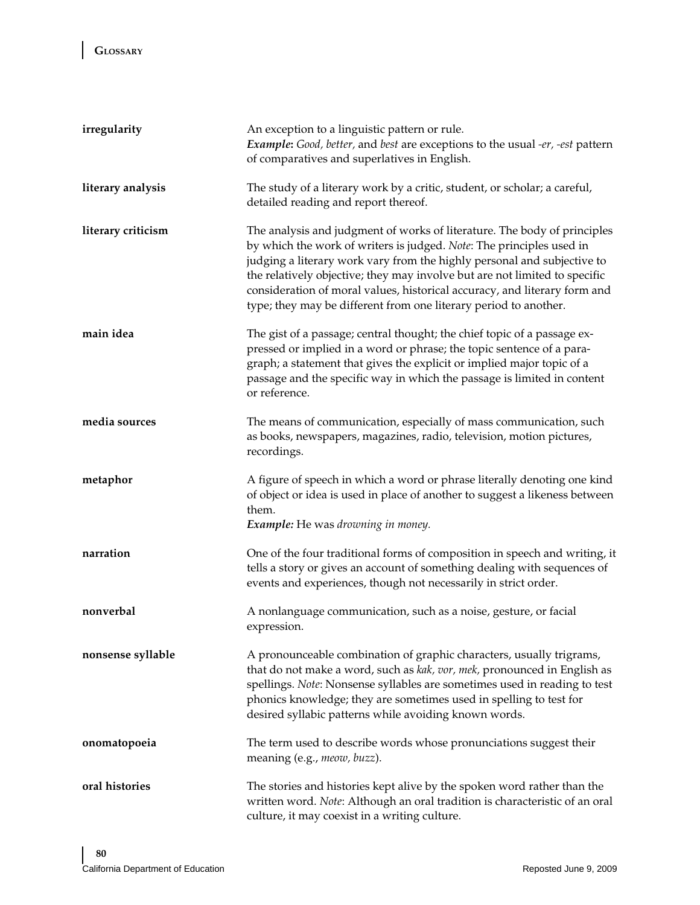| | |
|---|---|
| **irregularity** | An exception to a linguistic pattern or rule. ***Example*****:** *Good, better,* and *best* are exceptions to the usual *-er, -est* pattern of comparatives and superlatives in English. |
| **literary analysis** | The study of a literary work by a critic, student, or scholar; a careful, detailed reading and report thereof. |
| **literary criticism** | The analysis and judgment of works of literature. The body of principles by which the work of writers is judged. *Note*: The principles used in judging a literary work vary from the highly personal and subjective to the relatively objective; they may involve but are not limited to specific consideration of moral values, historical accuracy, and literary form and type; they may be different from one literary period to another. |
| **main idea** | The gist of a passage; central thought; the chief topic of a passage expressed or implied in a word or phrase; the topic sentence of a paragraph; a statement that gives the explicit or implied major topic of a passage and the specific way in which the passage is limited in content or reference. |
| **media sources** | The means of communication, especially of mass communication, such as books, newspapers, magazines, radio, television, motion pictures, recordings. |
| **metaphor** | A figure of speech in which a word or phrase literally denoting one kind of object or idea is used in place of another to suggest a likeness between them. ***Example:*** He was *drowning in money.* |
| **narration** | One of the four traditional forms of composition in speech and writing, it tells a story or gives an account of something dealing with sequences of events and experiences, though not necessarily in strict order. |
| **nonverbal** | A nonlanguage communication, such as a noise, gesture, or facial expression. |
| **nonsense syllable** | A pronounceable combination of graphic characters, usually trigrams, that do not make a word, such as *kak, vor, mek,* pronounced in English as spellings. *Note*: Nonsense syllables are sometimes used in reading to test phonics knowledge; they are sometimes used in spelling to test for desired syllabic patterns while avoiding known words. |
| **onomatopoeia** | The term used to describe words whose pronunciations suggest their meaning (e.g., *meow, buzz*). |
| **oral histories** | The stories and histories kept alive by the spoken word rather than the written word. *Note*: Although an oral tradition is characteristic of an oral culture, it may coexist in a writing culture. |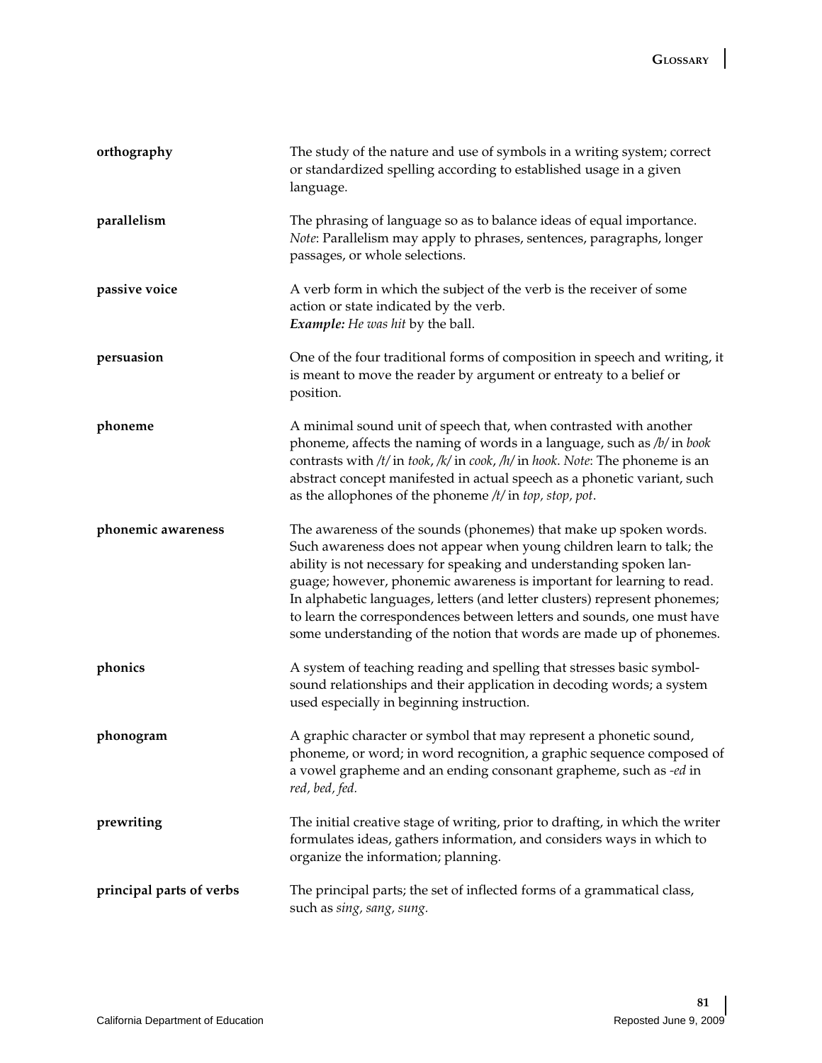| | |
|---|---|
| **orthography** | The study of the nature and use of symbols in a writing system; correct or standardized spelling according to established usage in a given language. |
| **parallelism** | The phrasing of language so as to balance ideas of equal importance. *Note*: Parallelism may apply to phrases, sentences, paragraphs, longer passages, or whole selections. |
| **passive voice** | A verb form in which the subject of the verb is the receiver of some action or state indicated by the verb.<br>***Example:*** *He was hit* by the ball. |
| **persuasion** | One of the four traditional forms of composition in speech and writing, it is meant to move the reader by argument or entreaty to a belief or position. |
| **phoneme** | A minimal sound unit of speech that, when contrasted with another phoneme, affects the naming of words in a language, such as /*b*/ in *book* contrasts with /*t*/ in *took*, /*k*/ in *cook*, /*h*/ in *hook*. *Note*: The phoneme is an abstract concept manifested in actual speech as a phonetic variant, such as the allophones of the phoneme /*t*/ in *top, stop, pot*. |
| **phonemic awareness** | The awareness of the sounds (phonemes) that make up spoken words. Such awareness does not appear when young children learn to talk; the ability is not necessary for speaking and understanding spoken language; however, phonemic awareness is important for learning to read. In alphabetic languages, letters (and letter clusters) represent phonemes; to learn the correspondences between letters and sounds, one must have some understanding of the notion that words are made up of phonemes. |
| **phonics** | A system of teaching reading and spelling that stresses basic symbol-sound relationships and their application in decoding words; a system used especially in beginning instruction. |
| **phonogram** | A graphic character or symbol that may represent a phonetic sound, phoneme, or word; in word recognition, a graphic sequence composed of a vowel grapheme and an ending consonant grapheme, such as *-ed* in *red, bed, fed.* |
| **prewriting** | The initial creative stage of writing, prior to drafting, in which the writer formulates ideas, gathers information, and considers ways in which to organize the information; planning. |
| **principal parts of verbs** | The principal parts; the set of inflected forms of a grammatical class, such as *sing, sang, sung.* |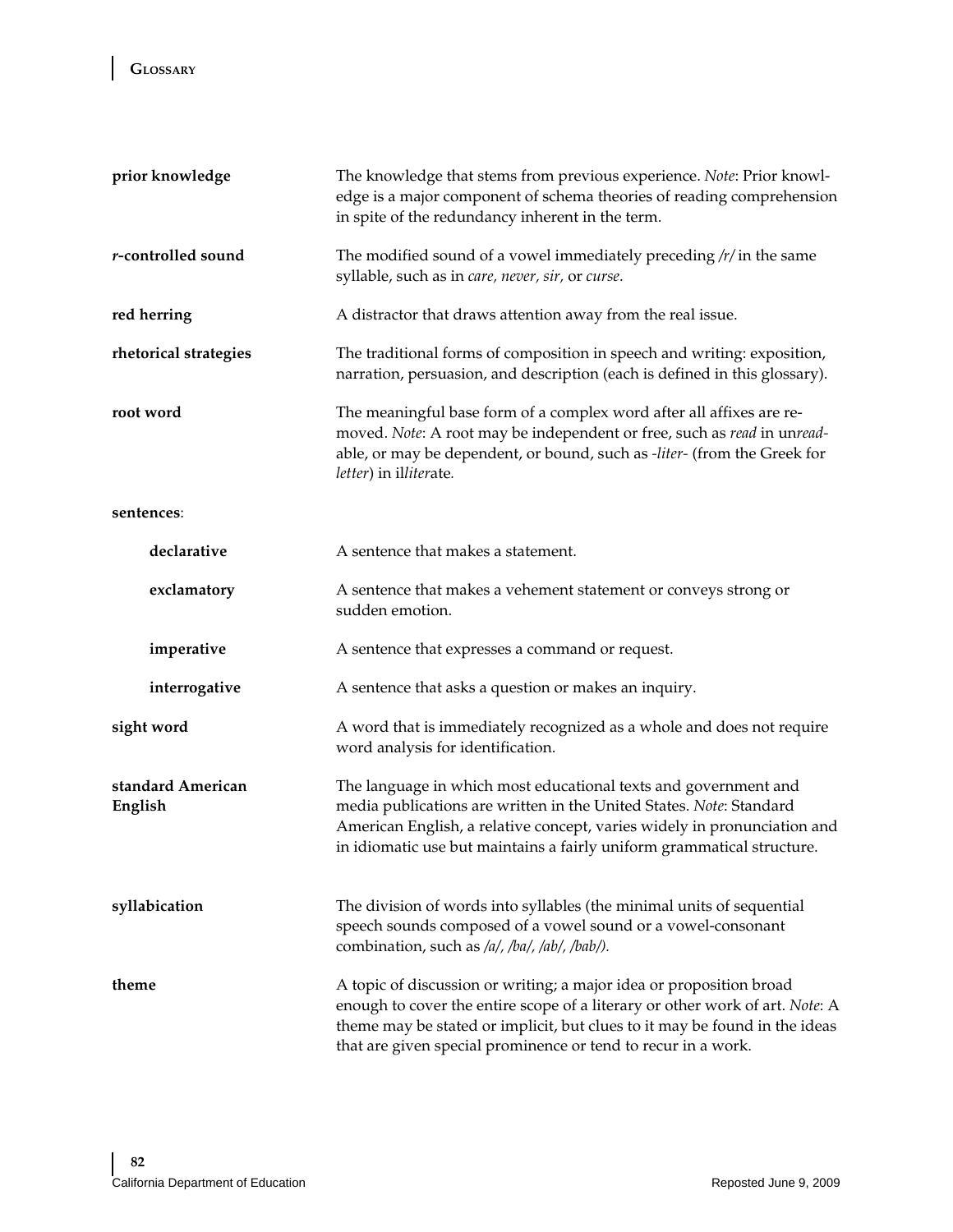**prior knowledge** — The knowledge that stems from previous experience. *Note*: Prior knowledge is a major component of schema theories of reading comprehension in spite of the redundancy inherent in the term.

***r*-controlled sound** — The modified sound of a vowel immediately preceding /r/ in the same syllable, such as in *care, never, sir,* or *curse*.

**red herring** — A distractor that draws attention away from the real issue.

**rhetorical strategies** — The traditional forms of composition in speech and writing: exposition, narration, persuasion, and description (each is defined in this glossary).

**root word** — The meaningful base form of a complex word after all affixes are removed. *Note*: A root may be independent or free, such as *read* in un*read*able, or may be dependent, or bound, such as *-liter-* (from the Greek for *letter*) in il*liter*ate.

**sentences**:

- **declarative** — A sentence that makes a statement.
- **exclamatory** — A sentence that makes a vehement statement or conveys strong or sudden emotion.
- **imperative** — A sentence that expresses a command or request.
- **interrogative** — A sentence that asks a question or makes an inquiry.

**sight word** — A word that is immediately recognized as a whole and does not require word analysis for identification.

**standard American English** — The language in which most educational texts and government and media publications are written in the United States. *Note*: Standard American English, a relative concept, varies widely in pronunciation and in idiomatic use but maintains a fairly uniform grammatical structure.

**syllabication** — The division of words into syllables (the minimal units of sequential speech sounds composed of a vowel sound or a vowel-consonant combination, such as */a/, /ba/, /ab/, /bab/).*

**theme** — A topic of discussion or writing; a major idea or proposition broad enough to cover the entire scope of a literary or other work of art. *Note*: A theme may be stated or implicit, but clues to it may be found in the ideas that are given special prominence or tend to recur in a work.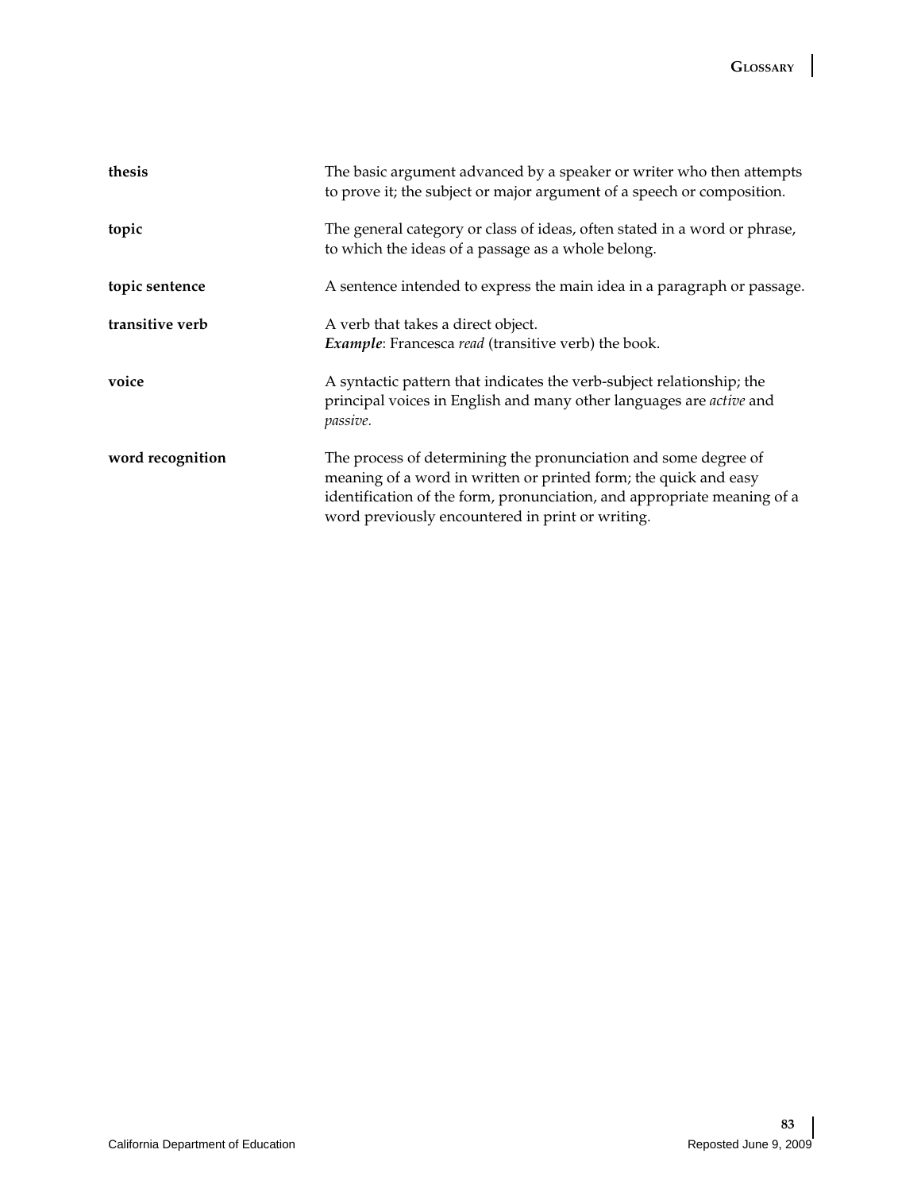**thesis** — The basic argument advanced by a speaker or writer who then attempts to prove it; the subject or major argument of a speech or composition.

**topic** — The general category or class of ideas, often stated in a word or phrase, to which the ideas of a passage as a whole belong.

**topic sentence** — A sentence intended to express the main idea in a paragraph or passage.

**transitive verb** — A verb that takes a direct object.
***Example***: Francesca *read* (transitive verb) the book.

**voice** — A syntactic pattern that indicates the verb-subject relationship; the principal voices in English and many other languages are *active* and *passive*.

**word recognition** — The process of determining the pronunciation and some degree of meaning of a word in written or printed form; the quick and easy identification of the form, pronunciation, and appropriate meaning of a word previously encountered in print or writing.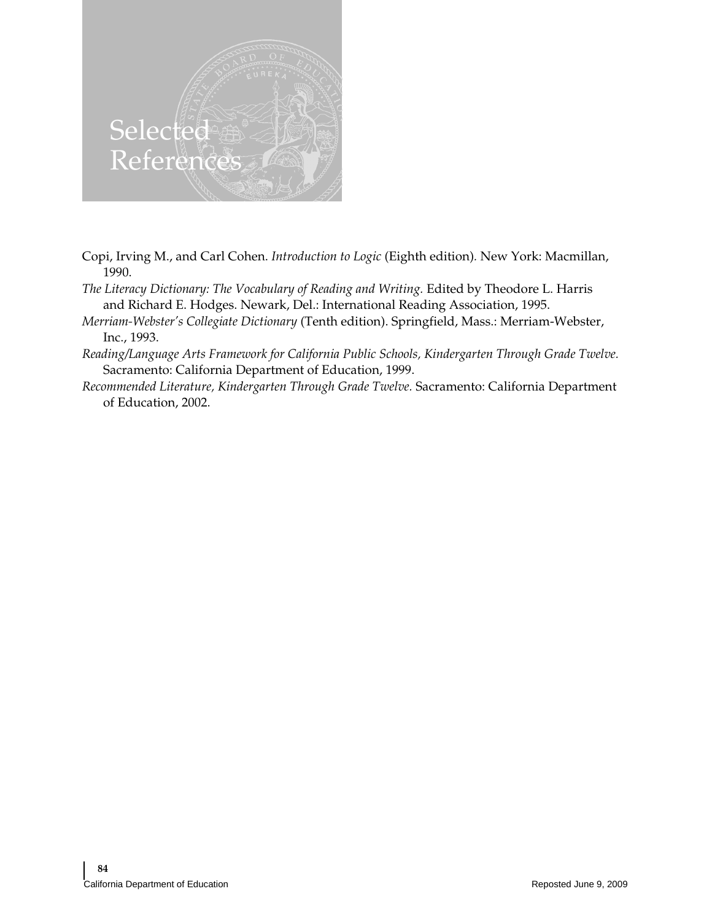# Selected References

Copi, Irving M., and Carl Cohen. *Introduction to Logic* (Eighth edition). New York: Macmillan, 1990.

*The Literacy Dictionary: The Vocabulary of Reading and Writing.* Edited by Theodore L. Harris and Richard E. Hodges. Newark, Del.: International Reading Association, 1995.

*Merriam-Webster's Collegiate Dictionary* (Tenth edition). Springfield, Mass.: Merriam-Webster, Inc., 1993.

*Reading/Language Arts Framework for California Public Schools, Kindergarten Through Grade Twelve.* Sacramento: California Department of Education, 1999.

*Recommended Literature, Kindergarten Through Grade Twelve.* Sacramento: California Department of Education, 2002.